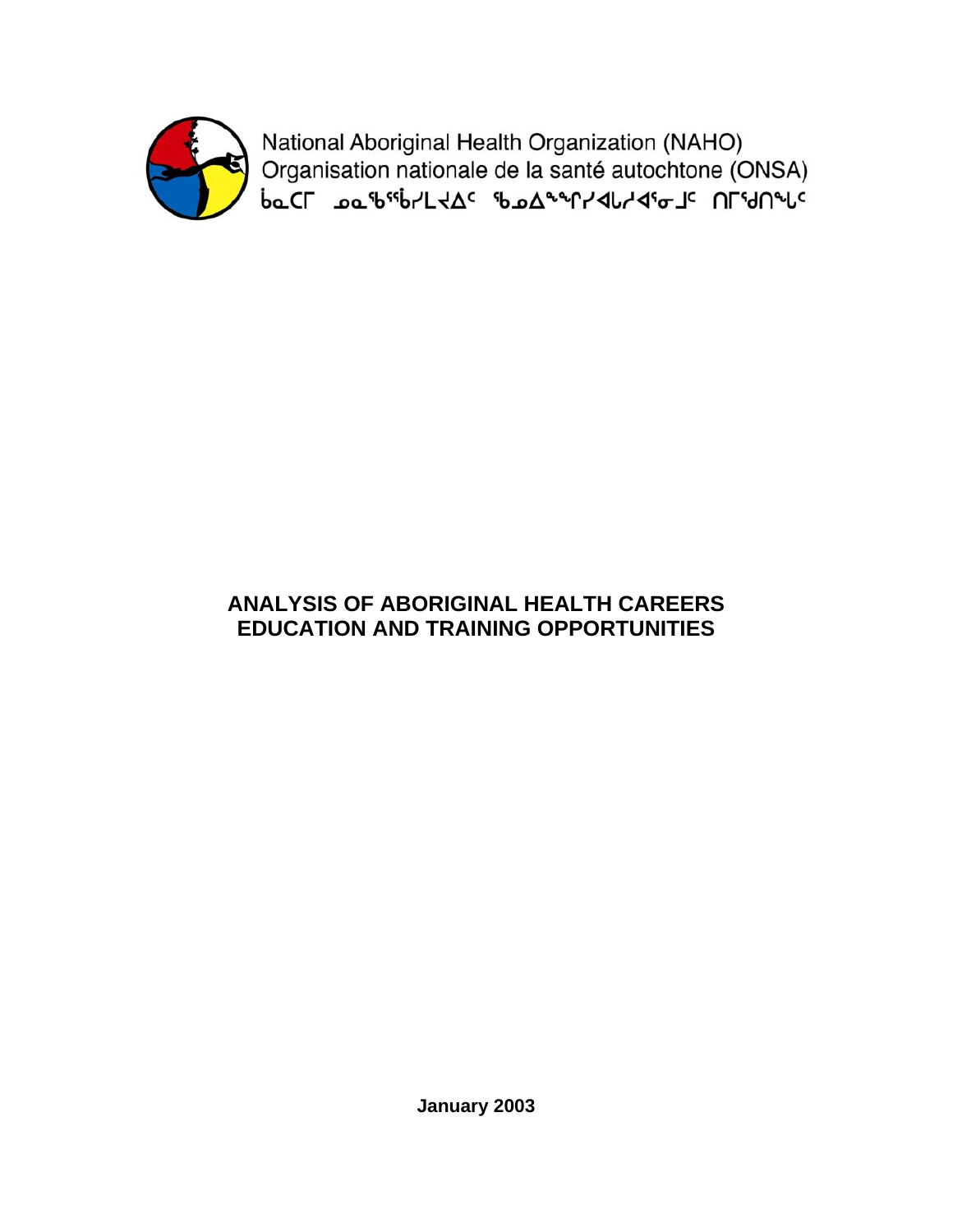National Aboriginal Health Organization (NAHO)
Organisation nationale de la santé autochtone (ONSA)
ᑳᓇᑕᒥ ᓄᓇᖃᖅᑳᖅᓯᒪᔪᐃᑦ ᖃᓄᐃᖕᖏᓯᐊᒐᓯᐊᕐᓂᒧᑦ ᑎᒥᖁᑎᖓᑦ

# ANALYSIS OF ABORIGINAL HEALTH CAREERS EDUCATION AND TRAINING OPPORTUNITIES

**January 2003**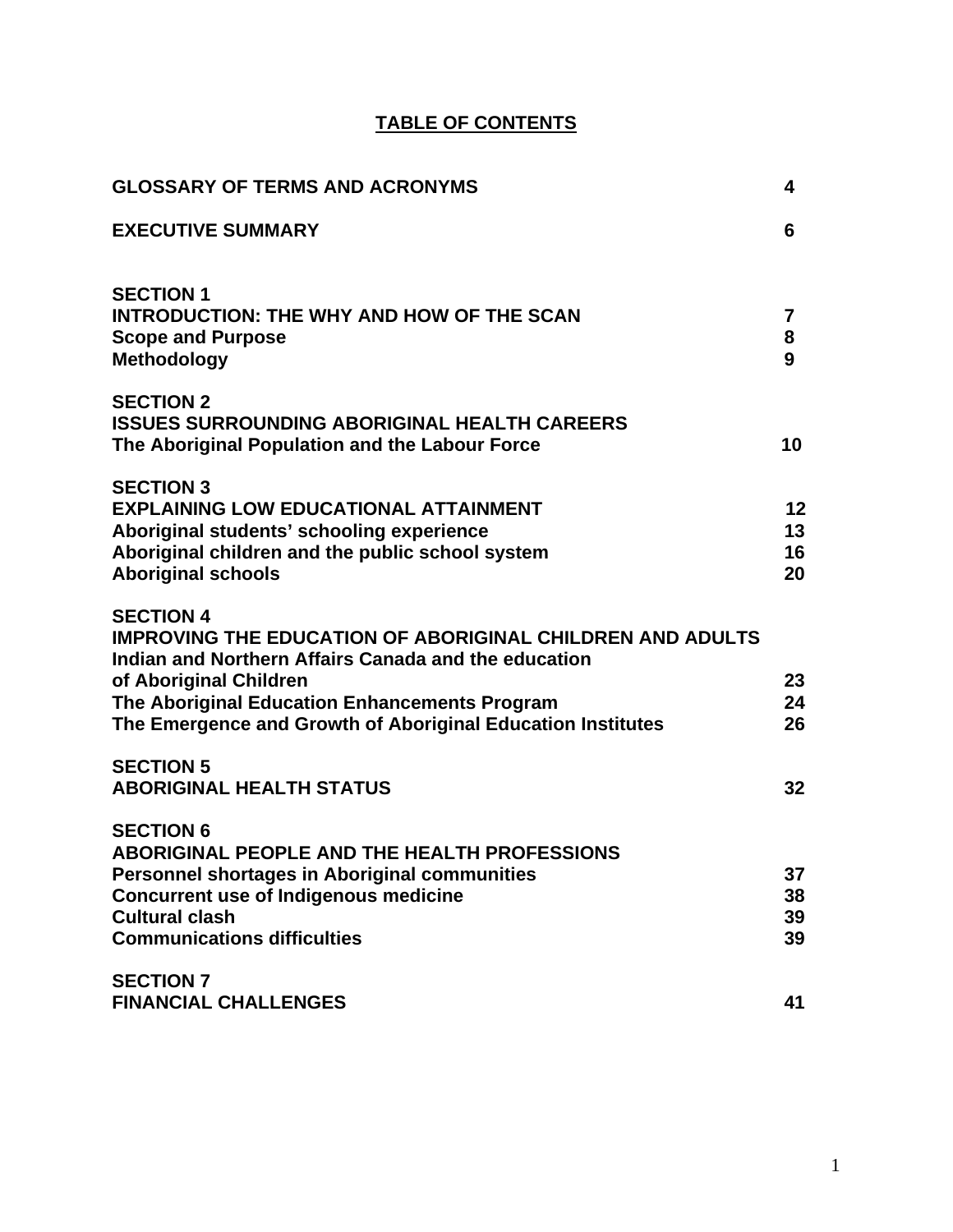# TABLE OF CONTENTS

| | |
|---|---|
| **GLOSSARY OF TERMS AND ACRONYMS** | **4** |
| **EXECUTIVE SUMMARY** | **6** |
| **SECTION 1** | |
| **INTRODUCTION: THE WHY AND HOW OF THE SCAN** | **7** |
| **Scope and Purpose** | **8** |
| **Methodology** | **9** |
| **SECTION 2** | |
| **ISSUES SURROUNDING ABORIGINAL HEALTH CAREERS** | |
| **The Aboriginal Population and the Labour Force** | **10** |
| **SECTION 3** | |
| **EXPLAINING LOW EDUCATIONAL ATTAINMENT** | **12** |
| **Aboriginal students' schooling experience** | **13** |
| **Aboriginal children and the public school system** | **16** |
| **Aboriginal schools** | **20** |
| **SECTION 4** | |
| **IMPROVING THE EDUCATION OF ABORIGINAL CHILDREN AND ADULTS** | |
| **Indian and Northern Affairs Canada and the education of Aboriginal Children** | **23** |
| **The Aboriginal Education Enhancements Program** | **24** |
| **The Emergence and Growth of Aboriginal Education Institutes** | **26** |
| **SECTION 5** | |
| **ABORIGINAL HEALTH STATUS** | **32** |
| **SECTION 6** | |
| **ABORIGINAL PEOPLE AND THE HEALTH PROFESSIONS** | |
| **Personnel shortages in Aboriginal communities** | **37** |
| **Concurrent use of Indigenous medicine** | **38** |
| **Cultural clash** | **39** |
| **Communications difficulties** | **39** |
| **SECTION 7** | |
| **FINANCIAL CHALLENGES** | **41** |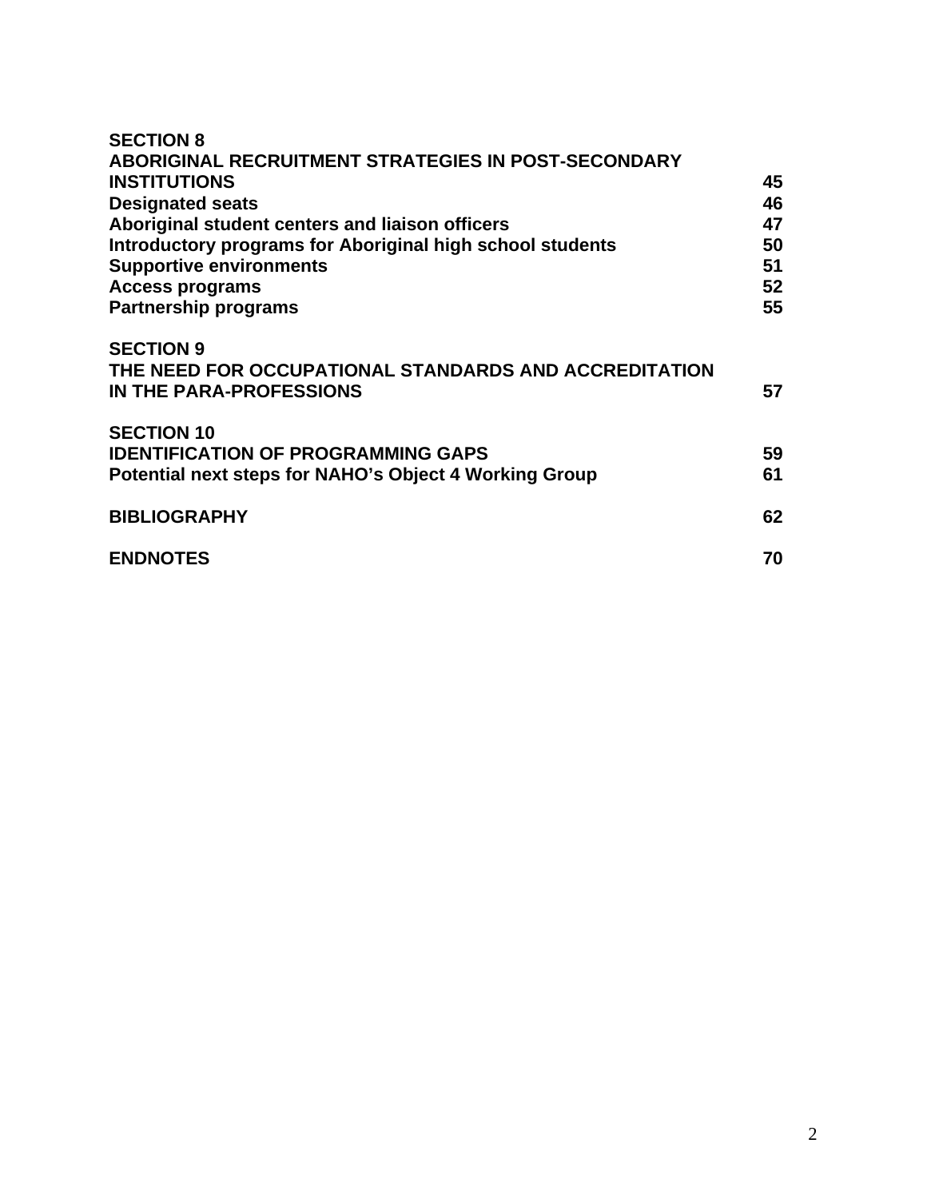| | |
|---|---|
| **SECTION 8** | |
| **ABORIGINAL RECRUITMENT STRATEGIES IN POST-SECONDARY INSTITUTIONS** | **45** |
| **Designated seats** | **46** |
| **Aboriginal student centers and liaison officers** | **47** |
| **Introductory programs for Aboriginal high school students** | **50** |
| **Supportive environments** | **51** |
| **Access programs** | **52** |
| **Partnership programs** | **55** |
| **SECTION 9** | |
| **THE NEED FOR OCCUPATIONAL STANDARDS AND ACCREDITATION IN THE PARA-PROFESSIONS** | **57** |
| **SECTION 10** | |
| **IDENTIFICATION OF PROGRAMMING GAPS** | **59** |
| **Potential next steps for NAHO's Object 4 Working Group** | **61** |
| **BIBLIOGRAPHY** | **62** |
| **ENDNOTES** | **70** |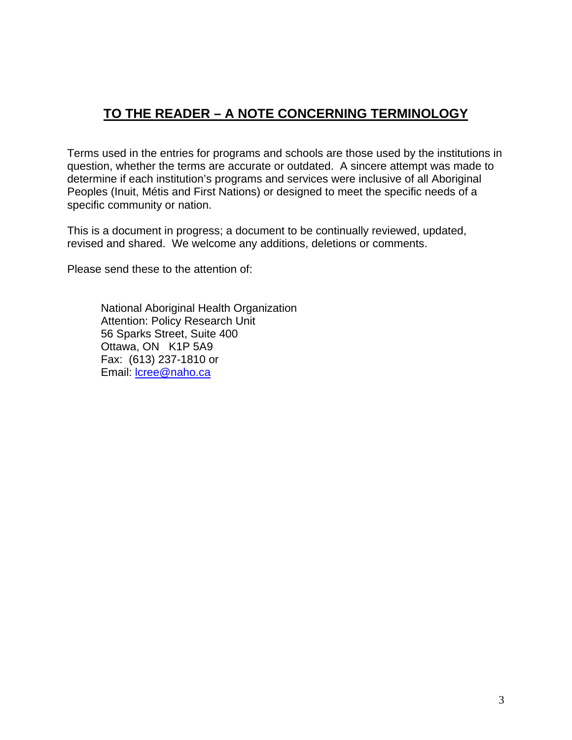## TO THE READER – A NOTE CONCERNING TERMINOLOGY

Terms used in the entries for programs and schools are those used by the institutions in question, whether the terms are accurate or outdated. A sincere attempt was made to determine if each institution's programs and services were inclusive of all Aboriginal Peoples (Inuit, Métis and First Nations) or designed to meet the specific needs of a specific community or nation.

This is a document in progress; a document to be continually reviewed, updated, revised and shared. We welcome any additions, deletions or comments.

Please send these to the attention of:

National Aboriginal Health Organization  
Attention: Policy Research Unit  
56 Sparks Street, Suite 400  
Ottawa, ON K1P 5A9  
Fax: (613) 237-1810 or  
Email: lcree@naho.ca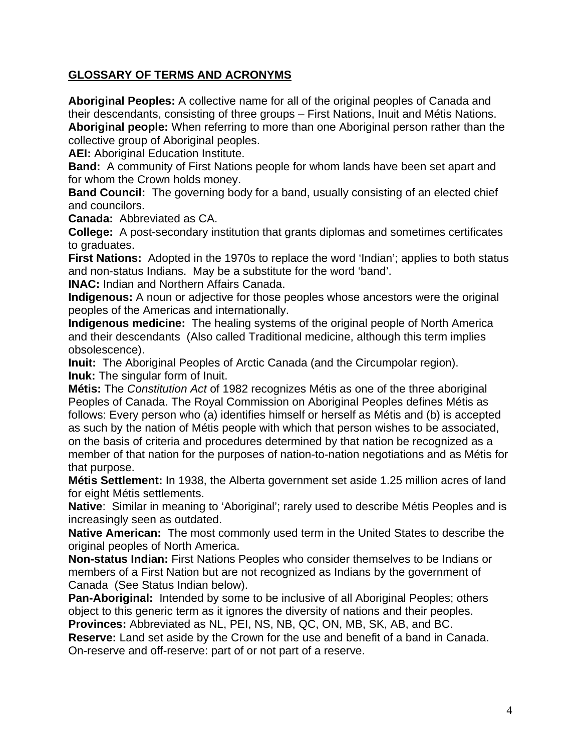## GLOSSARY OF TERMS AND ACRONYMS

**Aboriginal Peoples:** A collective name for all of the original peoples of Canada and their descendants, consisting of three groups – First Nations, Inuit and Métis Nations.

**Aboriginal people:** When referring to more than one Aboriginal person rather than the collective group of Aboriginal peoples.

**AEI:** Aboriginal Education Institute.

**Band:** A community of First Nations people for whom lands have been set apart and for whom the Crown holds money.

**Band Council:** The governing body for a band, usually consisting of an elected chief and councilors.

**Canada:** Abbreviated as CA.

**College:** A post-secondary institution that grants diplomas and sometimes certificates to graduates.

**First Nations:** Adopted in the 1970s to replace the word 'Indian'; applies to both status and non-status Indians. May be a substitute for the word 'band'.

**INAC:** Indian and Northern Affairs Canada.

**Indigenous:** A noun or adjective for those peoples whose ancestors were the original peoples of the Americas and internationally.

**Indigenous medicine:** The healing systems of the original people of North America and their descendants (Also called Traditional medicine, although this term implies obsolescence).

**Inuit:** The Aboriginal Peoples of Arctic Canada (and the Circumpolar region).

**Inuk:** The singular form of Inuit.

**Métis:** The *Constitution Act* of 1982 recognizes Métis as one of the three aboriginal Peoples of Canada. The Royal Commission on Aboriginal Peoples defines Métis as follows: Every person who (a) identifies himself or herself as Métis and (b) is accepted as such by the nation of Métis people with which that person wishes to be associated, on the basis of criteria and procedures determined by that nation be recognized as a member of that nation for the purposes of nation-to-nation negotiations and as Métis for that purpose.

**Métis Settlement:** In 1938, the Alberta government set aside 1.25 million acres of land for eight Métis settlements.

**Native**: Similar in meaning to 'Aboriginal'; rarely used to describe Métis Peoples and is increasingly seen as outdated.

**Native American:** The most commonly used term in the United States to describe the original peoples of North America.

**Non-status Indian:** First Nations Peoples who consider themselves to be Indians or members of a First Nation but are not recognized as Indians by the government of Canada (See Status Indian below).

**Pan-Aboriginal:** Intended by some to be inclusive of all Aboriginal Peoples; others object to this generic term as it ignores the diversity of nations and their peoples.

**Provinces:** Abbreviated as NL, PEI, NS, NB, QC, ON, MB, SK, AB, and BC.

**Reserve:** Land set aside by the Crown for the use and benefit of a band in Canada. On-reserve and off-reserve: part of or not part of a reserve.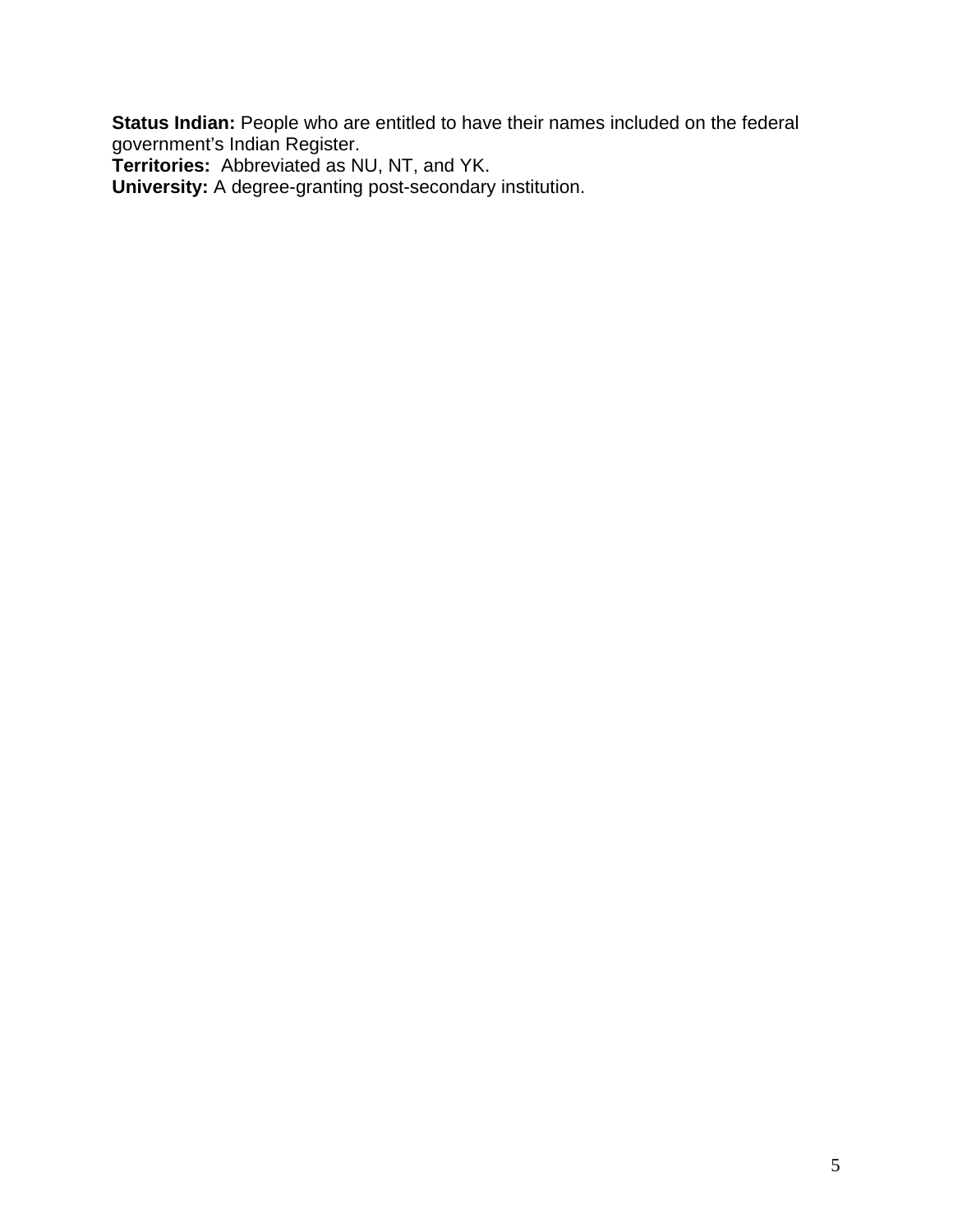**Status Indian:** People who are entitled to have their names included on the federal government's Indian Register.
**Territories:** Abbreviated as NU, NT, and YK.
**University:** A degree-granting post-secondary institution.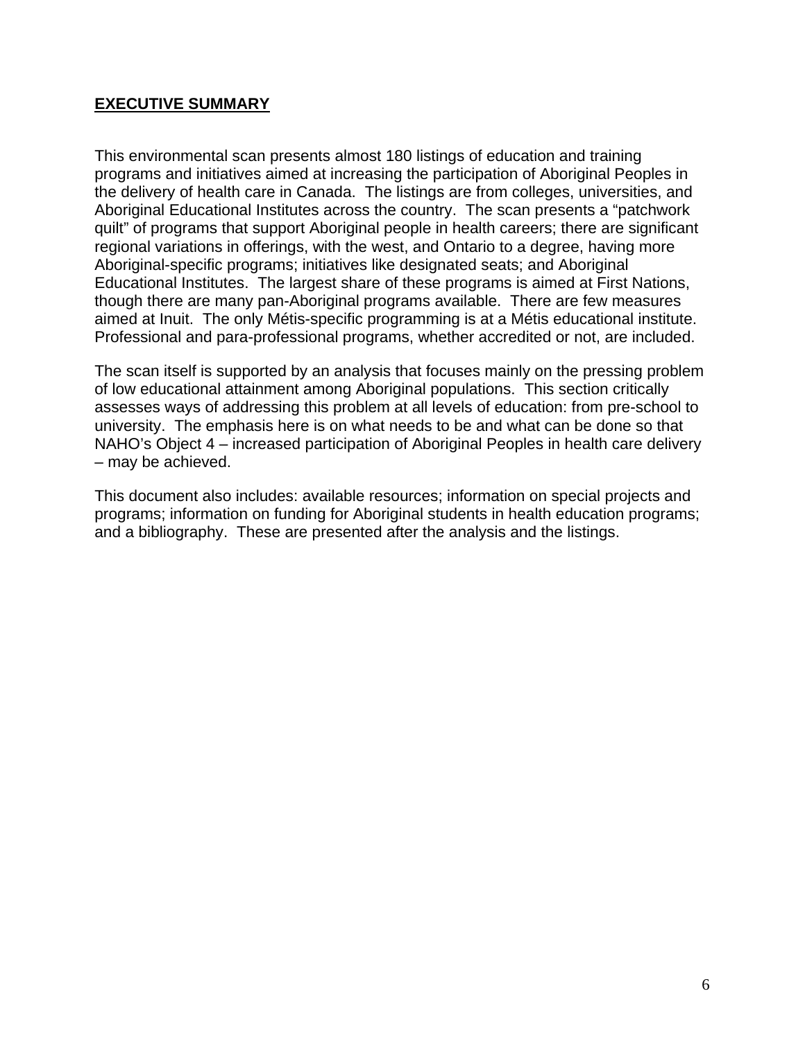## EXECUTIVE SUMMARY

This environmental scan presents almost 180 listings of education and training programs and initiatives aimed at increasing the participation of Aboriginal Peoples in the delivery of health care in Canada. The listings are from colleges, universities, and Aboriginal Educational Institutes across the country. The scan presents a "patchwork quilt" of programs that support Aboriginal people in health careers; there are significant regional variations in offerings, with the west, and Ontario to a degree, having more Aboriginal-specific programs; initiatives like designated seats; and Aboriginal Educational Institutes. The largest share of these programs is aimed at First Nations, though there are many pan-Aboriginal programs available. There are few measures aimed at Inuit. The only Métis-specific programming is at a Métis educational institute. Professional and para-professional programs, whether accredited or not, are included.

The scan itself is supported by an analysis that focuses mainly on the pressing problem of low educational attainment among Aboriginal populations. This section critically assesses ways of addressing this problem at all levels of education: from pre-school to university. The emphasis here is on what needs to be and what can be done so that NAHO's Object 4 – increased participation of Aboriginal Peoples in health care delivery – may be achieved.

This document also includes: available resources; information on special projects and programs; information on funding for Aboriginal students in health education programs; and a bibliography. These are presented after the analysis and the listings.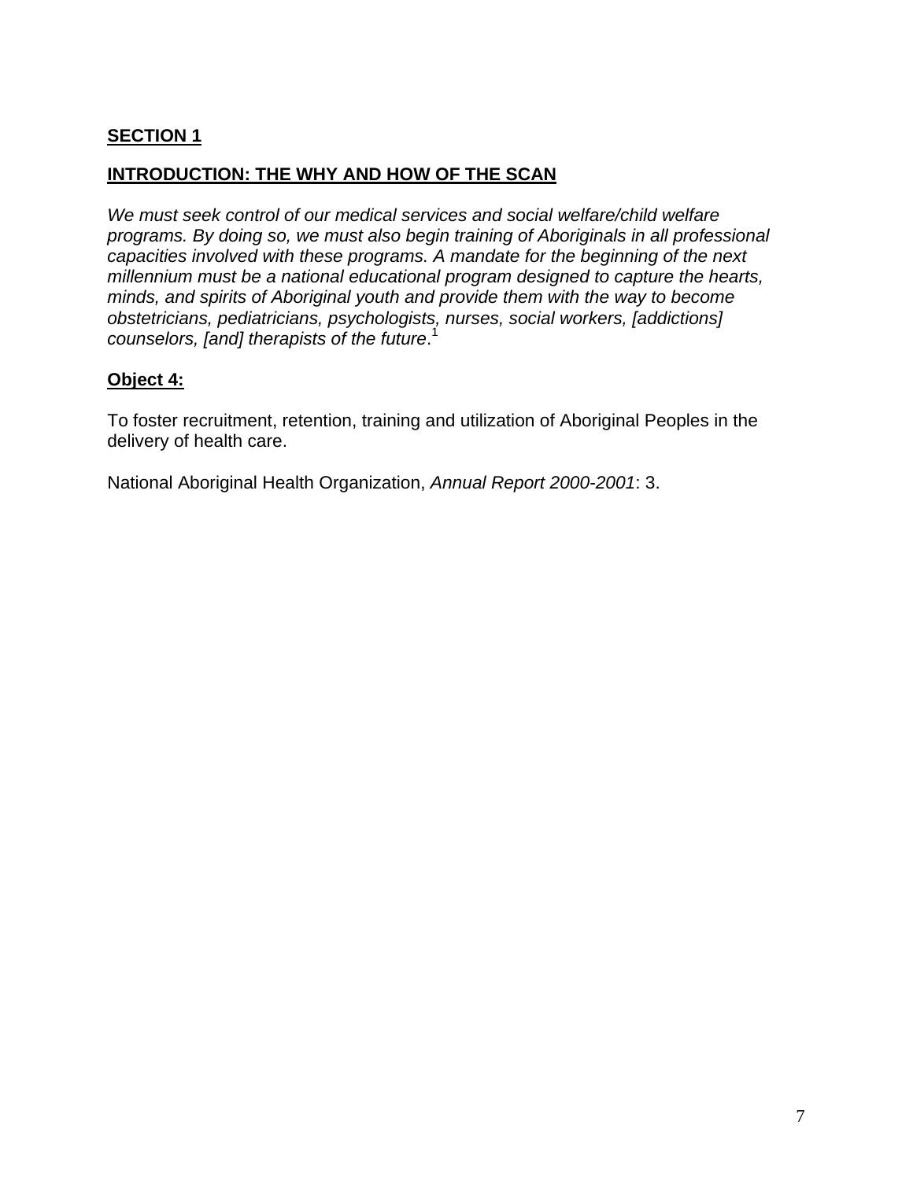## SECTION 1

## INTRODUCTION: THE WHY AND HOW OF THE SCAN

*We must seek control of our medical services and social welfare/child welfare programs. By doing so, we must also begin training of Aboriginals in all professional capacities involved with these programs. A mandate for the beginning of the next millennium must be a national educational program designed to capture the hearts, minds, and spirits of Aboriginal youth and provide them with the way to become obstetricians, pediatricians, psychologists, nurses, social workers, [addictions] counselors, [and] therapists of the future*.[1]

**Object 4:**

To foster recruitment, retention, training and utilization of Aboriginal Peoples in the delivery of health care.

National Aboriginal Health Organization, *Annual Report 2000-2001*: 3.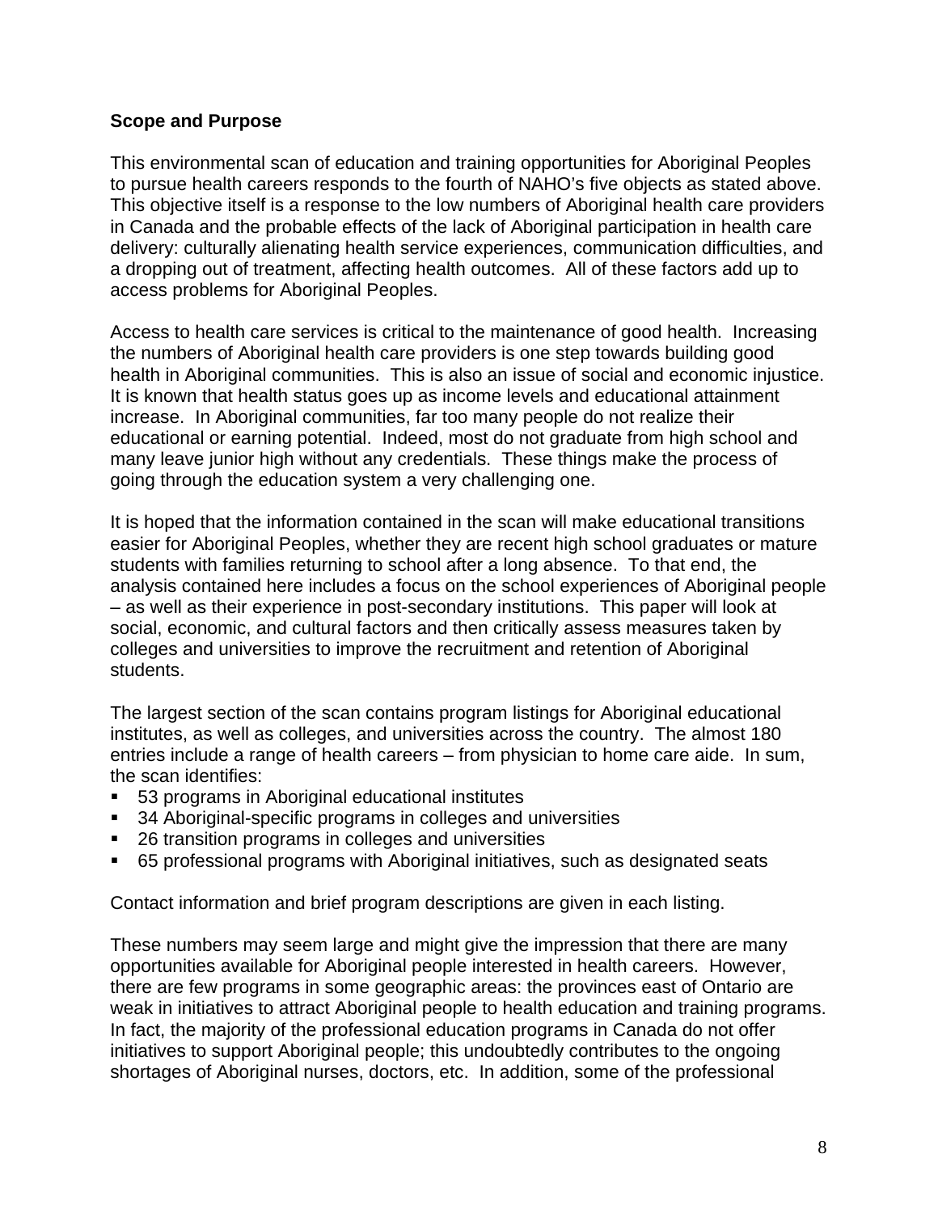**Scope and Purpose**

This environmental scan of education and training opportunities for Aboriginal Peoples to pursue health careers responds to the fourth of NAHO's five objects as stated above. This objective itself is a response to the low numbers of Aboriginal health care providers in Canada and the probable effects of the lack of Aboriginal participation in health care delivery: culturally alienating health service experiences, communication difficulties, and a dropping out of treatment, affecting health outcomes. All of these factors add up to access problems for Aboriginal Peoples.

Access to health care services is critical to the maintenance of good health. Increasing the numbers of Aboriginal health care providers is one step towards building good health in Aboriginal communities. This is also an issue of social and economic injustice. It is known that health status goes up as income levels and educational attainment increase. In Aboriginal communities, far too many people do not realize their educational or earning potential. Indeed, most do not graduate from high school and many leave junior high without any credentials. These things make the process of going through the education system a very challenging one.

It is hoped that the information contained in the scan will make educational transitions easier for Aboriginal Peoples, whether they are recent high school graduates or mature students with families returning to school after a long absence. To that end, the analysis contained here includes a focus on the school experiences of Aboriginal people – as well as their experience in post-secondary institutions. This paper will look at social, economic, and cultural factors and then critically assess measures taken by colleges and universities to improve the recruitment and retention of Aboriginal students.

The largest section of the scan contains program listings for Aboriginal educational institutes, as well as colleges, and universities across the country. The almost 180 entries include a range of health careers – from physician to home care aide. In sum, the scan identifies:

- 53 programs in Aboriginal educational institutes
- 34 Aboriginal-specific programs in colleges and universities
- 26 transition programs in colleges and universities
- 65 professional programs with Aboriginal initiatives, such as designated seats

Contact information and brief program descriptions are given in each listing.

These numbers may seem large and might give the impression that there are many opportunities available for Aboriginal people interested in health careers. However, there are few programs in some geographic areas: the provinces east of Ontario are weak in initiatives to attract Aboriginal people to health education and training programs. In fact, the majority of the professional education programs in Canada do not offer initiatives to support Aboriginal people; this undoubtedly contributes to the ongoing shortages of Aboriginal nurses, doctors, etc. In addition, some of the professional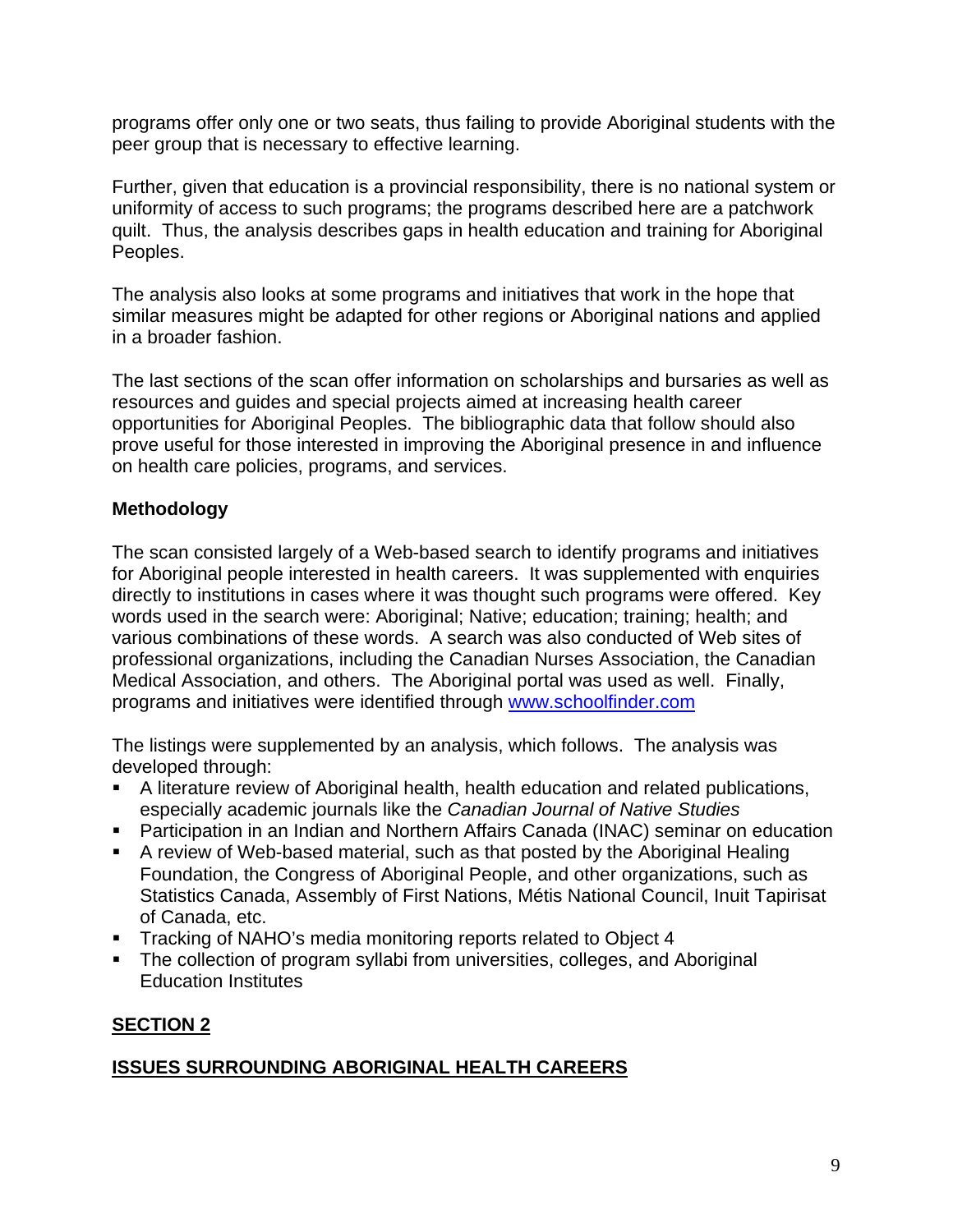programs offer only one or two seats, thus failing to provide Aboriginal students with the peer group that is necessary to effective learning.

Further, given that education is a provincial responsibility, there is no national system or uniformity of access to such programs; the programs described here are a patchwork quilt. Thus, the analysis describes gaps in health education and training for Aboriginal Peoples.

The analysis also looks at some programs and initiatives that work in the hope that similar measures might be adapted for other regions or Aboriginal nations and applied in a broader fashion.

The last sections of the scan offer information on scholarships and bursaries as well as resources and guides and special projects aimed at increasing health career opportunities for Aboriginal Peoples. The bibliographic data that follow should also prove useful for those interested in improving the Aboriginal presence in and influence on health care policies, programs, and services.

**Methodology**

The scan consisted largely of a Web-based search to identify programs and initiatives for Aboriginal people interested in health careers. It was supplemented with enquiries directly to institutions in cases where it was thought such programs were offered. Key words used in the search were: Aboriginal; Native; education; training; health; and various combinations of these words. A search was also conducted of Web sites of professional organizations, including the Canadian Nurses Association, the Canadian Medical Association, and others. The Aboriginal portal was used as well. Finally, programs and initiatives were identified through [www.schoolfinder.com](www.schoolfinder.com)

The listings were supplemented by an analysis, which follows. The analysis was developed through:

- A literature review of Aboriginal health, health education and related publications, especially academic journals like the *Canadian Journal of Native Studies*
- Participation in an Indian and Northern Affairs Canada (INAC) seminar on education
- A review of Web-based material, such as that posted by the Aboriginal Healing Foundation, the Congress of Aboriginal People, and other organizations, such as Statistics Canada, Assembly of First Nations, Métis National Council, Inuit Tapirisat of Canada, etc.
- Tracking of NAHO's media monitoring reports related to Object 4
- The collection of program syllabi from universities, colleges, and Aboriginal Education Institutes

## SECTION 2

## ISSUES SURROUNDING ABORIGINAL HEALTH CAREERS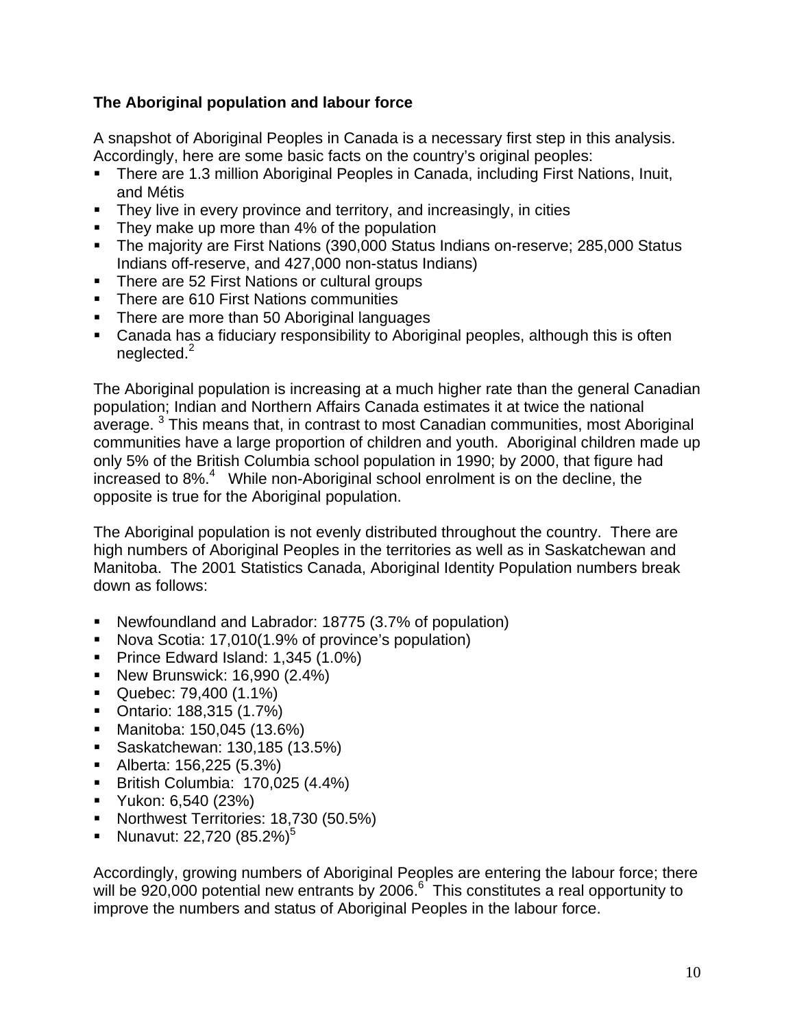**The Aboriginal population and labour force**

A snapshot of Aboriginal Peoples in Canada is a necessary first step in this analysis. Accordingly, here are some basic facts on the country's original peoples:

- There are 1.3 million Aboriginal Peoples in Canada, including First Nations, Inuit, and Métis
- They live in every province and territory, and increasingly, in cities
- They make up more than 4% of the population
- The majority are First Nations (390,000 Status Indians on-reserve; 285,000 Status Indians off-reserve, and 427,000 non-status Indians)
- There are 52 First Nations or cultural groups
- There are 610 First Nations communities
- There are more than 50 Aboriginal languages
- Canada has a fiduciary responsibility to Aboriginal peoples, although this is often neglected.[2]

The Aboriginal population is increasing at a much higher rate than the general Canadian population; Indian and Northern Affairs Canada estimates it at twice the national average. [3] This means that, in contrast to most Canadian communities, most Aboriginal communities have a large proportion of children and youth. Aboriginal children made up only 5% of the British Columbia school population in 1990; by 2000, that figure had increased to 8%.[4] While non-Aboriginal school enrolment is on the decline, the opposite is true for the Aboriginal population.

The Aboriginal population is not evenly distributed throughout the country. There are high numbers of Aboriginal Peoples in the territories as well as in Saskatchewan and Manitoba. The 2001 Statistics Canada, Aboriginal Identity Population numbers break down as follows:

- Newfoundland and Labrador: 18775 (3.7% of population)
- Nova Scotia: 17,010(1.9% of province's population)
- Prince Edward Island: 1,345 (1.0%)
- New Brunswick: 16,990 (2.4%)
- Quebec: 79,400 (1.1%)
- Ontario: 188,315 (1.7%)
- Manitoba: 150,045 (13.6%)
- Saskatchewan: 130,185 (13.5%)
- Alberta: 156,225 (5.3%)
- British Columbia: 170,025 (4.4%)
- Yukon: 6,540 (23%)
- Northwest Territories: 18,730 (50.5%)
- Nunavut: 22,720 (85.2%)[5]

Accordingly, growing numbers of Aboriginal Peoples are entering the labour force; there will be 920,000 potential new entrants by 2006.[6] This constitutes a real opportunity to improve the numbers and status of Aboriginal Peoples in the labour force.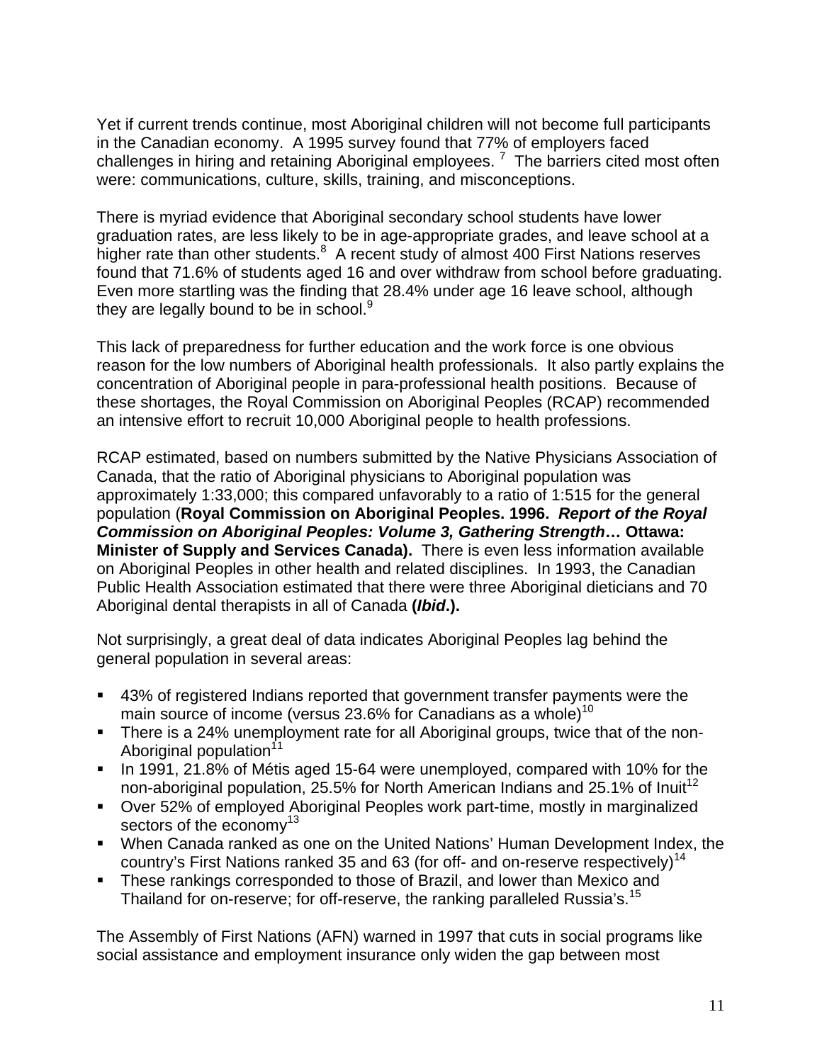Yet if current trends continue, most Aboriginal children will not become full participants in the Canadian economy. A 1995 survey found that 77% of employers faced challenges in hiring and retaining Aboriginal employees. [7] The barriers cited most often were: communications, culture, skills, training, and misconceptions.

There is myriad evidence that Aboriginal secondary school students have lower graduation rates, are less likely to be in age-appropriate grades, and leave school at a higher rate than other students.[8] A recent study of almost 400 First Nations reserves found that 71.6% of students aged 16 and over withdraw from school before graduating. Even more startling was the finding that 28.4% under age 16 leave school, although they are legally bound to be in school.[9]

This lack of preparedness for further education and the work force is one obvious reason for the low numbers of Aboriginal health professionals. It also partly explains the concentration of Aboriginal people in para-professional health positions. Because of these shortages, the Royal Commission on Aboriginal Peoples (RCAP) recommended an intensive effort to recruit 10,000 Aboriginal people to health professions.

RCAP estimated, based on numbers submitted by the Native Physicians Association of Canada, that the ratio of Aboriginal physicians to Aboriginal population was approximately 1:33,000; this compared unfavorably to a ratio of 1:515 for the general population (**Royal Commission on Aboriginal Peoples. 1996. *Report of the Royal Commission on Aboriginal Peoples: Volume 3, Gathering Strength*… Ottawa: Minister of Supply and Services Canada).** There is even less information available on Aboriginal Peoples in other health and related disciplines. In 1993, the Canadian Public Health Association estimated that there were three Aboriginal dieticians and 70 Aboriginal dental therapists in all of Canada **(*Ibid*.).**

Not surprisingly, a great deal of data indicates Aboriginal Peoples lag behind the general population in several areas:

- 43% of registered Indians reported that government transfer payments were the main source of income (versus 23.6% for Canadians as a whole)[10]
- There is a 24% unemployment rate for all Aboriginal groups, twice that of the non-Aboriginal population[11]
- In 1991, 21.8% of Métis aged 15-64 were unemployed, compared with 10% for the non-aboriginal population, 25.5% for North American Indians and 25.1% of Inuit[12]
- Over 52% of employed Aboriginal Peoples work part-time, mostly in marginalized sectors of the economy[13]
- When Canada ranked as one on the United Nations' Human Development Index, the country's First Nations ranked 35 and 63 (for off- and on-reserve respectively)[14]
- These rankings corresponded to those of Brazil, and lower than Mexico and Thailand for on-reserve; for off-reserve, the ranking paralleled Russia's.[15]

The Assembly of First Nations (AFN) warned in 1997 that cuts in social programs like social assistance and employment insurance only widen the gap between most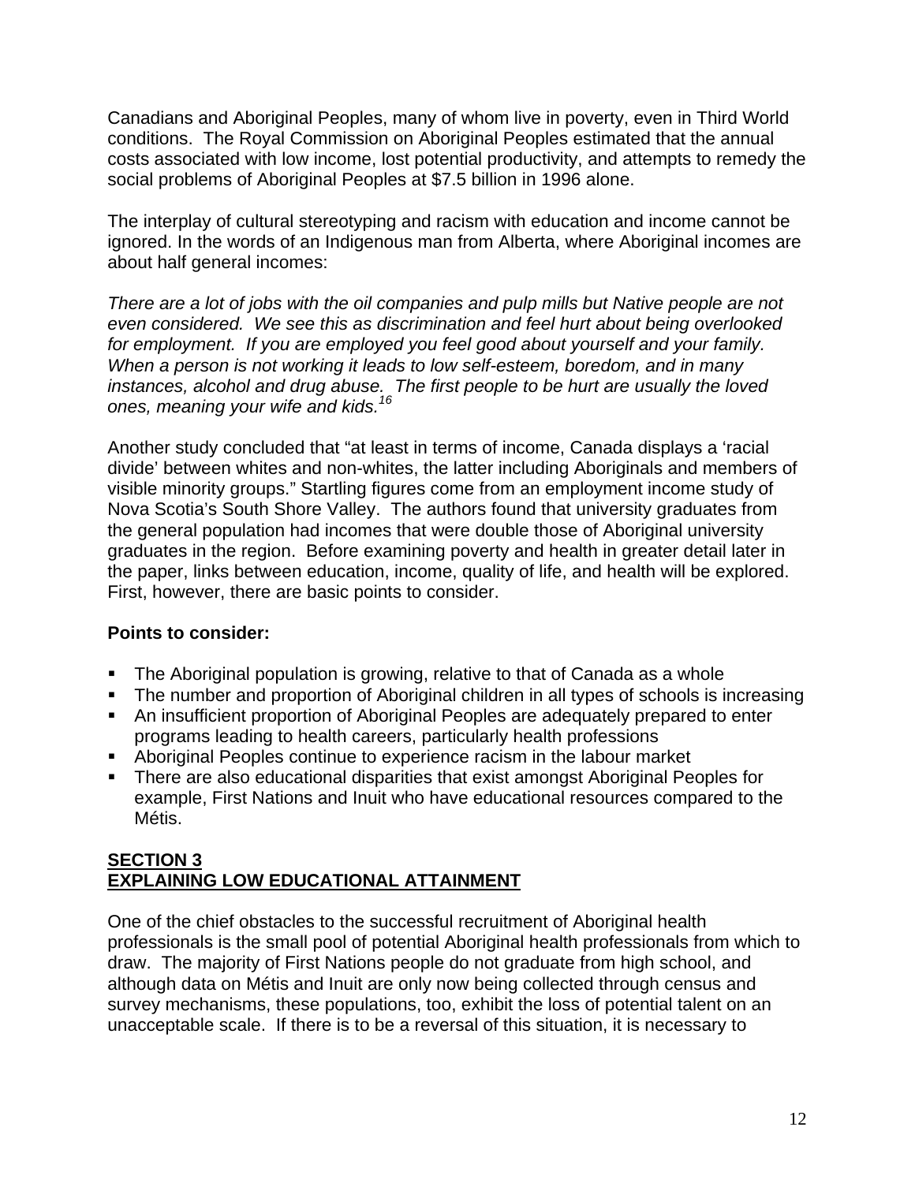Canadians and Aboriginal Peoples, many of whom live in poverty, even in Third World conditions. The Royal Commission on Aboriginal Peoples estimated that the annual costs associated with low income, lost potential productivity, and attempts to remedy the social problems of Aboriginal Peoples at $7.5 billion in 1996 alone.

The interplay of cultural stereotyping and racism with education and income cannot be ignored. In the words of an Indigenous man from Alberta, where Aboriginal incomes are about half general incomes:

*There are a lot of jobs with the oil companies and pulp mills but Native people are not even considered. We see this as discrimination and feel hurt about being overlooked for employment. If you are employed you feel good about yourself and your family. When a person is not working it leads to low self-esteem, boredom, and in many instances, alcohol and drug abuse. The first people to be hurt are usually the loved ones, meaning your wife and kids.*[16]

Another study concluded that "at least in terms of income, Canada displays a 'racial divide' between whites and non-whites, the latter including Aboriginals and members of visible minority groups." Startling figures come from an employment income study of Nova Scotia's South Shore Valley. The authors found that university graduates from the general population had incomes that were double those of Aboriginal university graduates in the region. Before examining poverty and health in greater detail later in the paper, links between education, income, quality of life, and health will be explored. First, however, there are basic points to consider.

**Points to consider:**

- The Aboriginal population is growing, relative to that of Canada as a whole
- The number and proportion of Aboriginal children in all types of schools is increasing
- An insufficient proportion of Aboriginal Peoples are adequately prepared to enter programs leading to health careers, particularly health professions
- Aboriginal Peoples continue to experience racism in the labour market
- There are also educational disparities that exist amongst Aboriginal Peoples for example, First Nations and Inuit who have educational resources compared to the Métis.

## SECTION 3
## EXPLAINING LOW EDUCATIONAL ATTAINMENT

One of the chief obstacles to the successful recruitment of Aboriginal health professionals is the small pool of potential Aboriginal health professionals from which to draw. The majority of First Nations people do not graduate from high school, and although data on Métis and Inuit are only now being collected through census and survey mechanisms, these populations, too, exhibit the loss of potential talent on an unacceptable scale. If there is to be a reversal of this situation, it is necessary to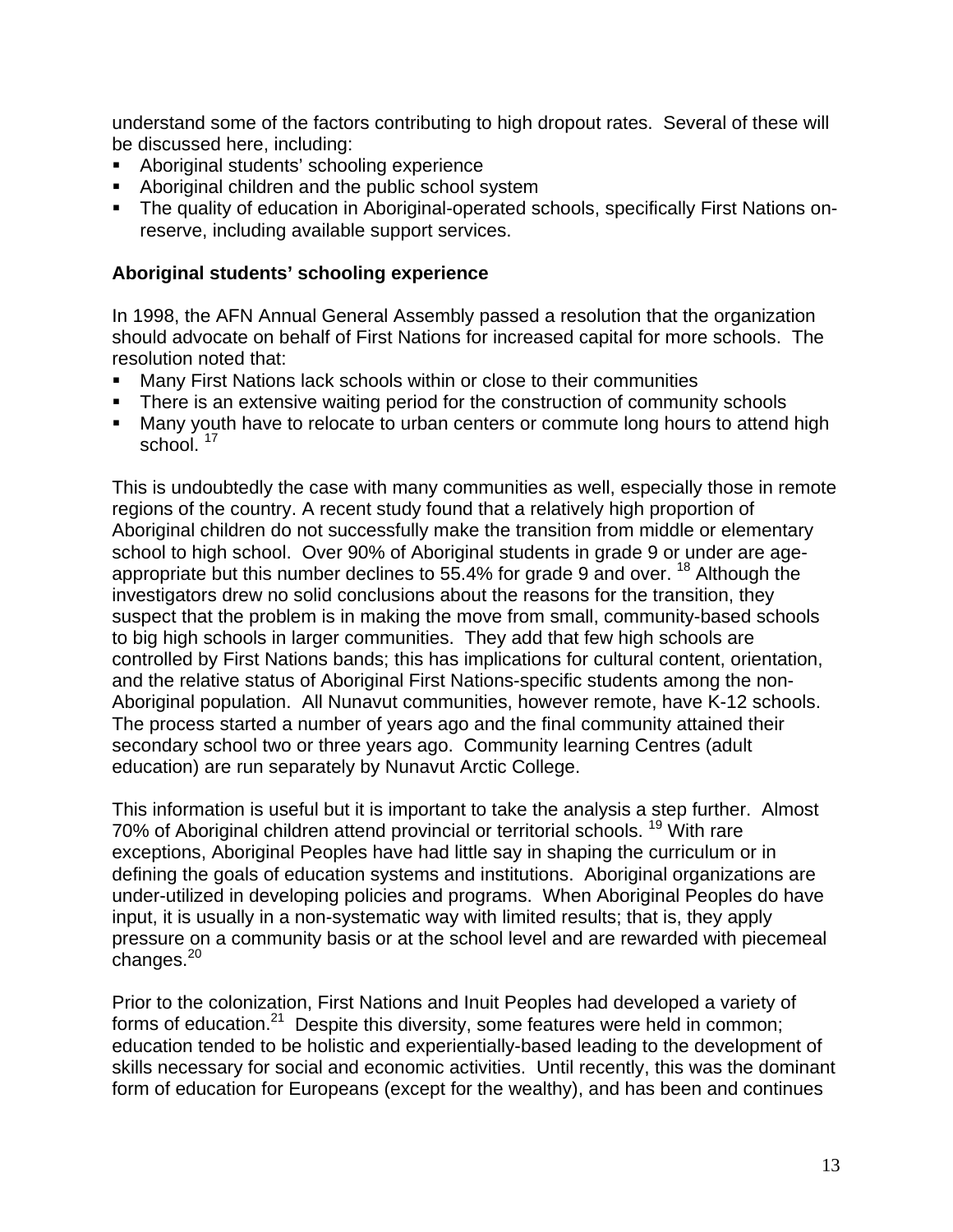understand some of the factors contributing to high dropout rates. Several of these will be discussed here, including:

- Aboriginal students' schooling experience
- Aboriginal children and the public school system
- The quality of education in Aboriginal-operated schools, specifically First Nations on-reserve, including available support services.

**Aboriginal students' schooling experience**

In 1998, the AFN Annual General Assembly passed a resolution that the organization should advocate on behalf of First Nations for increased capital for more schools. The resolution noted that:

- Many First Nations lack schools within or close to their communities
- There is an extensive waiting period for the construction of community schools
- Many youth have to relocate to urban centers or commute long hours to attend high school. [17]

This is undoubtedly the case with many communities as well, especially those in remote regions of the country. A recent study found that a relatively high proportion of Aboriginal children do not successfully make the transition from middle or elementary school to high school. Over 90% of Aboriginal students in grade 9 or under are age-appropriate but this number declines to 55.4% for grade 9 and over. [18] Although the investigators drew no solid conclusions about the reasons for the transition, they suspect that the problem is in making the move from small, community-based schools to big high schools in larger communities. They add that few high schools are controlled by First Nations bands; this has implications for cultural content, orientation, and the relative status of Aboriginal First Nations-specific students among the non-Aboriginal population. All Nunavut communities, however remote, have K-12 schools. The process started a number of years ago and the final community attained their secondary school two or three years ago. Community learning Centres (adult education) are run separately by Nunavut Arctic College.

This information is useful but it is important to take the analysis a step further. Almost 70% of Aboriginal children attend provincial or territorial schools. [19] With rare exceptions, Aboriginal Peoples have had little say in shaping the curriculum or in defining the goals of education systems and institutions. Aboriginal organizations are under-utilized in developing policies and programs. When Aboriginal Peoples do have input, it is usually in a non-systematic way with limited results; that is, they apply pressure on a community basis or at the school level and are rewarded with piecemeal changes.[20]

Prior to the colonization, First Nations and Inuit Peoples had developed a variety of forms of education.[21] Despite this diversity, some features were held in common; education tended to be holistic and experientially-based leading to the development of skills necessary for social and economic activities. Until recently, this was the dominant form of education for Europeans (except for the wealthy), and has been and continues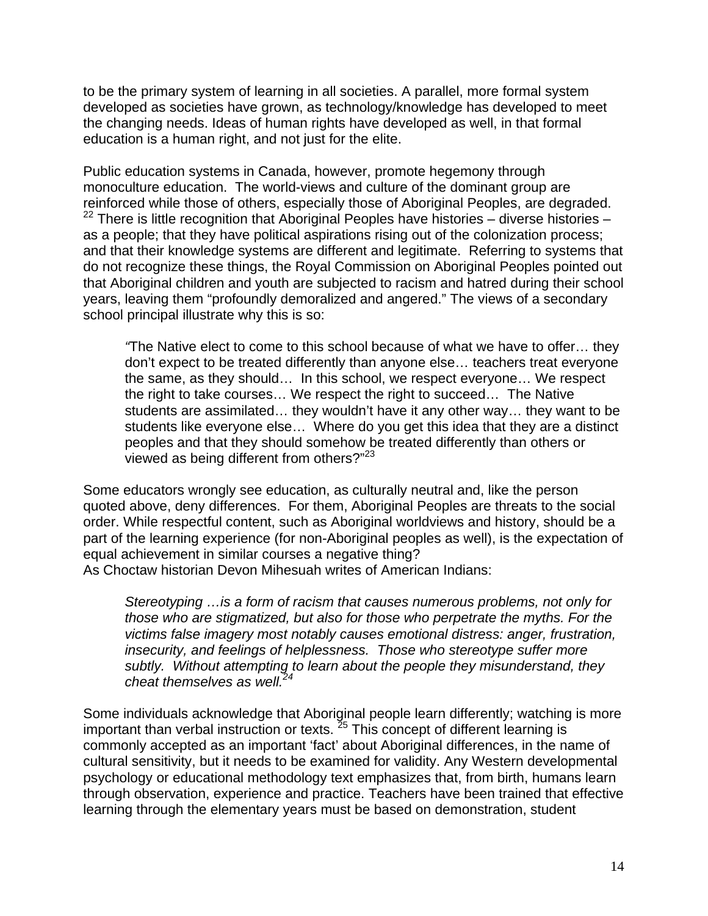to be the primary system of learning in all societies. A parallel, more formal system developed as societies have grown, as technology/knowledge has developed to meet the changing needs. Ideas of human rights have developed as well, in that formal education is a human right, and not just for the elite.

Public education systems in Canada, however, promote hegemony through monoculture education. The world-views and culture of the dominant group are reinforced while those of others, especially those of Aboriginal Peoples, are degraded. [22] There is little recognition that Aboriginal Peoples have histories – diverse histories – as a people; that they have political aspirations rising out of the colonization process; and that their knowledge systems are different and legitimate. Referring to systems that do not recognize these things, the Royal Commission on Aboriginal Peoples pointed out that Aboriginal children and youth are subjected to racism and hatred during their school years, leaving them "profoundly demoralized and angered." The views of a secondary school principal illustrate why this is so:

> "The Native elect to come to this school because of what we have to offer… they don't expect to be treated differently than anyone else… teachers treat everyone the same, as they should… In this school, we respect everyone… We respect the right to take courses… We respect the right to succeed… The Native students are assimilated… they wouldn't have it any other way… they want to be students like everyone else… Where do you get this idea that they are a distinct peoples and that they should somehow be treated differently than others or viewed as being different from others?"[23]

Some educators wrongly see education, as culturally neutral and, like the person quoted above, deny differences. For them, Aboriginal Peoples are threats to the social order. While respectful content, such as Aboriginal worldviews and history, should be a part of the learning experience (for non-Aboriginal peoples as well), is the expectation of equal achievement in similar courses a negative thing?
As Choctaw historian Devon Mihesuah writes of American Indians:

> *Stereotyping …is a form of racism that causes numerous problems, not only for those who are stigmatized, but also for those who perpetrate the myths. For the victims false imagery most notably causes emotional distress: anger, frustration, insecurity, and feelings of helplessness. Those who stereotype suffer more subtly. Without attempting to learn about the people they misunderstand, they cheat themselves as well.*[24]

Some individuals acknowledge that Aboriginal people learn differently; watching is more important than verbal instruction or texts. [25] This concept of different learning is commonly accepted as an important 'fact' about Aboriginal differences, in the name of cultural sensitivity, but it needs to be examined for validity. Any Western developmental psychology or educational methodology text emphasizes that, from birth, humans learn through observation, experience and practice. Teachers have been trained that effective learning through the elementary years must be based on demonstration, student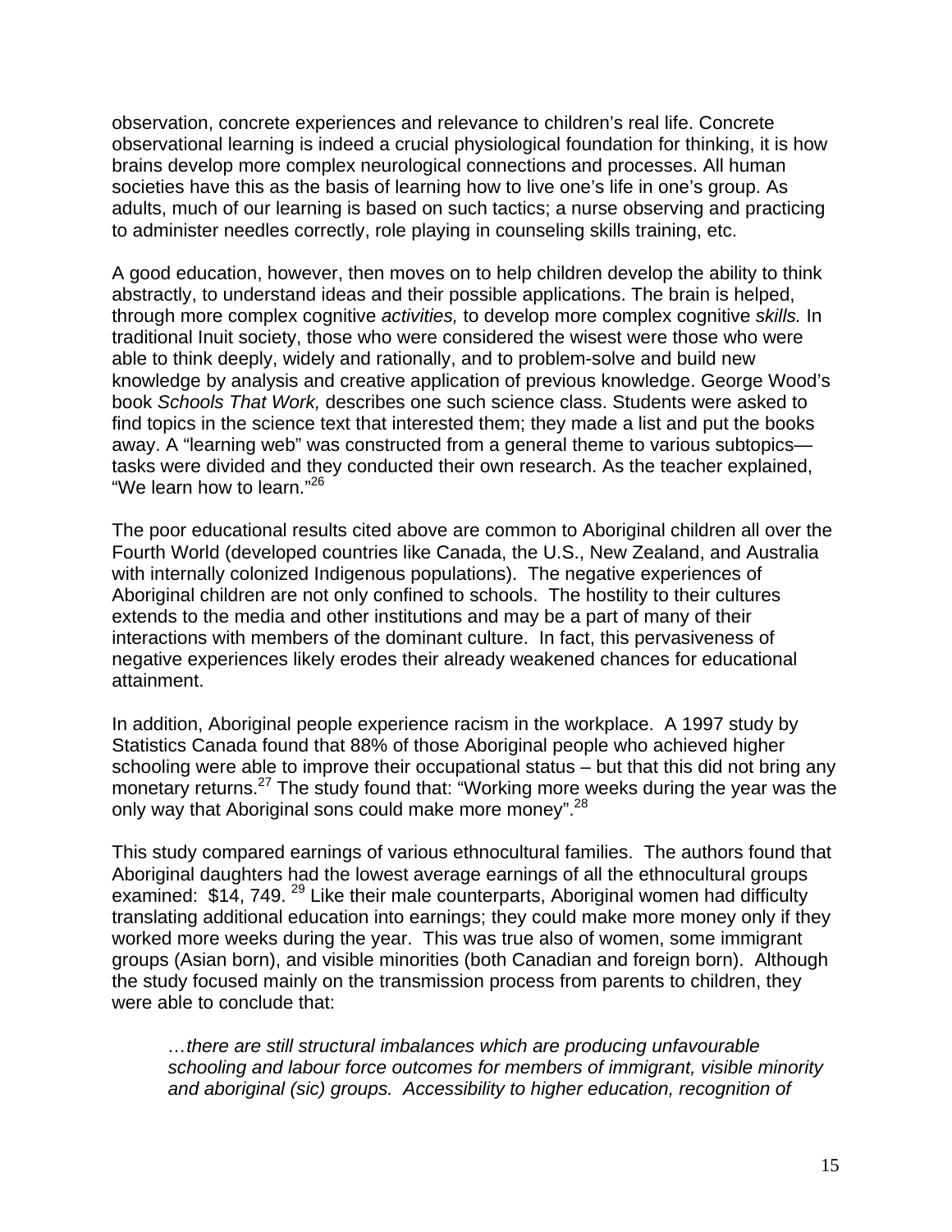observation, concrete experiences and relevance to children's real life. Concrete observational learning is indeed a crucial physiological foundation for thinking, it is how brains develop more complex neurological connections and processes. All human societies have this as the basis of learning how to live one's life in one's group. As adults, much of our learning is based on such tactics; a nurse observing and practicing to administer needles correctly, role playing in counseling skills training, etc.

A good education, however, then moves on to help children develop the ability to think abstractly, to understand ideas and their possible applications. The brain is helped, through more complex cognitive *activities,* to develop more complex cognitive *skills.* In traditional Inuit society, those who were considered the wisest were those who were able to think deeply, widely and rationally, and to problem-solve and build new knowledge by analysis and creative application of previous knowledge. George Wood's book *Schools That Work,* describes one such science class. Students were asked to find topics in the science text that interested them; they made a list and put the books away. A "learning web" was constructed from a general theme to various subtopics—tasks were divided and they conducted their own research. As the teacher explained, "We learn how to learn."[26]

The poor educational results cited above are common to Aboriginal children all over the Fourth World (developed countries like Canada, the U.S., New Zealand, and Australia with internally colonized Indigenous populations). The negative experiences of Aboriginal children are not only confined to schools. The hostility to their cultures extends to the media and other institutions and may be a part of many of their interactions with members of the dominant culture. In fact, this pervasiveness of negative experiences likely erodes their already weakened chances for educational attainment.

In addition, Aboriginal people experience racism in the workplace. A 1997 study by Statistics Canada found that 88% of those Aboriginal people who achieved higher schooling were able to improve their occupational status – but that this did not bring any monetary returns.[27] The study found that: "Working more weeks during the year was the only way that Aboriginal sons could make more money".[28]

This study compared earnings of various ethnocultural families. The authors found that Aboriginal daughters had the lowest average earnings of all the ethnocultural groups examined: $14, 749. [29] Like their male counterparts, Aboriginal women had difficulty translating additional education into earnings; they could make more money only if they worked more weeks during the year. This was true also of women, some immigrant groups (Asian born), and visible minorities (both Canadian and foreign born). Although the study focused mainly on the transmission process from parents to children, they were able to conclude that:

> *…there are still structural imbalances which are producing unfavourable schooling and labour force outcomes for members of immigrant, visible minority and aboriginal (sic) groups. Accessibility to higher education, recognition of*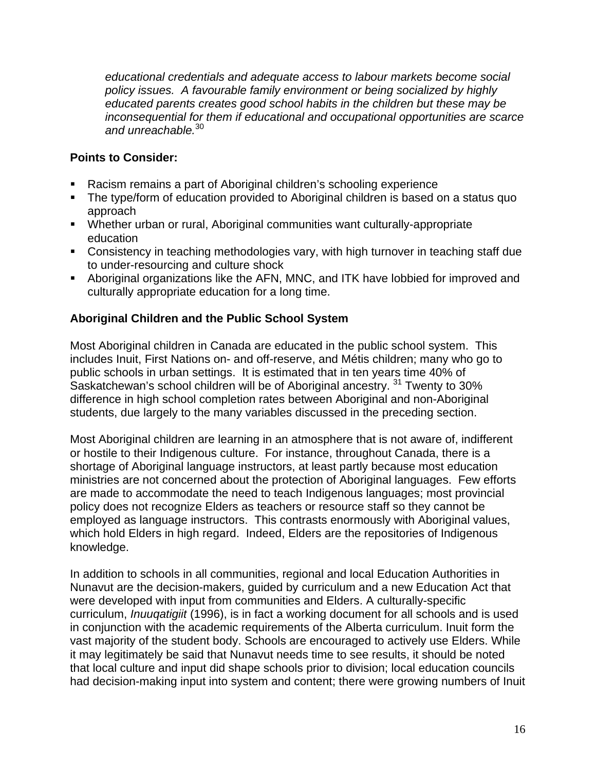*educational credentials and adequate access to labour markets become social policy issues. A favourable family environment or being socialized by highly educated parents creates good school habits in the children but these may be inconsequential for them if educational and occupational opportunities are scarce and unreachable.*[30]

**Points to Consider:**

- Racism remains a part of Aboriginal children's schooling experience
- The type/form of education provided to Aboriginal children is based on a status quo approach
- Whether urban or rural, Aboriginal communities want culturally-appropriate education
- Consistency in teaching methodologies vary, with high turnover in teaching staff due to under-resourcing and culture shock
- Aboriginal organizations like the AFN, MNC, and ITK have lobbied for improved and culturally appropriate education for a long time.

**Aboriginal Children and the Public School System**

Most Aboriginal children in Canada are educated in the public school system. This includes Inuit, First Nations on- and off-reserve, and Métis children; many who go to public schools in urban settings. It is estimated that in ten years time 40% of Saskatchewan's school children will be of Aboriginal ancestry. [31] Twenty to 30% difference in high school completion rates between Aboriginal and non-Aboriginal students, due largely to the many variables discussed in the preceding section.

Most Aboriginal children are learning in an atmosphere that is not aware of, indifferent or hostile to their Indigenous culture. For instance, throughout Canada, there is a shortage of Aboriginal language instructors, at least partly because most education ministries are not concerned about the protection of Aboriginal languages. Few efforts are made to accommodate the need to teach Indigenous languages; most provincial policy does not recognize Elders as teachers or resource staff so they cannot be employed as language instructors. This contrasts enormously with Aboriginal values, which hold Elders in high regard. Indeed, Elders are the repositories of Indigenous knowledge.

In addition to schools in all communities, regional and local Education Authorities in Nunavut are the decision-makers, guided by curriculum and a new Education Act that were developed with input from communities and Elders. A culturally-specific curriculum, *Inuuqatigiit* (1996), is in fact a working document for all schools and is used in conjunction with the academic requirements of the Alberta curriculum. Inuit form the vast majority of the student body. Schools are encouraged to actively use Elders. While it may legitimately be said that Nunavut needs time to see results, it should be noted that local culture and input did shape schools prior to division; local education councils had decision-making input into system and content; there were growing numbers of Inuit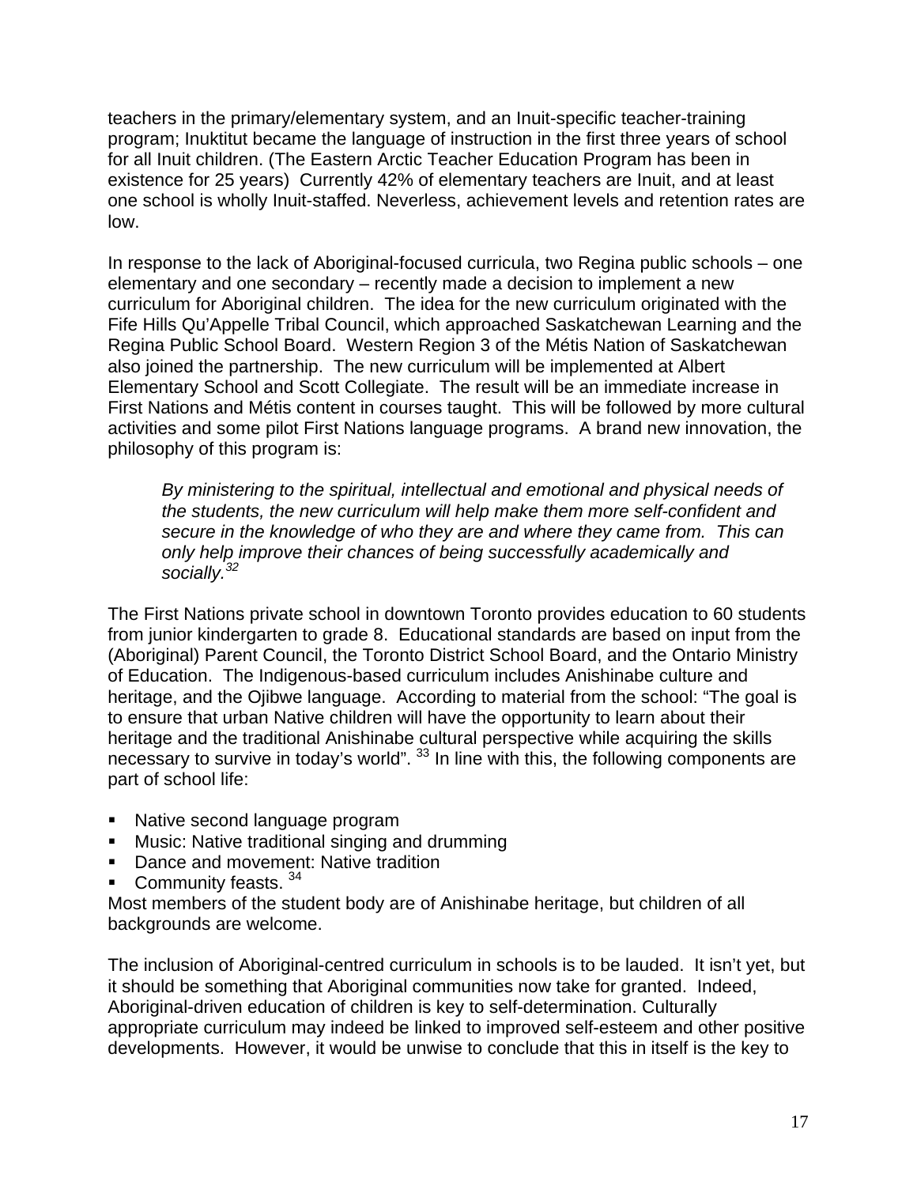teachers in the primary/elementary system, and an Inuit-specific teacher-training program; Inuktitut became the language of instruction in the first three years of school for all Inuit children. (The Eastern Arctic Teacher Education Program has been in existence for 25 years) Currently 42% of elementary teachers are Inuit, and at least one school is wholly Inuit-staffed. Neverless, achievement levels and retention rates are low.

In response to the lack of Aboriginal-focused curricula, two Regina public schools – one elementary and one secondary – recently made a decision to implement a new curriculum for Aboriginal children. The idea for the new curriculum originated with the Fife Hills Qu'Appelle Tribal Council, which approached Saskatchewan Learning and the Regina Public School Board. Western Region 3 of the Métis Nation of Saskatchewan also joined the partnership. The new curriculum will be implemented at Albert Elementary School and Scott Collegiate. The result will be an immediate increase in First Nations and Métis content in courses taught. This will be followed by more cultural activities and some pilot First Nations language programs. A brand new innovation, the philosophy of this program is:

> *By ministering to the spiritual, intellectual and emotional and physical needs of the students, the new curriculum will help make them more self-confident and secure in the knowledge of who they are and where they came from. This can only help improve their chances of being successfully academically and socially.*[32]

The First Nations private school in downtown Toronto provides education to 60 students from junior kindergarten to grade 8. Educational standards are based on input from the (Aboriginal) Parent Council, the Toronto District School Board, and the Ontario Ministry of Education. The Indigenous-based curriculum includes Anishinabe culture and heritage, and the Ojibwe language. According to material from the school: "The goal is to ensure that urban Native children will have the opportunity to learn about their heritage and the traditional Anishinabe cultural perspective while acquiring the skills necessary to survive in today's world". [33] In line with this, the following components are part of school life:

- Native second language program
- Music: Native traditional singing and drumming
- Dance and movement: Native tradition
- Community feasts. [34]

Most members of the student body are of Anishinabe heritage, but children of all backgrounds are welcome.

The inclusion of Aboriginal-centred curriculum in schools is to be lauded. It isn't yet, but it should be something that Aboriginal communities now take for granted. Indeed, Aboriginal-driven education of children is key to self-determination. Culturally appropriate curriculum may indeed be linked to improved self-esteem and other positive developments. However, it would be unwise to conclude that this in itself is the key to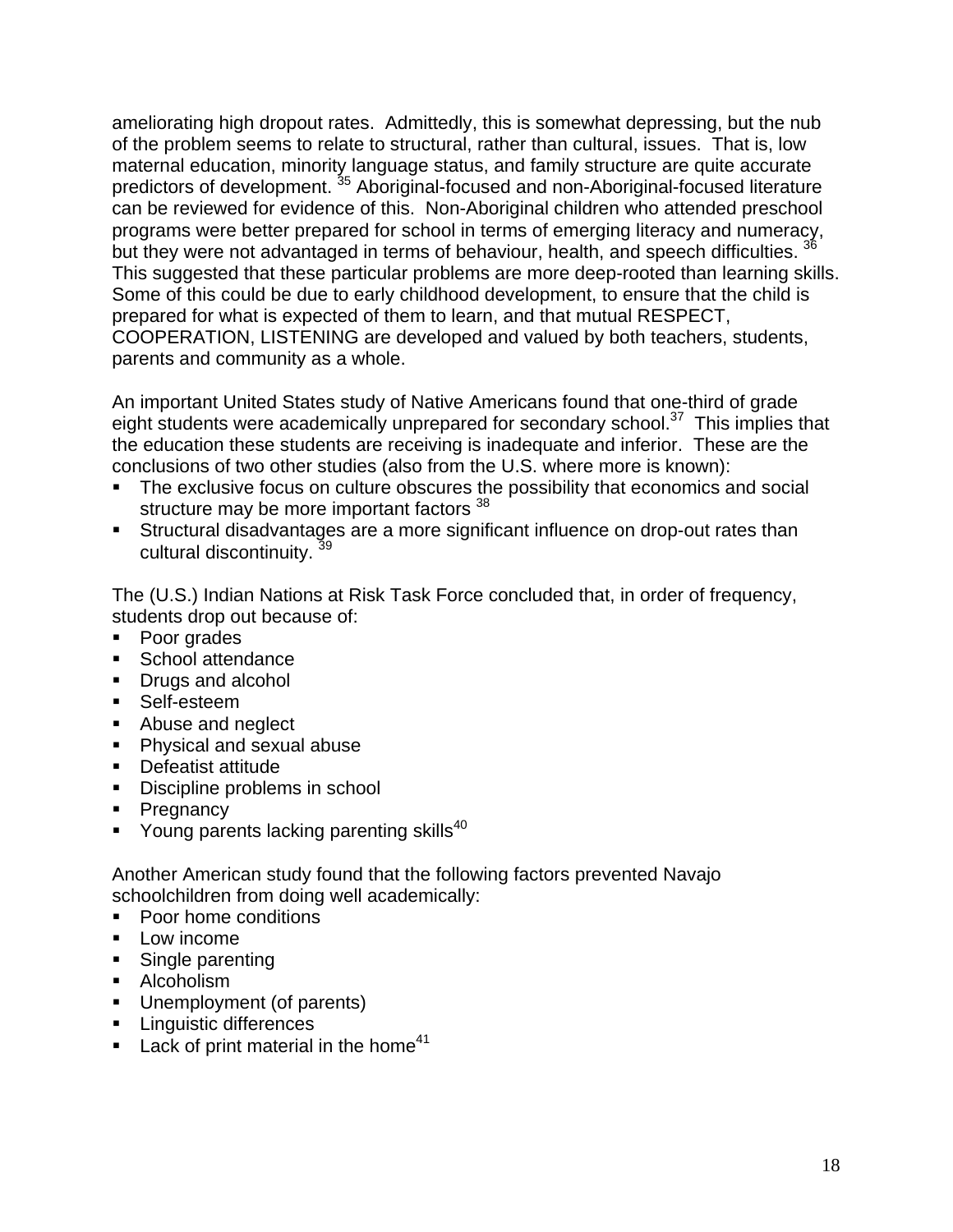ameliorating high dropout rates. Admittedly, this is somewhat depressing, but the nub of the problem seems to relate to structural, rather than cultural, issues. That is, low maternal education, minority language status, and family structure are quite accurate predictors of development. [35] Aboriginal-focused and non-Aboriginal-focused literature can be reviewed for evidence of this. Non-Aboriginal children who attended preschool programs were better prepared for school in terms of emerging literacy and numeracy, but they were not advantaged in terms of behaviour, health, and speech difficulties. [36] This suggested that these particular problems are more deep-rooted than learning skills. Some of this could be due to early childhood development, to ensure that the child is prepared for what is expected of them to learn, and that mutual RESPECT, COOPERATION, LISTENING are developed and valued by both teachers, students, parents and community as a whole.

An important United States study of Native Americans found that one-third of grade eight students were academically unprepared for secondary school.[37] This implies that the education these students are receiving is inadequate and inferior. These are the conclusions of two other studies (also from the U.S. where more is known):

- The exclusive focus on culture obscures the possibility that economics and social structure may be more important factors [38]
- Structural disadvantages are a more significant influence on drop-out rates than cultural discontinuity. [39]

The (U.S.) Indian Nations at Risk Task Force concluded that, in order of frequency, students drop out because of:

- Poor grades
- School attendance
- Drugs and alcohol
- Self-esteem
- Abuse and neglect
- Physical and sexual abuse
- Defeatist attitude
- Discipline problems in school
- Pregnancy
- Young parents lacking parenting skills[40]

Another American study found that the following factors prevented Navajo schoolchildren from doing well academically:

- Poor home conditions
- Low income
- Single parenting
- Alcoholism
- Unemployment (of parents)
- Linguistic differences
- Lack of print material in the home[41]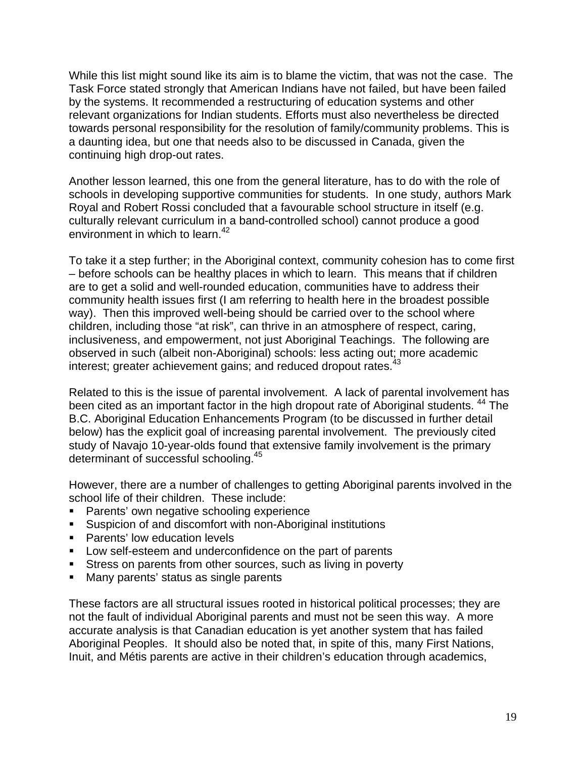While this list might sound like its aim is to blame the victim, that was not the case. The Task Force stated strongly that American Indians have not failed, but have been failed by the systems. It recommended a restructuring of education systems and other relevant organizations for Indian students. Efforts must also nevertheless be directed towards personal responsibility for the resolution of family/community problems. This is a daunting idea, but one that needs also to be discussed in Canada, given the continuing high drop-out rates.

Another lesson learned, this one from the general literature, has to do with the role of schools in developing supportive communities for students. In one study, authors Mark Royal and Robert Rossi concluded that a favourable school structure in itself (e.g. culturally relevant curriculum in a band-controlled school) cannot produce a good environment in which to learn.[42]

To take it a step further; in the Aboriginal context, community cohesion has to come first – before schools can be healthy places in which to learn. This means that if children are to get a solid and well-rounded education, communities have to address their community health issues first (I am referring to health here in the broadest possible way). Then this improved well-being should be carried over to the school where children, including those "at risk", can thrive in an atmosphere of respect, caring, inclusiveness, and empowerment, not just Aboriginal Teachings. The following are observed in such (albeit non-Aboriginal) schools: less acting out; more academic interest; greater achievement gains; and reduced dropout rates.[43]

Related to this is the issue of parental involvement. A lack of parental involvement has been cited as an important factor in the high dropout rate of Aboriginal students.[44] The B.C. Aboriginal Education Enhancements Program (to be discussed in further detail below) has the explicit goal of increasing parental involvement. The previously cited study of Navajo 10-year-olds found that extensive family involvement is the primary determinant of successful schooling.[45]

However, there are a number of challenges to getting Aboriginal parents involved in the school life of their children. These include:

- Parents' own negative schooling experience
- Suspicion of and discomfort with non-Aboriginal institutions
- Parents' low education levels
- Low self-esteem and underconfidence on the part of parents
- Stress on parents from other sources, such as living in poverty
- Many parents' status as single parents

These factors are all structural issues rooted in historical political processes; they are not the fault of individual Aboriginal parents and must not be seen this way. A more accurate analysis is that Canadian education is yet another system that has failed Aboriginal Peoples. It should also be noted that, in spite of this, many First Nations, Inuit, and Métis parents are active in their children's education through academics,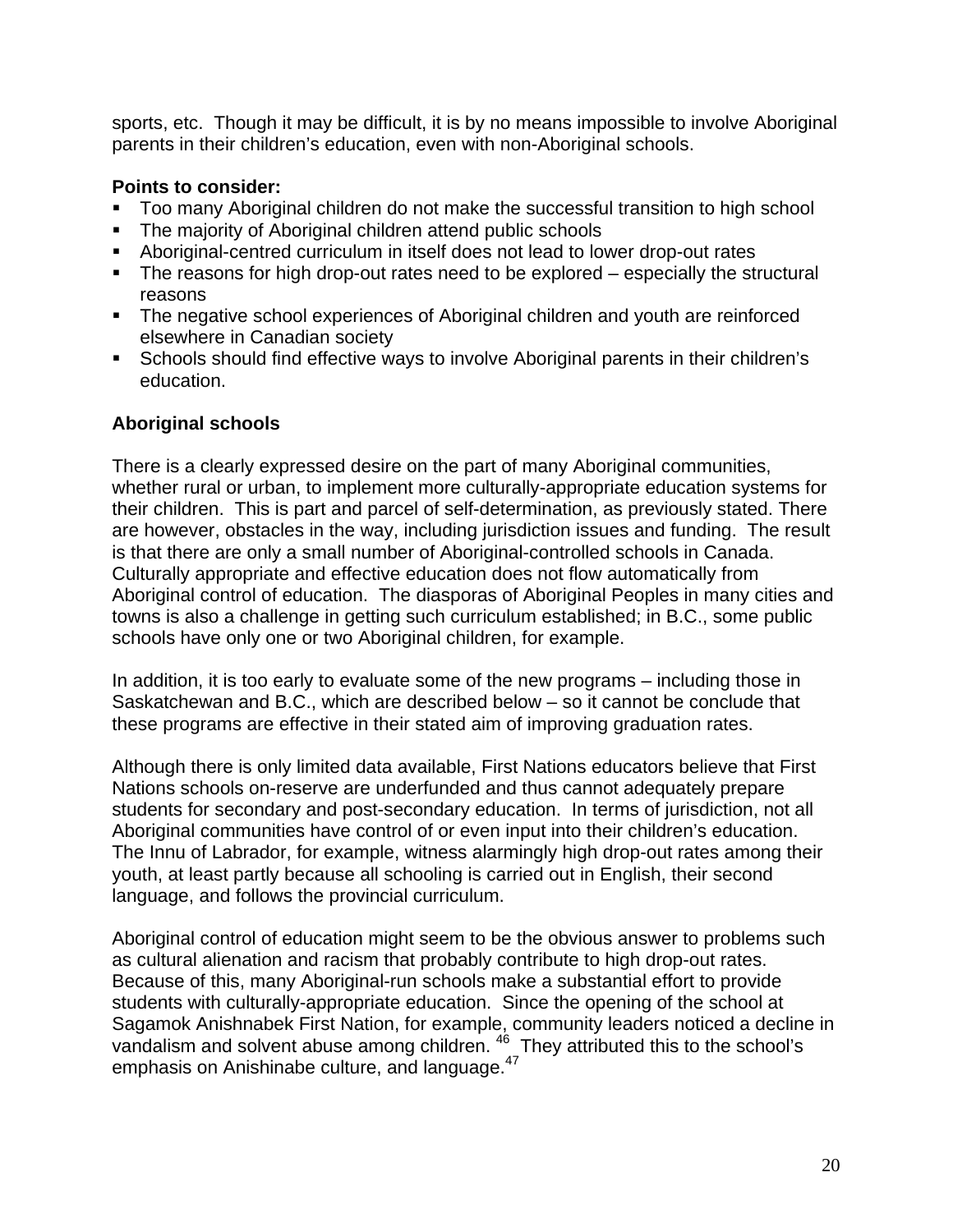sports, etc. Though it may be difficult, it is by no means impossible to involve Aboriginal parents in their children's education, even with non-Aboriginal schools.

**Points to consider:**

- Too many Aboriginal children do not make the successful transition to high school
- The majority of Aboriginal children attend public schools
- Aboriginal-centred curriculum in itself does not lead to lower drop-out rates
- The reasons for high drop-out rates need to be explored – especially the structural reasons
- The negative school experiences of Aboriginal children and youth are reinforced elsewhere in Canadian society
- Schools should find effective ways to involve Aboriginal parents in their children's education.

### Aboriginal schools

There is a clearly expressed desire on the part of many Aboriginal communities, whether rural or urban, to implement more culturally-appropriate education systems for their children. This is part and parcel of self-determination, as previously stated. There are however, obstacles in the way, including jurisdiction issues and funding. The result is that there are only a small number of Aboriginal-controlled schools in Canada. Culturally appropriate and effective education does not flow automatically from Aboriginal control of education. The diasporas of Aboriginal Peoples in many cities and towns is also a challenge in getting such curriculum established; in B.C., some public schools have only one or two Aboriginal children, for example.

In addition, it is too early to evaluate some of the new programs – including those in Saskatchewan and B.C., which are described below – so it cannot be conclude that these programs are effective in their stated aim of improving graduation rates.

Although there is only limited data available, First Nations educators believe that First Nations schools on-reserve are underfunded and thus cannot adequately prepare students for secondary and post-secondary education. In terms of jurisdiction, not all Aboriginal communities have control of or even input into their children's education. The Innu of Labrador, for example, witness alarmingly high drop-out rates among their youth, at least partly because all schooling is carried out in English, their second language, and follows the provincial curriculum.

Aboriginal control of education might seem to be the obvious answer to problems such as cultural alienation and racism that probably contribute to high drop-out rates. Because of this, many Aboriginal-run schools make a substantial effort to provide students with culturally-appropriate education. Since the opening of the school at Sagamok Anishnabek First Nation, for example, community leaders noticed a decline in vandalism and solvent abuse among children. [46] They attributed this to the school's emphasis on Anishinabe culture, and language.[47]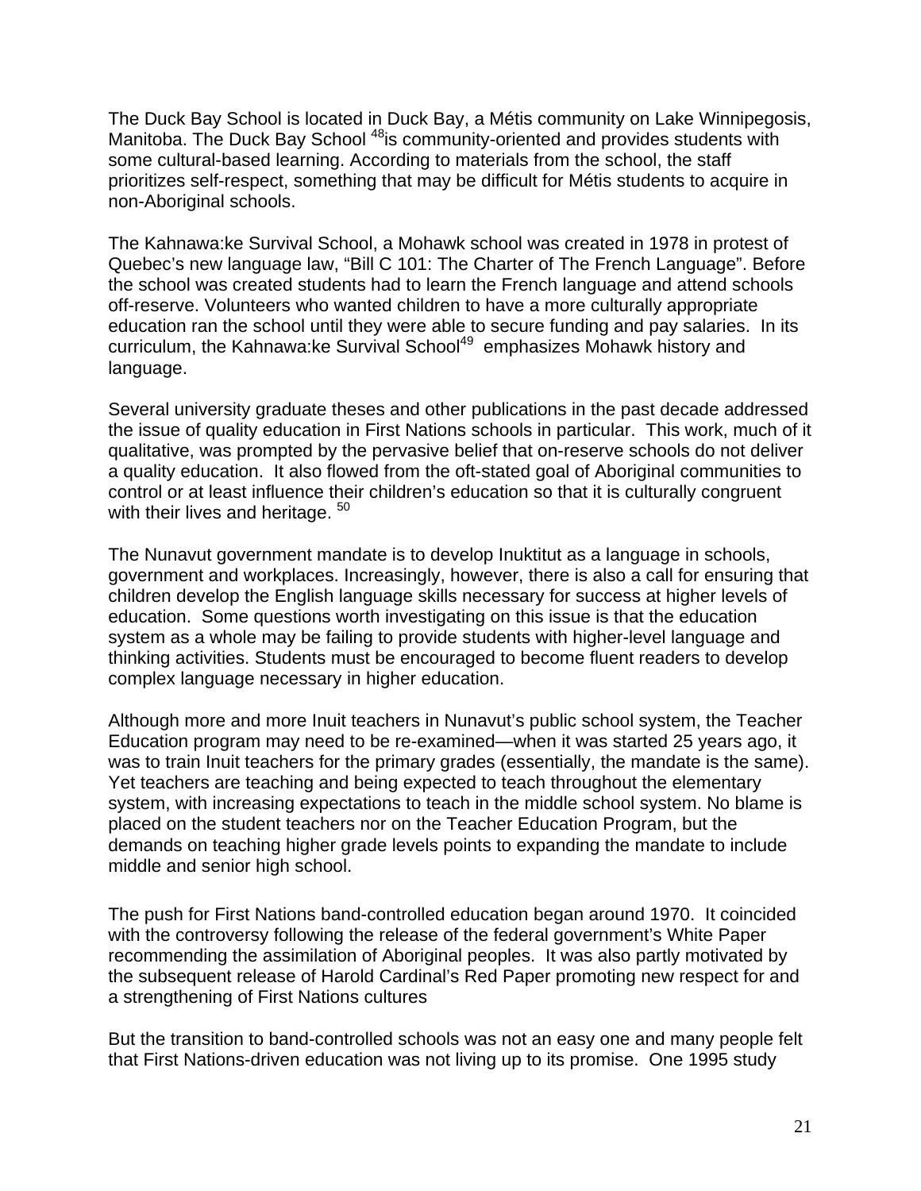The Duck Bay School is located in Duck Bay, a Métis community on Lake Winnipegosis, Manitoba. The Duck Bay School [48]is community-oriented and provides students with some cultural-based learning. According to materials from the school, the staff prioritizes self-respect, something that may be difficult for Métis students to acquire in non-Aboriginal schools.

The Kahnawa:ke Survival School, a Mohawk school was created in 1978 in protest of Quebec's new language law, "Bill C 101: The Charter of The French Language". Before the school was created students had to learn the French language and attend schools off-reserve. Volunteers who wanted children to have a more culturally appropriate education ran the school until they were able to secure funding and pay salaries. In its curriculum, the Kahnawa:ke Survival School[49] emphasizes Mohawk history and language.

Several university graduate theses and other publications in the past decade addressed the issue of quality education in First Nations schools in particular. This work, much of it qualitative, was prompted by the pervasive belief that on-reserve schools do not deliver a quality education. It also flowed from the oft-stated goal of Aboriginal communities to control or at least influence their children's education so that it is culturally congruent with their lives and heritage. [50]

The Nunavut government mandate is to develop Inuktitut as a language in schools, government and workplaces. Increasingly, however, there is also a call for ensuring that children develop the English language skills necessary for success at higher levels of education. Some questions worth investigating on this issue is that the education system as a whole may be failing to provide students with higher-level language and thinking activities. Students must be encouraged to become fluent readers to develop complex language necessary in higher education.

Although more and more Inuit teachers in Nunavut's public school system, the Teacher Education program may need to be re-examined—when it was started 25 years ago, it was to train Inuit teachers for the primary grades (essentially, the mandate is the same). Yet teachers are teaching and being expected to teach throughout the elementary system, with increasing expectations to teach in the middle school system. No blame is placed on the student teachers nor on the Teacher Education Program, but the demands on teaching higher grade levels points to expanding the mandate to include middle and senior high school.

The push for First Nations band-controlled education began around 1970. It coincided with the controversy following the release of the federal government's White Paper recommending the assimilation of Aboriginal peoples. It was also partly motivated by the subsequent release of Harold Cardinal's Red Paper promoting new respect for and a strengthening of First Nations cultures

But the transition to band-controlled schools was not an easy one and many people felt that First Nations-driven education was not living up to its promise. One 1995 study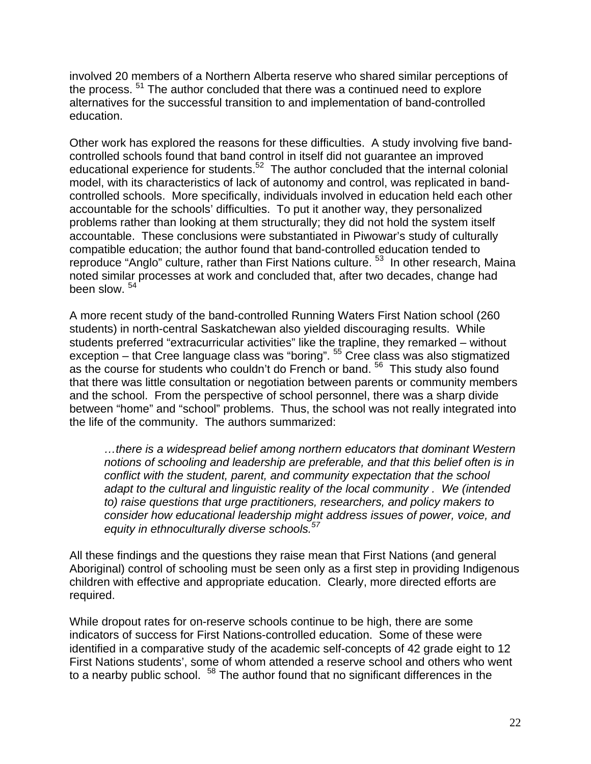involved 20 members of a Northern Alberta reserve who shared similar perceptions of the process. [51] The author concluded that there was a continued need to explore alternatives for the successful transition to and implementation of band-controlled education.

Other work has explored the reasons for these difficulties. A study involving five band-controlled schools found that band control in itself did not guarantee an improved educational experience for students.[52] The author concluded that the internal colonial model, with its characteristics of lack of autonomy and control, was replicated in band-controlled schools. More specifically, individuals involved in education held each other accountable for the schools' difficulties. To put it another way, they personalized problems rather than looking at them structurally; they did not hold the system itself accountable. These conclusions were substantiated in Piwowar's study of culturally compatible education; the author found that band-controlled education tended to reproduce "Anglo" culture, rather than First Nations culture. [53] In other research, Maina noted similar processes at work and concluded that, after two decades, change had been slow. [54]

A more recent study of the band-controlled Running Waters First Nation school (260 students) in north-central Saskatchewan also yielded discouraging results. While students preferred "extracurricular activities" like the trapline, they remarked – without exception – that Cree language class was "boring". [55] Cree class was also stigmatized as the course for students who couldn't do French or band. [56] This study also found that there was little consultation or negotiation between parents or community members and the school. From the perspective of school personnel, there was a sharp divide between "home" and "school" problems. Thus, the school was not really integrated into the life of the community. The authors summarized:

> *…there is a widespread belief among northern educators that dominant Western notions of schooling and leadership are preferable, and that this belief often is in conflict with the student, parent, and community expectation that the school adapt to the cultural and linguistic reality of the local community . We (intended to) raise questions that urge practitioners, researchers, and policy makers to consider how educational leadership might address issues of power, voice, and equity in ethnoculturally diverse schools.*[57]

All these findings and the questions they raise mean that First Nations (and general Aboriginal) control of schooling must be seen only as a first step in providing Indigenous children with effective and appropriate education. Clearly, more directed efforts are required.

While dropout rates for on-reserve schools continue to be high, there are some indicators of success for First Nations-controlled education. Some of these were identified in a comparative study of the academic self-concepts of 42 grade eight to 12 First Nations students', some of whom attended a reserve school and others who went to a nearby public school. [58] The author found that no significant differences in the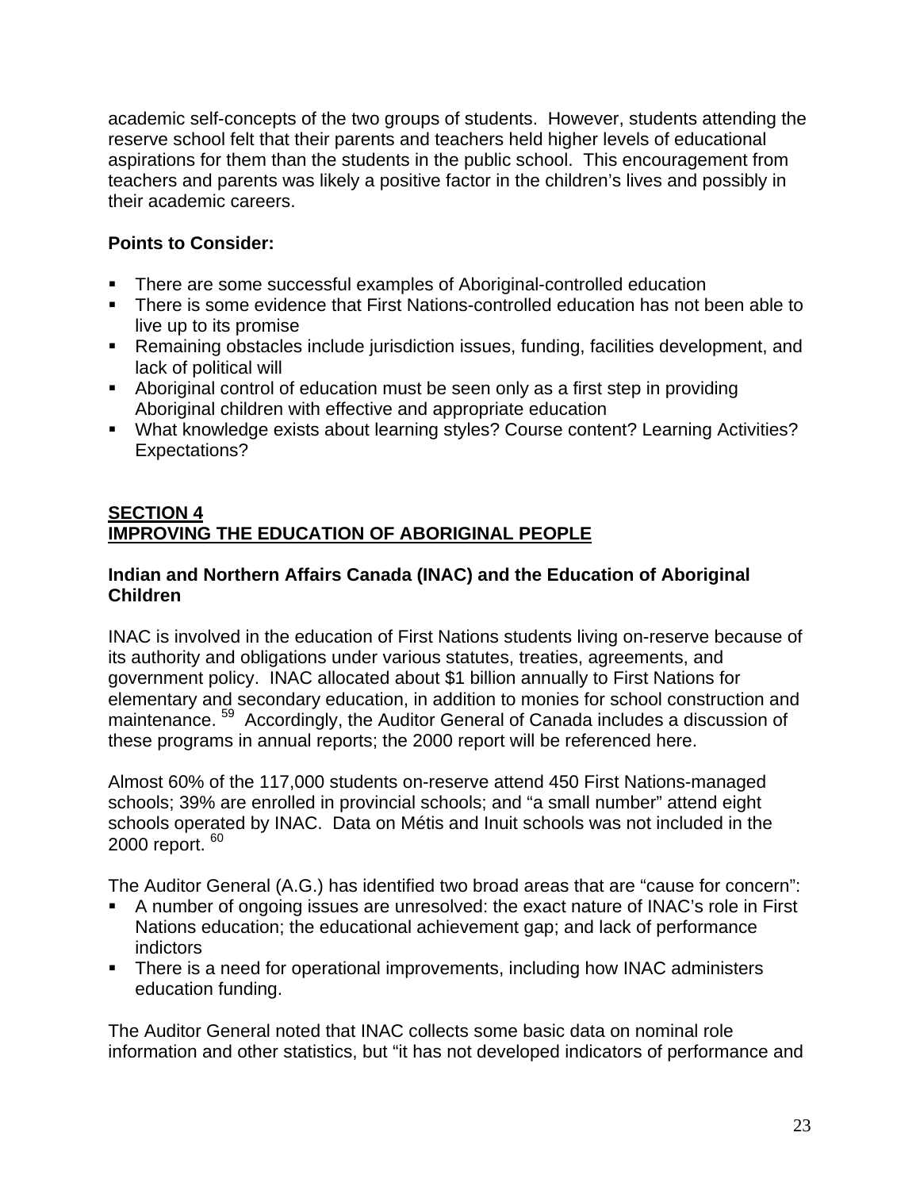academic self-concepts of the two groups of students. However, students attending the reserve school felt that their parents and teachers held higher levels of educational aspirations for them than the students in the public school. This encouragement from teachers and parents was likely a positive factor in the children's lives and possibly in their academic careers.

**Points to Consider:**

- There are some successful examples of Aboriginal-controlled education
- There is some evidence that First Nations-controlled education has not been able to live up to its promise
- Remaining obstacles include jurisdiction issues, funding, facilities development, and lack of political will
- Aboriginal control of education must be seen only as a first step in providing Aboriginal children with effective and appropriate education
- What knowledge exists about learning styles? Course content? Learning Activities? Expectations?

## SECTION 4
## IMPROVING THE EDUCATION OF ABORIGINAL PEOPLE

### Indian and Northern Affairs Canada (INAC) and the Education of Aboriginal Children

INAC is involved in the education of First Nations students living on-reserve because of its authority and obligations under various statutes, treaties, agreements, and government policy. INAC allocated about $1 billion annually to First Nations for elementary and secondary education, in addition to monies for school construction and maintenance. [59] Accordingly, the Auditor General of Canada includes a discussion of these programs in annual reports; the 2000 report will be referenced here.

Almost 60% of the 117,000 students on-reserve attend 450 First Nations-managed schools; 39% are enrolled in provincial schools; and "a small number" attend eight schools operated by INAC. Data on Métis and Inuit schools was not included in the 2000 report. [60]

The Auditor General (A.G.) has identified two broad areas that are "cause for concern":

- A number of ongoing issues are unresolved: the exact nature of INAC's role in First Nations education; the educational achievement gap; and lack of performance indictors
- There is a need for operational improvements, including how INAC administers education funding.

The Auditor General noted that INAC collects some basic data on nominal role information and other statistics, but "it has not developed indicators of performance and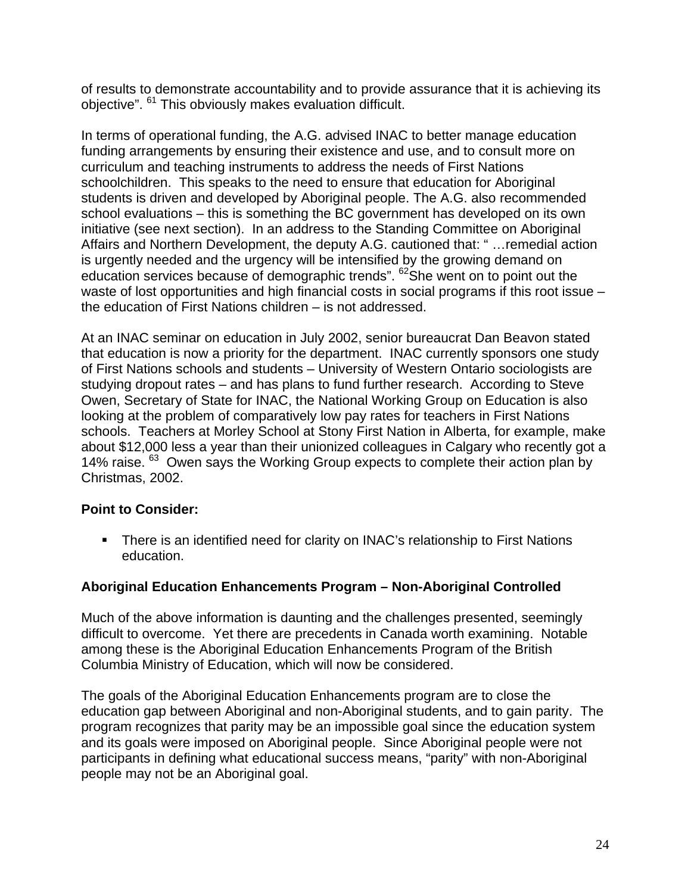of results to demonstrate accountability and to provide assurance that it is achieving its objective". [61] This obviously makes evaluation difficult.

In terms of operational funding, the A.G. advised INAC to better manage education funding arrangements by ensuring their existence and use, and to consult more on curriculum and teaching instruments to address the needs of First Nations schoolchildren. This speaks to the need to ensure that education for Aboriginal students is driven and developed by Aboriginal people. The A.G. also recommended school evaluations – this is something the BC government has developed on its own initiative (see next section). In an address to the Standing Committee on Aboriginal Affairs and Northern Development, the deputy A.G. cautioned that: " …remedial action is urgently needed and the urgency will be intensified by the growing demand on education services because of demographic trends". [62]She went on to point out the waste of lost opportunities and high financial costs in social programs if this root issue – the education of First Nations children – is not addressed.

At an INAC seminar on education in July 2002, senior bureaucrat Dan Beavon stated that education is now a priority for the department. INAC currently sponsors one study of First Nations schools and students – University of Western Ontario sociologists are studying dropout rates – and has plans to fund further research. According to Steve Owen, Secretary of State for INAC, the National Working Group on Education is also looking at the problem of comparatively low pay rates for teachers in First Nations schools. Teachers at Morley School at Stony First Nation in Alberta, for example, make about $12,000 less a year than their unionized colleagues in Calgary who recently got a 14% raise. [63] Owen says the Working Group expects to complete their action plan by Christmas, 2002.

**Point to Consider:**

- There is an identified need for clarity on INAC's relationship to First Nations education.

**Aboriginal Education Enhancements Program – Non-Aboriginal Controlled**

Much of the above information is daunting and the challenges presented, seemingly difficult to overcome. Yet there are precedents in Canada worth examining. Notable among these is the Aboriginal Education Enhancements Program of the British Columbia Ministry of Education, which will now be considered.

The goals of the Aboriginal Education Enhancements program are to close the education gap between Aboriginal and non-Aboriginal students, and to gain parity. The program recognizes that parity may be an impossible goal since the education system and its goals were imposed on Aboriginal people. Since Aboriginal people were not participants in defining what educational success means, "parity" with non-Aboriginal people may not be an Aboriginal goal.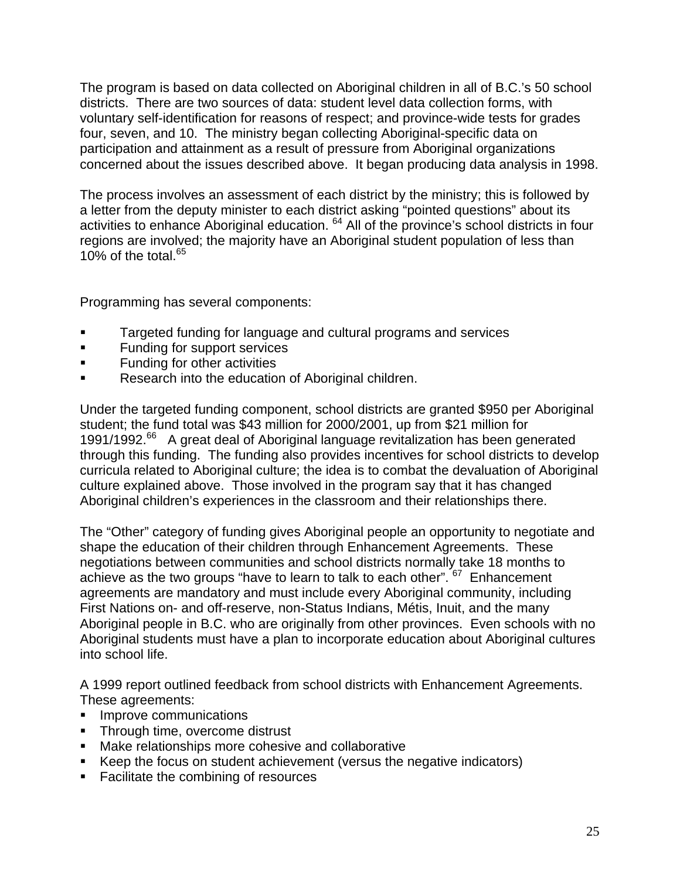The program is based on data collected on Aboriginal children in all of B.C.'s 50 school districts. There are two sources of data: student level data collection forms, with voluntary self-identification for reasons of respect; and province-wide tests for grades four, seven, and 10. The ministry began collecting Aboriginal-specific data on participation and attainment as a result of pressure from Aboriginal organizations concerned about the issues described above. It began producing data analysis in 1998.

The process involves an assessment of each district by the ministry; this is followed by a letter from the deputy minister to each district asking "pointed questions" about its activities to enhance Aboriginal education.[64] All of the province's school districts in four regions are involved; the majority have an Aboriginal student population of less than 10% of the total.[65]

Programming has several components:

- Targeted funding for language and cultural programs and services
- Funding for support services
- Funding for other activities
- Research into the education of Aboriginal children.

Under the targeted funding component, school districts are granted $950 per Aboriginal student; the fund total was $43 million for 2000/2001, up from $21 million for 1991/1992.[66] A great deal of Aboriginal language revitalization has been generated through this funding. The funding also provides incentives for school districts to develop curricula related to Aboriginal culture; the idea is to combat the devaluation of Aboriginal culture explained above. Those involved in the program say that it has changed Aboriginal children's experiences in the classroom and their relationships there.

The "Other" category of funding gives Aboriginal people an opportunity to negotiate and shape the education of their children through Enhancement Agreements. These negotiations between communities and school districts normally take 18 months to achieve as the two groups "have to learn to talk to each other".[67] Enhancement agreements are mandatory and must include every Aboriginal community, including First Nations on- and off-reserve, non-Status Indians, Métis, Inuit, and the many Aboriginal people in B.C. who are originally from other provinces. Even schools with no Aboriginal students must have a plan to incorporate education about Aboriginal cultures into school life.

A 1999 report outlined feedback from school districts with Enhancement Agreements. These agreements:

- Improve communications
- Through time, overcome distrust
- Make relationships more cohesive and collaborative
- Keep the focus on student achievement (versus the negative indicators)
- Facilitate the combining of resources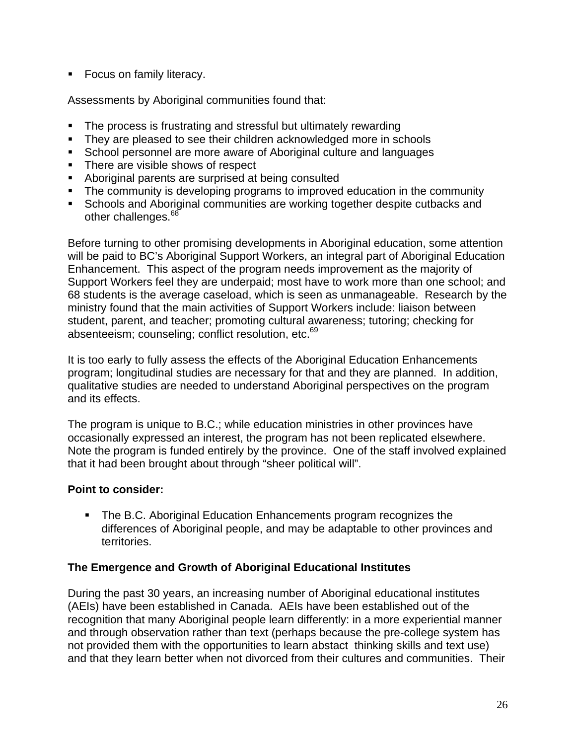- Focus on family literacy.

Assessments by Aboriginal communities found that:

- The process is frustrating and stressful but ultimately rewarding
- They are pleased to see their children acknowledged more in schools
- School personnel are more aware of Aboriginal culture and languages
- There are visible shows of respect
- Aboriginal parents are surprised at being consulted
- The community is developing programs to improved education in the community
- Schools and Aboriginal communities are working together despite cutbacks and other challenges.[68]

Before turning to other promising developments in Aboriginal education, some attention will be paid to BC's Aboriginal Support Workers, an integral part of Aboriginal Education Enhancement. This aspect of the program needs improvement as the majority of Support Workers feel they are underpaid; most have to work more than one school; and 68 students is the average caseload, which is seen as unmanageable. Research by the ministry found that the main activities of Support Workers include: liaison between student, parent, and teacher; promoting cultural awareness; tutoring; checking for absenteeism; counseling; conflict resolution, etc.[69]

It is too early to fully assess the effects of the Aboriginal Education Enhancements program; longitudinal studies are necessary for that and they are planned. In addition, qualitative studies are needed to understand Aboriginal perspectives on the program and its effects.

The program is unique to B.C.; while education ministries in other provinces have occasionally expressed an interest, the program has not been replicated elsewhere. Note the program is funded entirely by the province. One of the staff involved explained that it had been brought about through "sheer political will".

**Point to consider:**

- The B.C. Aboriginal Education Enhancements program recognizes the differences of Aboriginal people, and may be adaptable to other provinces and territories.

**The Emergence and Growth of Aboriginal Educational Institutes**

During the past 30 years, an increasing number of Aboriginal educational institutes (AEIs) have been established in Canada. AEIs have been established out of the recognition that many Aboriginal people learn differently: in a more experiential manner and through observation rather than text (perhaps because the pre-college system has not provided them with the opportunities to learn abstact thinking skills and text use) and that they learn better when not divorced from their cultures and communities. Their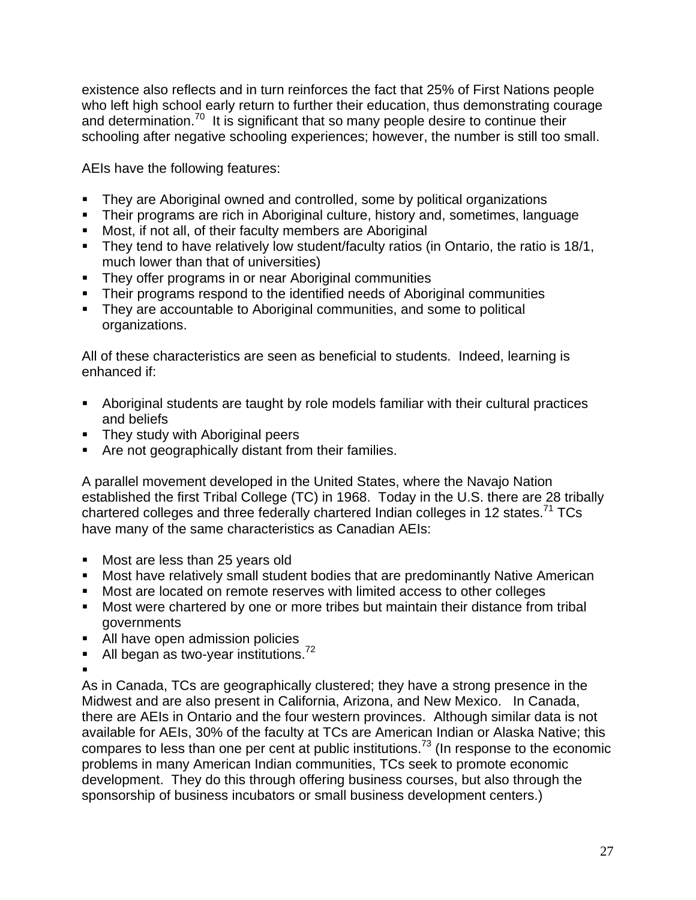existence also reflects and in turn reinforces the fact that 25% of First Nations people who left high school early return to further their education, thus demonstrating courage and determination.[70] It is significant that so many people desire to continue their schooling after negative schooling experiences; however, the number is still too small.

AEIs have the following features:

- They are Aboriginal owned and controlled, some by political organizations
- Their programs are rich in Aboriginal culture, history and, sometimes, language
- Most, if not all, of their faculty members are Aboriginal
- They tend to have relatively low student/faculty ratios (in Ontario, the ratio is 18/1, much lower than that of universities)
- They offer programs in or near Aboriginal communities
- Their programs respond to the identified needs of Aboriginal communities
- They are accountable to Aboriginal communities, and some to political organizations.

All of these characteristics are seen as beneficial to students. Indeed, learning is enhanced if:

- Aboriginal students are taught by role models familiar with their cultural practices and beliefs
- They study with Aboriginal peers
- Are not geographically distant from their families.

A parallel movement developed in the United States, where the Navajo Nation established the first Tribal College (TC) in 1968. Today in the U.S. there are 28 tribally chartered colleges and three federally chartered Indian colleges in 12 states.[71] TCs have many of the same characteristics as Canadian AEIs:

- Most are less than 25 years old
- Most have relatively small student bodies that are predominantly Native American
- Most are located on remote reserves with limited access to other colleges
- Most were chartered by one or more tribes but maintain their distance from tribal governments
- All have open admission policies
- All began as two-year institutions.[72]

As in Canada, TCs are geographically clustered; they have a strong presence in the Midwest and are also present in California, Arizona, and New Mexico. In Canada, there are AEIs in Ontario and the four western provinces. Although similar data is not available for AEIs, 30% of the faculty at TCs are American Indian or Alaska Native; this compares to less than one per cent at public institutions.[73] (In response to the economic problems in many American Indian communities, TCs seek to promote economic development. They do this through offering business courses, but also through the sponsorship of business incubators or small business development centers.)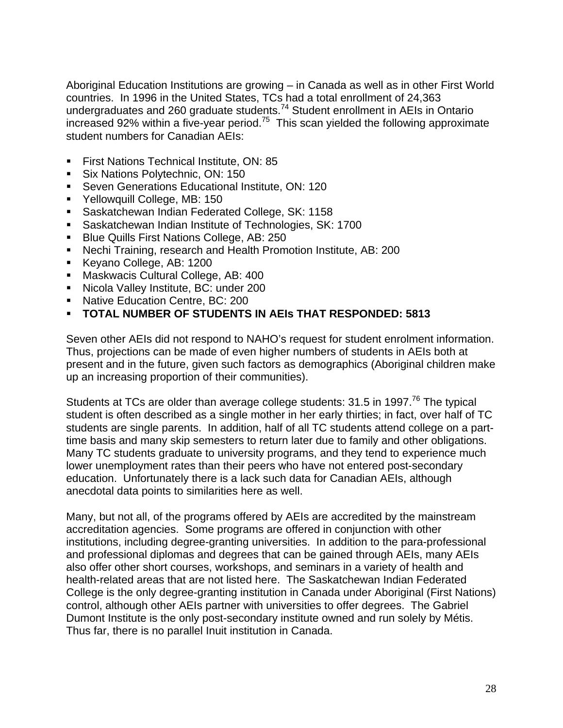Aboriginal Education Institutions are growing – in Canada as well as in other First World countries. In 1996 in the United States, TCs had a total enrollment of 24,363 undergraduates and 260 graduate students.[74] Student enrollment in AEIs in Ontario increased 92% within a five-year period.[75] This scan yielded the following approximate student numbers for Canadian AEIs:

- First Nations Technical Institute, ON: 85
- Six Nations Polytechnic, ON: 150
- Seven Generations Educational Institute, ON: 120
- Yellowquill College, MB: 150
- Saskatchewan Indian Federated College, SK: 1158
- Saskatchewan Indian Institute of Technologies, SK: 1700
- Blue Quills First Nations College, AB: 250
- Nechi Training, research and Health Promotion Institute, AB: 200
- Keyano College, AB: 1200
- Maskwacis Cultural College, AB: 400
- Nicola Valley Institute, BC: under 200
- Native Education Centre, BC: 200
- **TOTAL NUMBER OF STUDENTS IN AEIs THAT RESPONDED: 5813**

Seven other AEIs did not respond to NAHO's request for student enrolment information. Thus, projections can be made of even higher numbers of students in AEIs both at present and in the future, given such factors as demographics (Aboriginal children make up an increasing proportion of their communities).

Students at TCs are older than average college students: 31.5 in 1997.[76] The typical student is often described as a single mother in her early thirties; in fact, over half of TC students are single parents. In addition, half of all TC students attend college on a part-time basis and many skip semesters to return later due to family and other obligations. Many TC students graduate to university programs, and they tend to experience much lower unemployment rates than their peers who have not entered post-secondary education. Unfortunately there is a lack such data for Canadian AEIs, although anecdotal data points to similarities here as well.

Many, but not all, of the programs offered by AEIs are accredited by the mainstream accreditation agencies. Some programs are offered in conjunction with other institutions, including degree-granting universities. In addition to the para-professional and professional diplomas and degrees that can be gained through AEIs, many AEIs also offer other short courses, workshops, and seminars in a variety of health and health-related areas that are not listed here. The Saskatchewan Indian Federated College is the only degree-granting institution in Canada under Aboriginal (First Nations) control, although other AEIs partner with universities to offer degrees. The Gabriel Dumont Institute is the only post-secondary institute owned and run solely by Métis. Thus far, there is no parallel Inuit institution in Canada.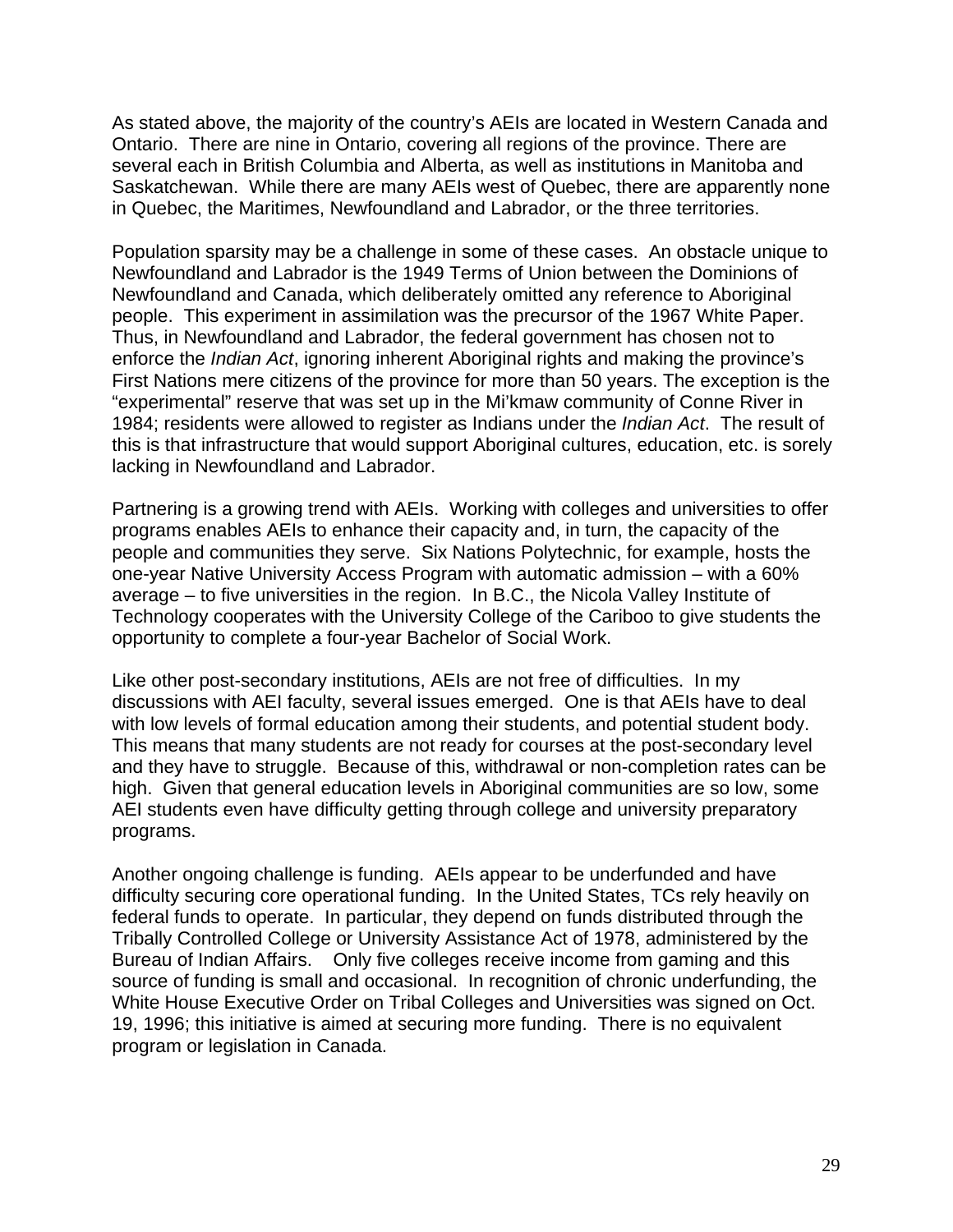As stated above, the majority of the country's AEIs are located in Western Canada and Ontario. There are nine in Ontario, covering all regions of the province. There are several each in British Columbia and Alberta, as well as institutions in Manitoba and Saskatchewan. While there are many AEIs west of Quebec, there are apparently none in Quebec, the Maritimes, Newfoundland and Labrador, or the three territories.

Population sparsity may be a challenge in some of these cases. An obstacle unique to Newfoundland and Labrador is the 1949 Terms of Union between the Dominions of Newfoundland and Canada, which deliberately omitted any reference to Aboriginal people. This experiment in assimilation was the precursor of the 1967 White Paper. Thus, in Newfoundland and Labrador, the federal government has chosen not to enforce the *Indian Act*, ignoring inherent Aboriginal rights and making the province's First Nations mere citizens of the province for more than 50 years. The exception is the "experimental" reserve that was set up in the Mi'kmaw community of Conne River in 1984; residents were allowed to register as Indians under the *Indian Act*. The result of this is that infrastructure that would support Aboriginal cultures, education, etc. is sorely lacking in Newfoundland and Labrador.

Partnering is a growing trend with AEIs. Working with colleges and universities to offer programs enables AEIs to enhance their capacity and, in turn, the capacity of the people and communities they serve. Six Nations Polytechnic, for example, hosts the one-year Native University Access Program with automatic admission – with a 60% average – to five universities in the region. In B.C., the Nicola Valley Institute of Technology cooperates with the University College of the Cariboo to give students the opportunity to complete a four-year Bachelor of Social Work.

Like other post-secondary institutions, AEIs are not free of difficulties. In my discussions with AEI faculty, several issues emerged. One is that AEIs have to deal with low levels of formal education among their students, and potential student body. This means that many students are not ready for courses at the post-secondary level and they have to struggle. Because of this, withdrawal or non-completion rates can be high. Given that general education levels in Aboriginal communities are so low, some AEI students even have difficulty getting through college and university preparatory programs.

Another ongoing challenge is funding. AEIs appear to be underfunded and have difficulty securing core operational funding. In the United States, TCs rely heavily on federal funds to operate. In particular, they depend on funds distributed through the Tribally Controlled College or University Assistance Act of 1978, administered by the Bureau of Indian Affairs. Only five colleges receive income from gaming and this source of funding is small and occasional. In recognition of chronic underfunding, the White House Executive Order on Tribal Colleges and Universities was signed on Oct. 19, 1996; this initiative is aimed at securing more funding. There is no equivalent program or legislation in Canada.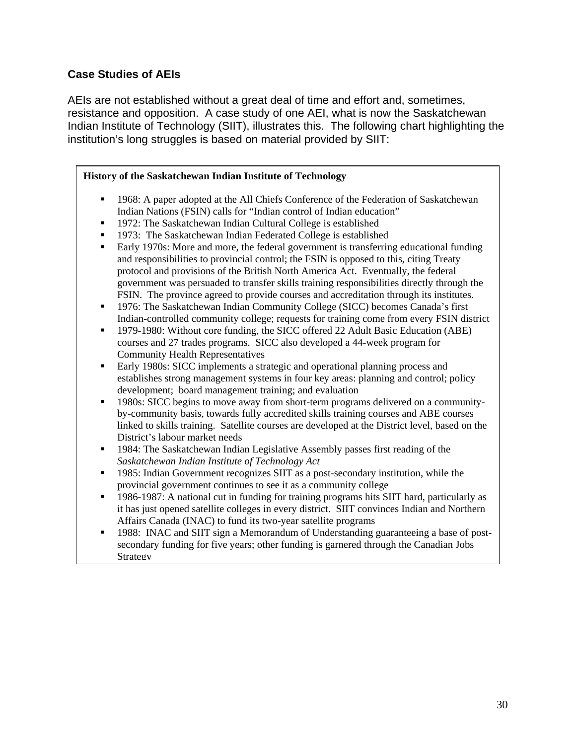### Case Studies of AEIs

AEIs are not established without a great deal of time and effort and, sometimes, resistance and opposition. A case study of one AEI, what is now the Saskatchewan Indian Institute of Technology (SIIT), illustrates this. The following chart highlighting the institution's long struggles is based on material provided by SIIT:

**History of the Saskatchewan Indian Institute of Technology**

- 1968: A paper adopted at the All Chiefs Conference of the Federation of Saskatchewan Indian Nations (FSIN) calls for "Indian control of Indian education"
- 1972: The Saskatchewan Indian Cultural College is established
- 1973: The Saskatchewan Indian Federated College is established
- Early 1970s: More and more, the federal government is transferring educational funding and responsibilities to provincial control; the FSIN is opposed to this, citing Treaty protocol and provisions of the British North America Act. Eventually, the federal government was persuaded to transfer skills training responsibilities directly through the FSIN. The province agreed to provide courses and accreditation through its institutes.
- 1976: The Saskatchewan Indian Community College (SICC) becomes Canada's first Indian-controlled community college; requests for training come from every FSIN district
- 1979-1980: Without core funding, the SICC offered 22 Adult Basic Education (ABE) courses and 27 trades programs. SICC also developed a 44-week program for Community Health Representatives
- Early 1980s: SICC implements a strategic and operational planning process and establishes strong management systems in four key areas: planning and control; policy development; board management training; and evaluation
- 1980s: SICC begins to move away from short-term programs delivered on a community-by-community basis, towards fully accredited skills training courses and ABE courses linked to skills training. Satellite courses are developed at the District level, based on the District's labour market needs
- 1984: The Saskatchewan Indian Legislative Assembly passes first reading of the *Saskatchewan Indian Institute of Technology Act*
- 1985: Indian Government recognizes SIIT as a post-secondary institution, while the provincial government continues to see it as a community college
- 1986-1987: A national cut in funding for training programs hits SIIT hard, particularly as it has just opened satellite colleges in every district. SIIT convinces Indian and Northern Affairs Canada (INAC) to fund its two-year satellite programs
- 1988: INAC and SIIT sign a Memorandum of Understanding guaranteeing a base of post-secondary funding for five years; other funding is garnered through the Canadian Jobs Strategy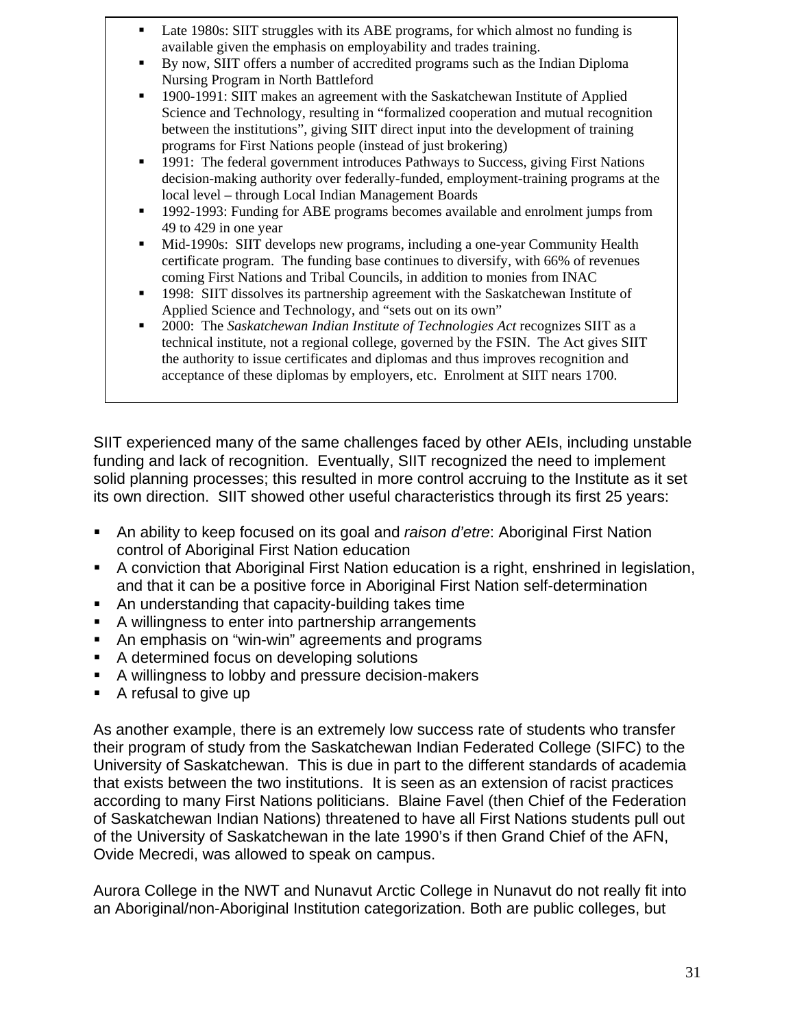- Late 1980s: SIIT struggles with its ABE programs, for which almost no funding is available given the emphasis on employability and trades training.
- By now, SIIT offers a number of accredited programs such as the Indian Diploma Nursing Program in North Battleford
- 1900-1991: SIIT makes an agreement with the Saskatchewan Institute of Applied Science and Technology, resulting in “formalized cooperation and mutual recognition between the institutions”, giving SIIT direct input into the development of training programs for First Nations people (instead of just brokering)
- 1991: The federal government introduces Pathways to Success, giving First Nations decision-making authority over federally-funded, employment-training programs at the local level – through Local Indian Management Boards
- 1992-1993: Funding for ABE programs becomes available and enrolment jumps from 49 to 429 in one year
- Mid-1990s: SIIT develops new programs, including a one-year Community Health certificate program. The funding base continues to diversify, with 66% of revenues coming First Nations and Tribal Councils, in addition to monies from INAC
- 1998: SIIT dissolves its partnership agreement with the Saskatchewan Institute of Applied Science and Technology, and “sets out on its own”
- 2000: The *Saskatchewan Indian Institute of Technologies Act* recognizes SIIT as a technical institute, not a regional college, governed by the FSIN. The Act gives SIIT the authority to issue certificates and diplomas and thus improves recognition and acceptance of these diplomas by employers, etc. Enrolment at SIIT nears 1700.

SIIT experienced many of the same challenges faced by other AEIs, including unstable funding and lack of recognition. Eventually, SIIT recognized the need to implement solid planning processes; this resulted in more control accruing to the Institute as it set its own direction. SIIT showed other useful characteristics through its first 25 years:

- An ability to keep focused on its goal and *raison d'etre*: Aboriginal First Nation control of Aboriginal First Nation education
- A conviction that Aboriginal First Nation education is a right, enshrined in legislation, and that it can be a positive force in Aboriginal First Nation self-determination
- An understanding that capacity-building takes time
- A willingness to enter into partnership arrangements
- An emphasis on “win-win” agreements and programs
- A determined focus on developing solutions
- A willingness to lobby and pressure decision-makers
- A refusal to give up

As another example, there is an extremely low success rate of students who transfer their program of study from the Saskatchewan Indian Federated College (SIFC) to the University of Saskatchewan. This is due in part to the different standards of academia that exists between the two institutions. It is seen as an extension of racist practices according to many First Nations politicians. Blaine Favel (then Chief of the Federation of Saskatchewan Indian Nations) threatened to have all First Nations students pull out of the University of Saskatchewan in the late 1990's if then Grand Chief of the AFN, Ovide Mecredi, was allowed to speak on campus.

Aurora College in the NWT and Nunavut Arctic College in Nunavut do not really fit into an Aboriginal/non-Aboriginal Institution categorization. Both are public colleges, but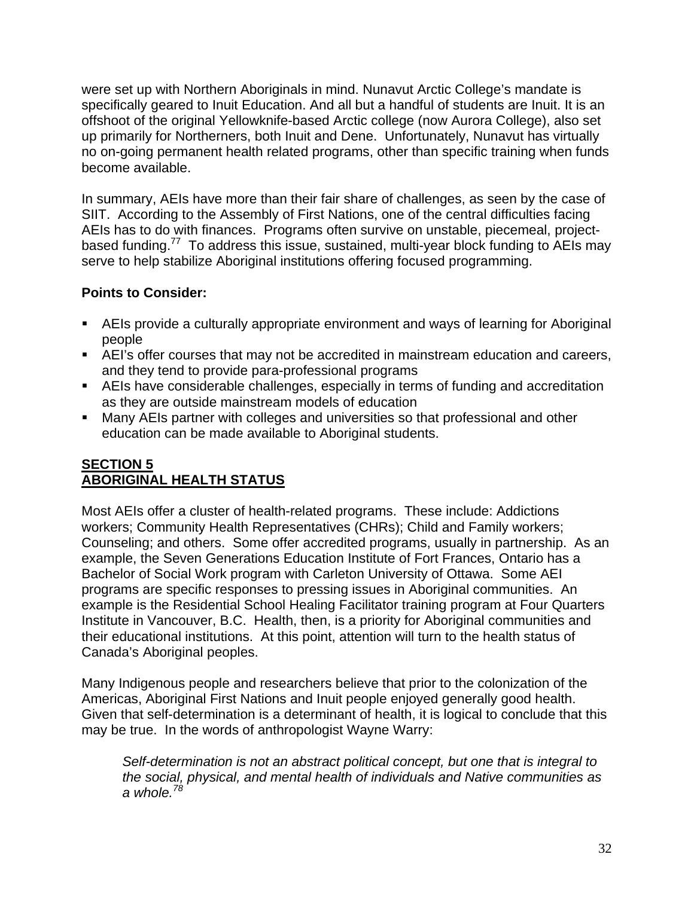were set up with Northern Aboriginals in mind. Nunavut Arctic College's mandate is specifically geared to Inuit Education. And all but a handful of students are Inuit. It is an offshoot of the original Yellowknife-based Arctic college (now Aurora College), also set up primarily for Northerners, both Inuit and Dene. Unfortunately, Nunavut has virtually no on-going permanent health related programs, other than specific training when funds become available.

In summary, AEIs have more than their fair share of challenges, as seen by the case of SIIT. According to the Assembly of First Nations, one of the central difficulties facing AEIs has to do with finances. Programs often survive on unstable, piecemeal, project-based funding.[77] To address this issue, sustained, multi-year block funding to AEIs may serve to help stabilize Aboriginal institutions offering focused programming.

**Points to Consider:**

- AEIs provide a culturally appropriate environment and ways of learning for Aboriginal people
- AEI's offer courses that may not be accredited in mainstream education and careers, and they tend to provide para-professional programs
- AEIs have considerable challenges, especially in terms of funding and accreditation as they are outside mainstream models of education
- Many AEIs partner with colleges and universities so that professional and other education can be made available to Aboriginal students.

## SECTION 5
## ABORIGINAL HEALTH STATUS

Most AEIs offer a cluster of health-related programs. These include: Addictions workers; Community Health Representatives (CHRs); Child and Family workers; Counseling; and others. Some offer accredited programs, usually in partnership. As an example, the Seven Generations Education Institute of Fort Frances, Ontario has a Bachelor of Social Work program with Carleton University of Ottawa. Some AEI programs are specific responses to pressing issues in Aboriginal communities. An example is the Residential School Healing Facilitator training program at Four Quarters Institute in Vancouver, B.C. Health, then, is a priority for Aboriginal communities and their educational institutions. At this point, attention will turn to the health status of Canada's Aboriginal peoples.

Many Indigenous people and researchers believe that prior to the colonization of the Americas, Aboriginal First Nations and Inuit people enjoyed generally good health. Given that self-determination is a determinant of health, it is logical to conclude that this may be true. In the words of anthropologist Wayne Warry:

> *Self-determination is not an abstract political concept, but one that is integral to the social, physical, and mental health of individuals and Native communities as a whole.*[78]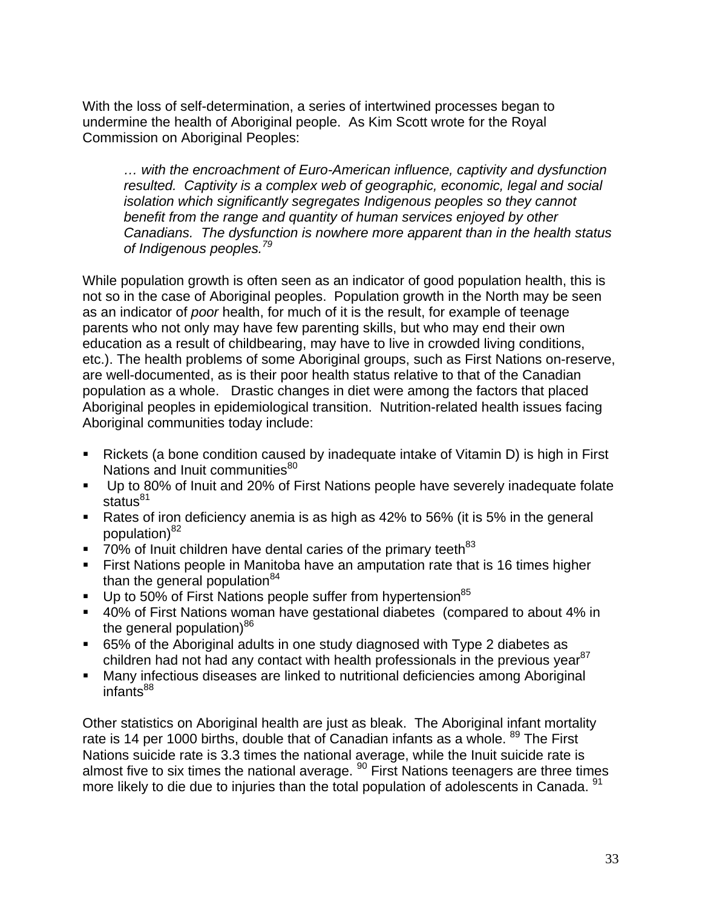With the loss of self-determination, a series of intertwined processes began to undermine the health of Aboriginal people. As Kim Scott wrote for the Royal Commission on Aboriginal Peoples:

> *… with the encroachment of Euro-American influence, captivity and dysfunction resulted. Captivity is a complex web of geographic, economic, legal and social isolation which significantly segregates Indigenous peoples so they cannot benefit from the range and quantity of human services enjoyed by other Canadians. The dysfunction is nowhere more apparent than in the health status of Indigenous peoples.*[79]

While population growth is often seen as an indicator of good population health, this is not so in the case of Aboriginal peoples. Population growth in the North may be seen as an indicator of *poor* health, for much of it is the result, for example of teenage parents who not only may have few parenting skills, but who may end their own education as a result of childbearing, may have to live in crowded living conditions, etc.). The health problems of some Aboriginal groups, such as First Nations on-reserve, are well-documented, as is their poor health status relative to that of the Canadian population as a whole. Drastic changes in diet were among the factors that placed Aboriginal peoples in epidemiological transition. Nutrition-related health issues facing Aboriginal communities today include:

- Rickets (a bone condition caused by inadequate intake of Vitamin D) is high in First Nations and Inuit communities[80]
- Up to 80% of Inuit and 20% of First Nations people have severely inadequate folate status[81]
- Rates of iron deficiency anemia is as high as 42% to 56% (it is 5% in the general population)[82]
- 70% of Inuit children have dental caries of the primary teeth[83]
- First Nations people in Manitoba have an amputation rate that is 16 times higher than the general population[84]
- Up to 50% of First Nations people suffer from hypertension[85]
- 40% of First Nations woman have gestational diabetes (compared to about 4% in the general population)[86]
- 65% of the Aboriginal adults in one study diagnosed with Type 2 diabetes as children had not had any contact with health professionals in the previous year[87]
- Many infectious diseases are linked to nutritional deficiencies among Aboriginal infants[88]

Other statistics on Aboriginal health are just as bleak. The Aboriginal infant mortality rate is 14 per 1000 births, double that of Canadian infants as a whole. [89] The First Nations suicide rate is 3.3 times the national average, while the Inuit suicide rate is almost five to six times the national average. [90] First Nations teenagers are three times more likely to die due to injuries than the total population of adolescents in Canada. [91]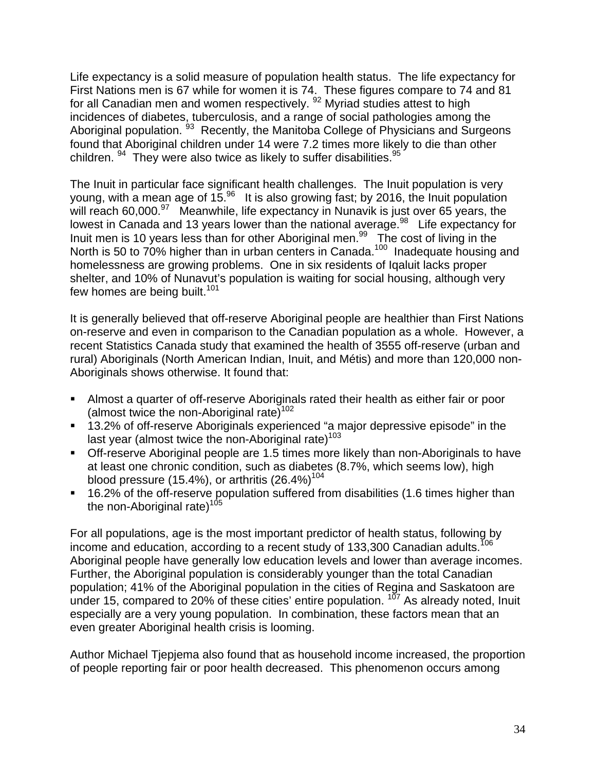Life expectancy is a solid measure of population health status. The life expectancy for First Nations men is 67 while for women it is 74. These figures compare to 74 and 81 for all Canadian men and women respectively. [92] Myriad studies attest to high incidences of diabetes, tuberculosis, and a range of social pathologies among the Aboriginal population. [93] Recently, the Manitoba College of Physicians and Surgeons found that Aboriginal children under 14 were 7.2 times more likely to die than other children. [94] They were also twice as likely to suffer disabilities.[95]

The Inuit in particular face significant health challenges. The Inuit population is very young, with a mean age of 15.[96] It is also growing fast; by 2016, the Inuit population will reach 60,000.[97] Meanwhile, life expectancy in Nunavik is just over 65 years, the lowest in Canada and 13 years lower than the national average.[98] Life expectancy for Inuit men is 10 years less than for other Aboriginal men.[99] The cost of living in the North is 50 to 70% higher than in urban centers in Canada.[100] Inadequate housing and homelessness are growing problems. One in six residents of Iqaluit lacks proper shelter, and 10% of Nunavut's population is waiting for social housing, although very few homes are being built.[101]

It is generally believed that off-reserve Aboriginal people are healthier than First Nations on-reserve and even in comparison to the Canadian population as a whole. However, a recent Statistics Canada study that examined the health of 3555 off-reserve (urban and rural) Aboriginals (North American Indian, Inuit, and Métis) and more than 120,000 non-Aboriginals shows otherwise. It found that:

- Almost a quarter of off-reserve Aboriginals rated their health as either fair or poor (almost twice the non-Aboriginal rate)[102]
- 13.2% of off-reserve Aboriginals experienced "a major depressive episode" in the last year (almost twice the non-Aboriginal rate)[103]
- Off-reserve Aboriginal people are 1.5 times more likely than non-Aboriginals to have at least one chronic condition, such as diabetes (8.7%, which seems low), high blood pressure (15.4%), or arthritis (26.4%)[104]
- 16.2% of the off-reserve population suffered from disabilities (1.6 times higher than the non-Aboriginal rate)[105]

For all populations, age is the most important predictor of health status, following by income and education, according to a recent study of 133,300 Canadian adults.[106] Aboriginal people have generally low education levels and lower than average incomes. Further, the Aboriginal population is considerably younger than the total Canadian population; 41% of the Aboriginal population in the cities of Regina and Saskatoon are under 15, compared to 20% of these cities' entire population. [107] As already noted, Inuit especially are a very young population. In combination, these factors mean that an even greater Aboriginal health crisis is looming.

Author Michael Tjepjema also found that as household income increased, the proportion of people reporting fair or poor health decreased. This phenomenon occurs among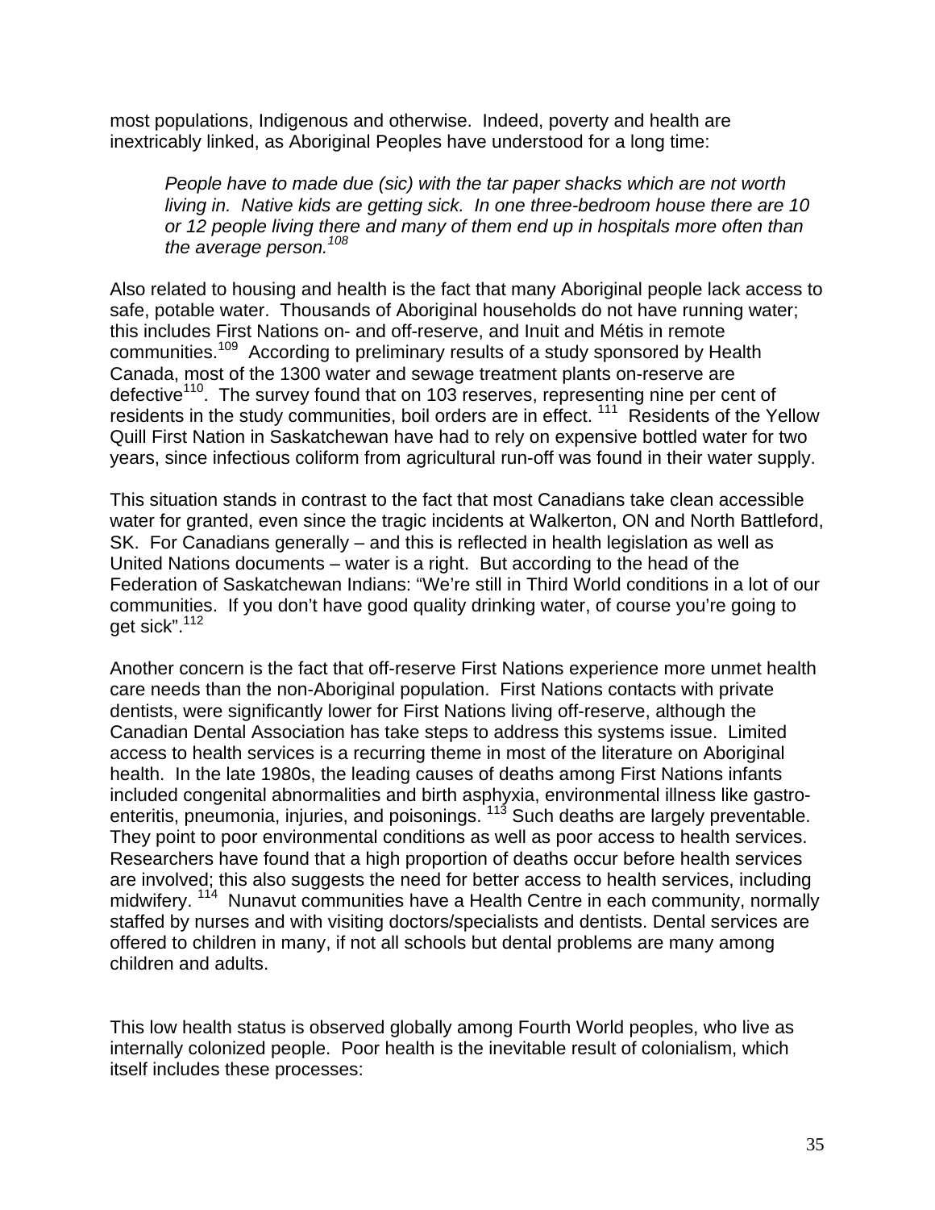most populations, Indigenous and otherwise. Indeed, poverty and health are inextricably linked, as Aboriginal Peoples have understood for a long time:

> *People have to made due (sic) with the tar paper shacks which are not worth living in. Native kids are getting sick. In one three-bedroom house there are 10 or 12 people living there and many of them end up in hospitals more often than the average person.*[108]

Also related to housing and health is the fact that many Aboriginal people lack access to safe, potable water. Thousands of Aboriginal households do not have running water; this includes First Nations on- and off-reserve, and Inuit and Métis in remote communities.[109] According to preliminary results of a study sponsored by Health Canada, most of the 1300 water and sewage treatment plants on-reserve are defective[110]. The survey found that on 103 reserves, representing nine per cent of residents in the study communities, boil orders are in effect. [111] Residents of the Yellow Quill First Nation in Saskatchewan have had to rely on expensive bottled water for two years, since infectious coliform from agricultural run-off was found in their water supply.

This situation stands in contrast to the fact that most Canadians take clean accessible water for granted, even since the tragic incidents at Walkerton, ON and North Battleford, SK. For Canadians generally – and this is reflected in health legislation as well as United Nations documents – water is a right. But according to the head of the Federation of Saskatchewan Indians: "We're still in Third World conditions in a lot of our communities. If you don't have good quality drinking water, of course you're going to get sick".[112]

Another concern is the fact that off-reserve First Nations experience more unmet health care needs than the non-Aboriginal population. First Nations contacts with private dentists, were significantly lower for First Nations living off-reserve, although the Canadian Dental Association has take steps to address this systems issue. Limited access to health services is a recurring theme in most of the literature on Aboriginal health. In the late 1980s, the leading causes of deaths among First Nations infants included congenital abnormalities and birth asphyxia, environmental illness like gastro-enteritis, pneumonia, injuries, and poisonings. [113] Such deaths are largely preventable. They point to poor environmental conditions as well as poor access to health services. Researchers have found that a high proportion of deaths occur before health services are involved; this also suggests the need for better access to health services, including midwifery. [114] Nunavut communities have a Health Centre in each community, normally staffed by nurses and with visiting doctors/specialists and dentists. Dental services are offered to children in many, if not all schools but dental problems are many among children and adults.

This low health status is observed globally among Fourth World peoples, who live as internally colonized people. Poor health is the inevitable result of colonialism, which itself includes these processes: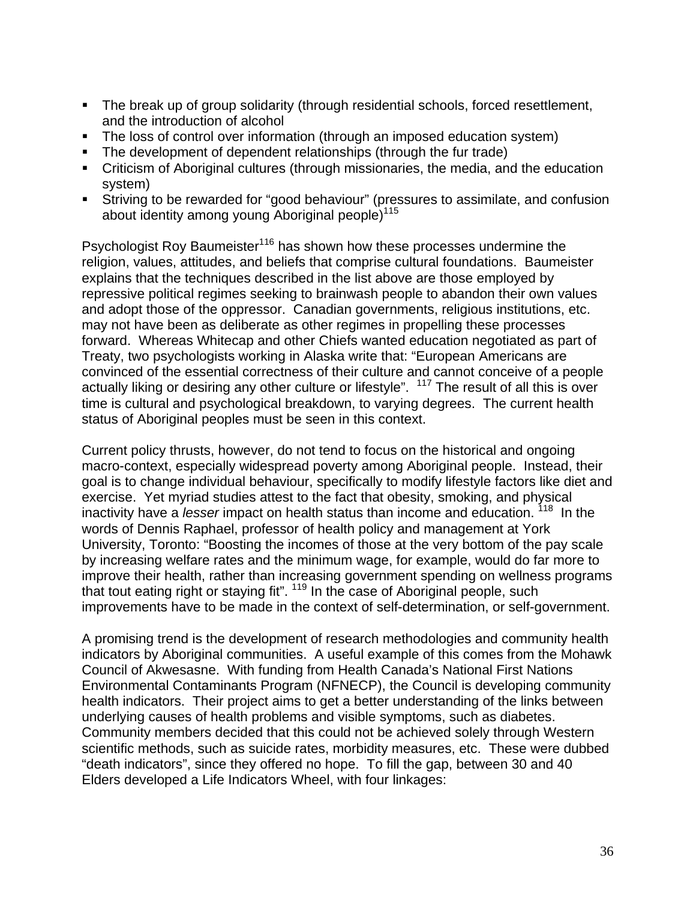- The break up of group solidarity (through residential schools, forced resettlement, and the introduction of alcohol
- The loss of control over information (through an imposed education system)
- The development of dependent relationships (through the fur trade)
- Criticism of Aboriginal cultures (through missionaries, the media, and the education system)
- Striving to be rewarded for "good behaviour" (pressures to assimilate, and confusion about identity among young Aboriginal people)[115]

Psychologist Roy Baumeister[116] has shown how these processes undermine the religion, values, attitudes, and beliefs that comprise cultural foundations. Baumeister explains that the techniques described in the list above are those employed by repressive political regimes seeking to brainwash people to abandon their own values and adopt those of the oppressor. Canadian governments, religious institutions, etc. may not have been as deliberate as other regimes in propelling these processes forward. Whereas Whitecap and other Chiefs wanted education negotiated as part of Treaty, two psychologists working in Alaska write that: "European Americans are convinced of the essential correctness of their culture and cannot conceive of a people actually liking or desiring any other culture or lifestyle". [117] The result of all this is over time is cultural and psychological breakdown, to varying degrees. The current health status of Aboriginal peoples must be seen in this context.

Current policy thrusts, however, do not tend to focus on the historical and ongoing macro-context, especially widespread poverty among Aboriginal people. Instead, their goal is to change individual behaviour, specifically to modify lifestyle factors like diet and exercise. Yet myriad studies attest to the fact that obesity, smoking, and physical inactivity have a *lesser* impact on health status than income and education. [118] In the words of Dennis Raphael, professor of health policy and management at York University, Toronto: "Boosting the incomes of those at the very bottom of the pay scale by increasing welfare rates and the minimum wage, for example, would do far more to improve their health, rather than increasing government spending on wellness programs that tout eating right or staying fit". [119] In the case of Aboriginal people, such improvements have to be made in the context of self-determination, or self-government.

A promising trend is the development of research methodologies and community health indicators by Aboriginal communities. A useful example of this comes from the Mohawk Council of Akwesasne. With funding from Health Canada's National First Nations Environmental Contaminants Program (NFNECP), the Council is developing community health indicators. Their project aims to get a better understanding of the links between underlying causes of health problems and visible symptoms, such as diabetes. Community members decided that this could not be achieved solely through Western scientific methods, such as suicide rates, morbidity measures, etc. These were dubbed "death indicators", since they offered no hope. To fill the gap, between 30 and 40 Elders developed a Life Indicators Wheel, with four linkages: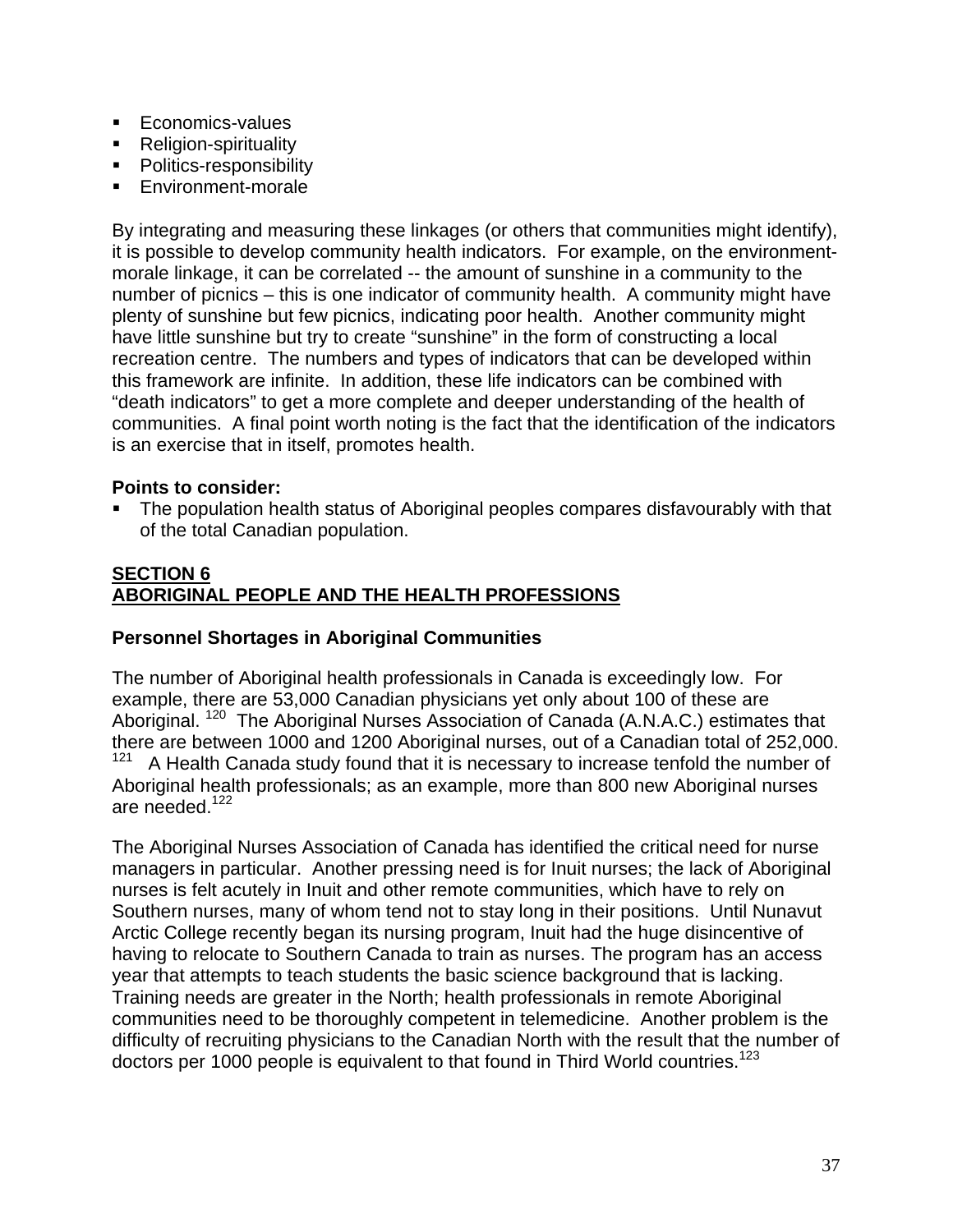- Economics-values
- Religion-spirituality
- Politics-responsibility
- Environment-morale

By integrating and measuring these linkages (or others that communities might identify), it is possible to develop community health indicators. For example, on the environment-morale linkage, it can be correlated -- the amount of sunshine in a community to the number of picnics – this is one indicator of community health. A community might have plenty of sunshine but few picnics, indicating poor health. Another community might have little sunshine but try to create "sunshine" in the form of constructing a local recreation centre. The numbers and types of indicators that can be developed within this framework are infinite. In addition, these life indicators can be combined with "death indicators" to get a more complete and deeper understanding of the health of communities. A final point worth noting is the fact that the identification of the indicators is an exercise that in itself, promotes health.

**Points to consider:**

- The population health status of Aboriginal peoples compares disfavourably with that of the total Canadian population.

## SECTION 6
## ABORIGINAL PEOPLE AND THE HEALTH PROFESSIONS

### Personnel Shortages in Aboriginal Communities

The number of Aboriginal health professionals in Canada is exceedingly low. For example, there are 53,000 Canadian physicians yet only about 100 of these are Aboriginal. [120] The Aboriginal Nurses Association of Canada (A.N.A.C.) estimates that there are between 1000 and 1200 Aboriginal nurses, out of a Canadian total of 252,000. [121] A Health Canada study found that it is necessary to increase tenfold the number of Aboriginal health professionals; as an example, more than 800 new Aboriginal nurses are needed.[122]

The Aboriginal Nurses Association of Canada has identified the critical need for nurse managers in particular. Another pressing need is for Inuit nurses; the lack of Aboriginal nurses is felt acutely in Inuit and other remote communities, which have to rely on Southern nurses, many of whom tend not to stay long in their positions. Until Nunavut Arctic College recently began its nursing program, Inuit had the huge disincentive of having to relocate to Southern Canada to train as nurses. The program has an access year that attempts to teach students the basic science background that is lacking. Training needs are greater in the North; health professionals in remote Aboriginal communities need to be thoroughly competent in telemedicine. Another problem is the difficulty of recruiting physicians to the Canadian North with the result that the number of doctors per 1000 people is equivalent to that found in Third World countries.[123]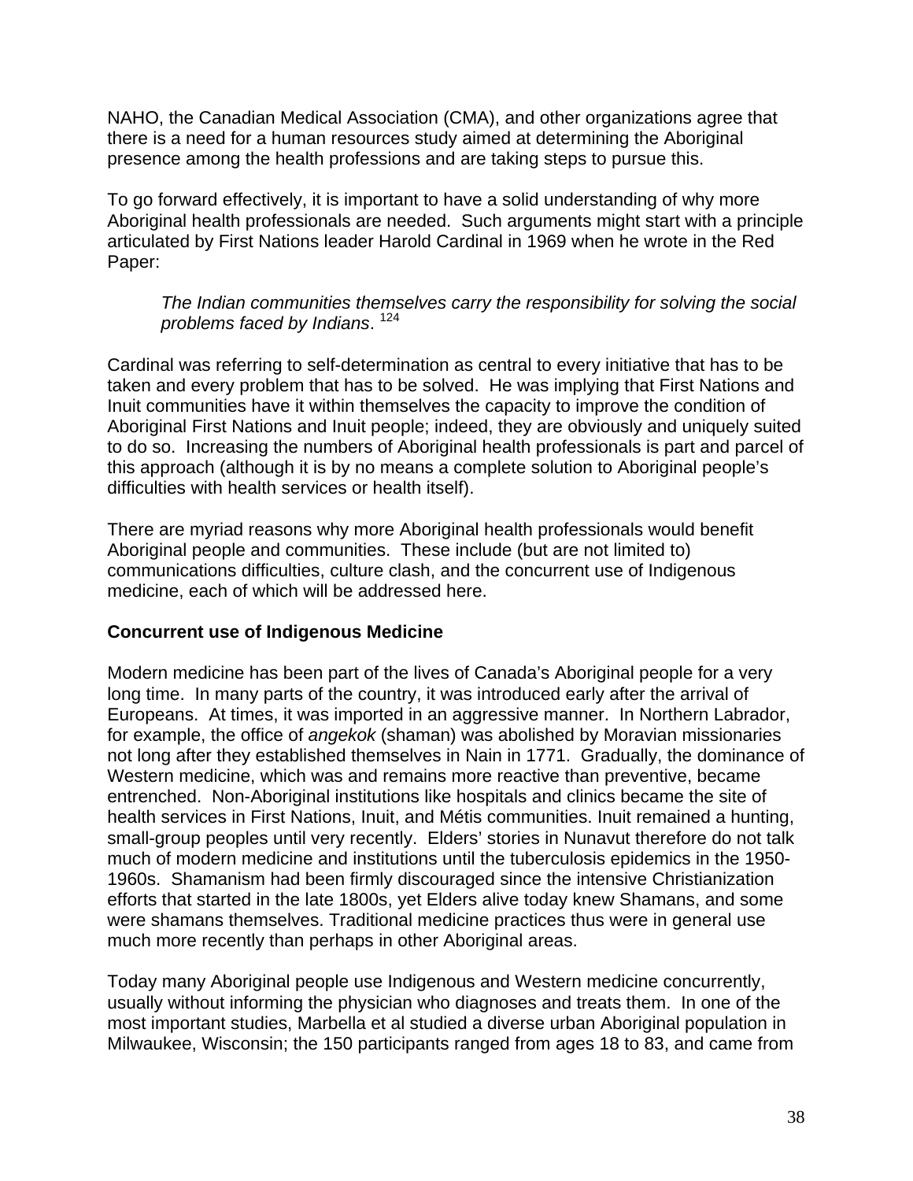NAHO, the Canadian Medical Association (CMA), and other organizations agree that there is a need for a human resources study aimed at determining the Aboriginal presence among the health professions and are taking steps to pursue this.

To go forward effectively, it is important to have a solid understanding of why more Aboriginal health professionals are needed. Such arguments might start with a principle articulated by First Nations leader Harold Cardinal in 1969 when he wrote in the Red Paper:

> *The Indian communities themselves carry the responsibility for solving the social problems faced by Indians*. [124]

Cardinal was referring to self-determination as central to every initiative that has to be taken and every problem that has to be solved. He was implying that First Nations and Inuit communities have it within themselves the capacity to improve the condition of Aboriginal First Nations and Inuit people; indeed, they are obviously and uniquely suited to do so. Increasing the numbers of Aboriginal health professionals is part and parcel of this approach (although it is by no means a complete solution to Aboriginal people's difficulties with health services or health itself).

There are myriad reasons why more Aboriginal health professionals would benefit Aboriginal people and communities. These include (but are not limited to) communications difficulties, culture clash, and the concurrent use of Indigenous medicine, each of which will be addressed here.

**Concurrent use of Indigenous Medicine**

Modern medicine has been part of the lives of Canada's Aboriginal people for a very long time. In many parts of the country, it was introduced early after the arrival of Europeans. At times, it was imported in an aggressive manner. In Northern Labrador, for example, the office of *angekok* (shaman) was abolished by Moravian missionaries not long after they established themselves in Nain in 1771. Gradually, the dominance of Western medicine, which was and remains more reactive than preventive, became entrenched. Non-Aboriginal institutions like hospitals and clinics became the site of health services in First Nations, Inuit, and Métis communities. Inuit remained a hunting, small-group peoples until very recently. Elders' stories in Nunavut therefore do not talk much of modern medicine and institutions until the tuberculosis epidemics in the 1950-1960s. Shamanism had been firmly discouraged since the intensive Christianization efforts that started in the late 1800s, yet Elders alive today knew Shamans, and some were shamans themselves. Traditional medicine practices thus were in general use much more recently than perhaps in other Aboriginal areas.

Today many Aboriginal people use Indigenous and Western medicine concurrently, usually without informing the physician who diagnoses and treats them. In one of the most important studies, Marbella et al studied a diverse urban Aboriginal population in Milwaukee, Wisconsin; the 150 participants ranged from ages 18 to 83, and came from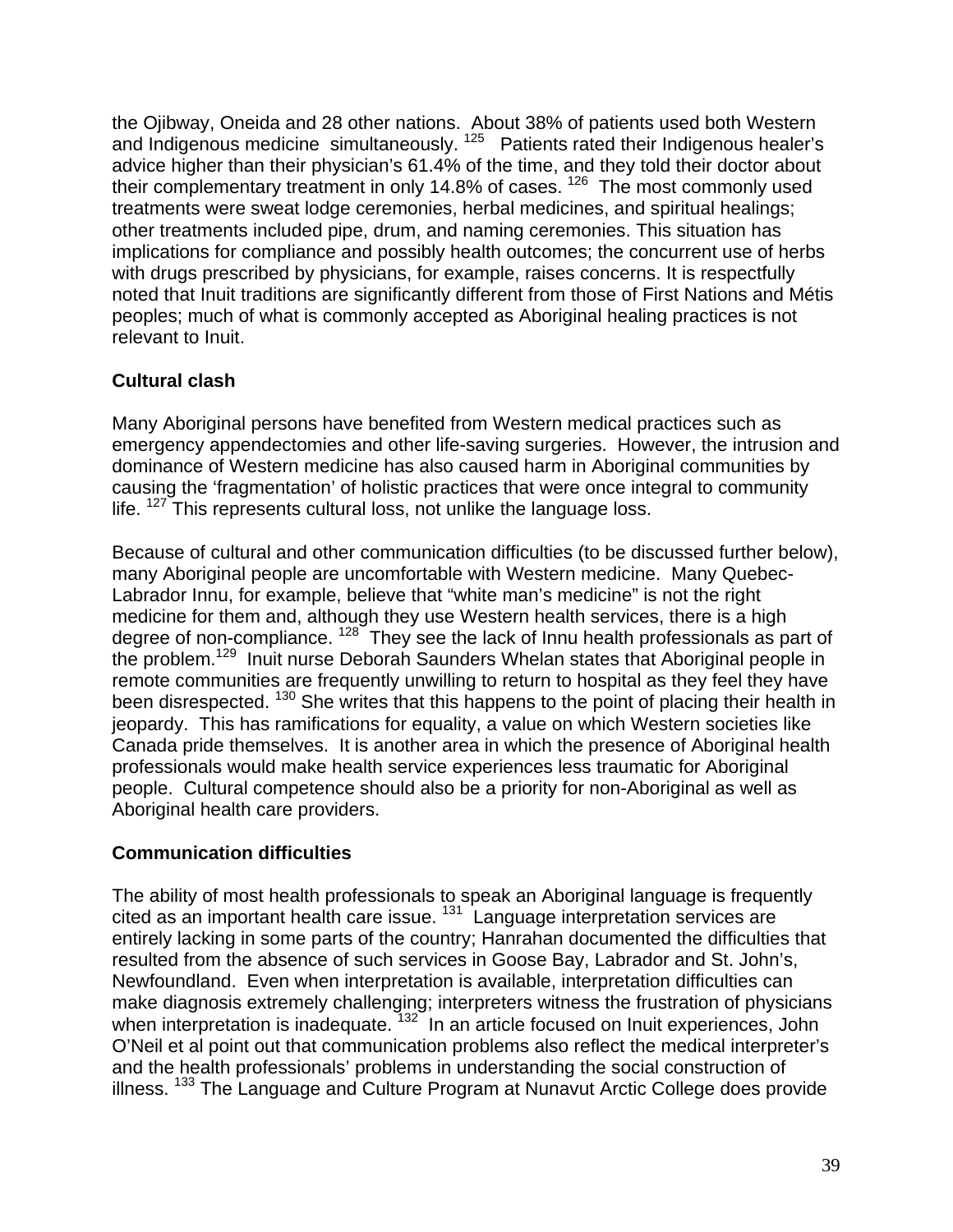the Ojibway, Oneida and 28 other nations. About 38% of patients used both Western and Indigenous medicine simultaneously. [125] Patients rated their Indigenous healer's advice higher than their physician's 61.4% of the time, and they told their doctor about their complementary treatment in only 14.8% of cases. [126] The most commonly used treatments were sweat lodge ceremonies, herbal medicines, and spiritual healings; other treatments included pipe, drum, and naming ceremonies. This situation has implications for compliance and possibly health outcomes; the concurrent use of herbs with drugs prescribed by physicians, for example, raises concerns. It is respectfully noted that Inuit traditions are significantly different from those of First Nations and Métis peoples; much of what is commonly accepted as Aboriginal healing practices is not relevant to Inuit.

### Cultural clash

Many Aboriginal persons have benefited from Western medical practices such as emergency appendectomies and other life-saving surgeries. However, the intrusion and dominance of Western medicine has also caused harm in Aboriginal communities by causing the 'fragmentation' of holistic practices that were once integral to community life. [127] This represents cultural loss, not unlike the language loss.

Because of cultural and other communication difficulties (to be discussed further below), many Aboriginal people are uncomfortable with Western medicine. Many Quebec-Labrador Innu, for example, believe that "white man's medicine" is not the right medicine for them and, although they use Western health services, there is a high degree of non-compliance. [128] They see the lack of Innu health professionals as part of the problem.[129] Inuit nurse Deborah Saunders Whelan states that Aboriginal people in remote communities are frequently unwilling to return to hospital as they feel they have been disrespected. [130] She writes that this happens to the point of placing their health in jeopardy. This has ramifications for equality, a value on which Western societies like Canada pride themselves. It is another area in which the presence of Aboriginal health professionals would make health service experiences less traumatic for Aboriginal people. Cultural competence should also be a priority for non-Aboriginal as well as Aboriginal health care providers.

### Communication difficulties

The ability of most health professionals to speak an Aboriginal language is frequently cited as an important health care issue. [131] Language interpretation services are entirely lacking in some parts of the country; Hanrahan documented the difficulties that resulted from the absence of such services in Goose Bay, Labrador and St. John's, Newfoundland. Even when interpretation is available, interpretation difficulties can make diagnosis extremely challenging; interpreters witness the frustration of physicians when interpretation is inadequate. [132] In an article focused on Inuit experiences, John O'Neil et al point out that communication problems also reflect the medical interpreter's and the health professionals' problems in understanding the social construction of illness. [133] The Language and Culture Program at Nunavut Arctic College does provide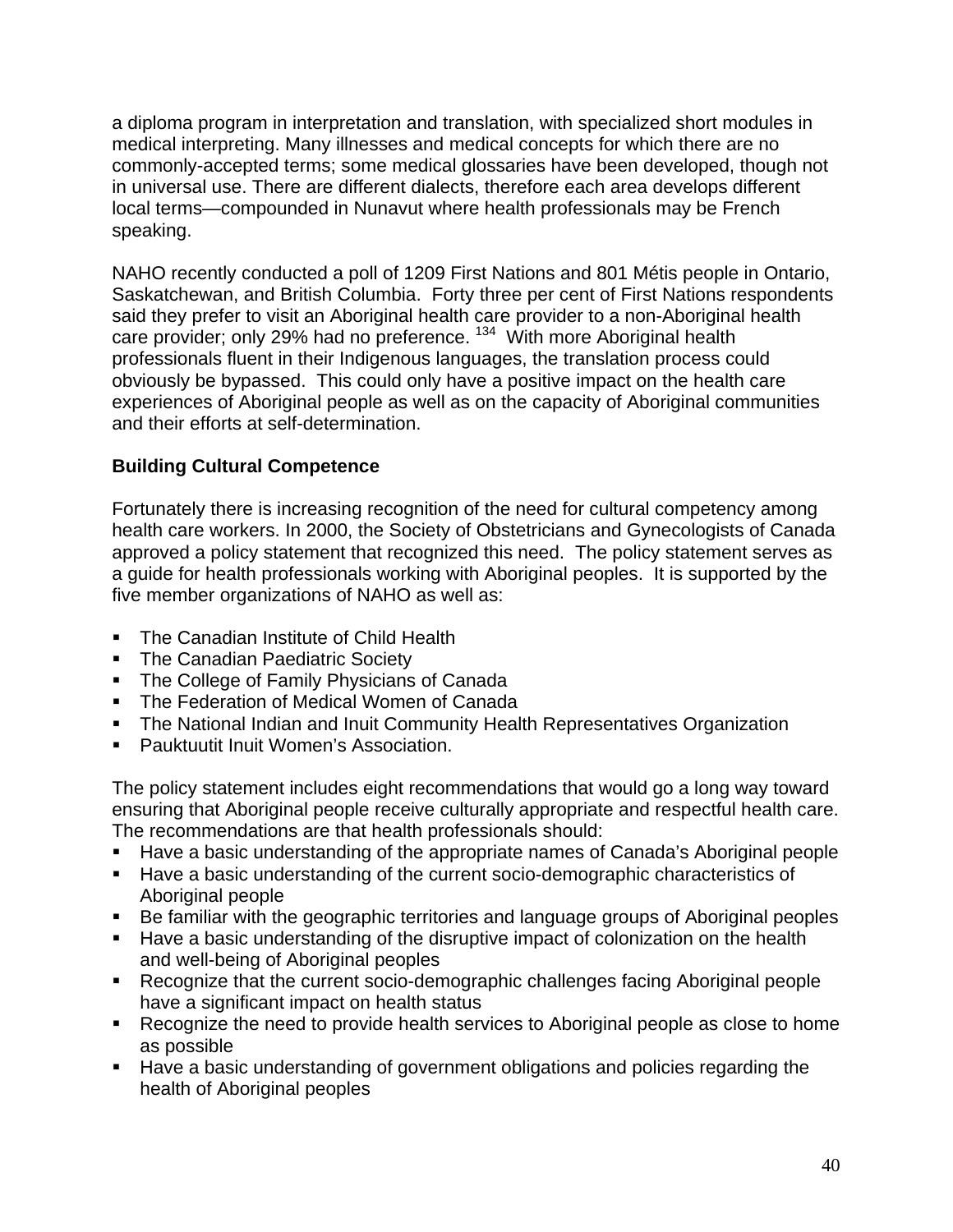a diploma program in interpretation and translation, with specialized short modules in medical interpreting. Many illnesses and medical concepts for which there are no commonly-accepted terms; some medical glossaries have been developed, though not in universal use. There are different dialects, therefore each area develops different local terms—compounded in Nunavut where health professionals may be French speaking.

NAHO recently conducted a poll of 1209 First Nations and 801 Métis people in Ontario, Saskatchewan, and British Columbia. Forty three per cent of First Nations respondents said they prefer to visit an Aboriginal health care provider to a non-Aboriginal health care provider; only 29% had no preference. [134] With more Aboriginal health professionals fluent in their Indigenous languages, the translation process could obviously be bypassed. This could only have a positive impact on the health care experiences of Aboriginal people as well as on the capacity of Aboriginal communities and their efforts at self-determination.

**Building Cultural Competence**

Fortunately there is increasing recognition of the need for cultural competency among health care workers. In 2000, the Society of Obstetricians and Gynecologists of Canada approved a policy statement that recognized this need. The policy statement serves as a guide for health professionals working with Aboriginal peoples. It is supported by the five member organizations of NAHO as well as:

- The Canadian Institute of Child Health
- The Canadian Paediatric Society
- The College of Family Physicians of Canada
- The Federation of Medical Women of Canada
- The National Indian and Inuit Community Health Representatives Organization
- Pauktuutit Inuit Women's Association.

The policy statement includes eight recommendations that would go a long way toward ensuring that Aboriginal people receive culturally appropriate and respectful health care. The recommendations are that health professionals should:

- Have a basic understanding of the appropriate names of Canada's Aboriginal people
- Have a basic understanding of the current socio-demographic characteristics of Aboriginal people
- Be familiar with the geographic territories and language groups of Aboriginal peoples
- Have a basic understanding of the disruptive impact of colonization on the health and well-being of Aboriginal peoples
- Recognize that the current socio-demographic challenges facing Aboriginal people have a significant impact on health status
- Recognize the need to provide health services to Aboriginal people as close to home as possible
- Have a basic understanding of government obligations and policies regarding the health of Aboriginal peoples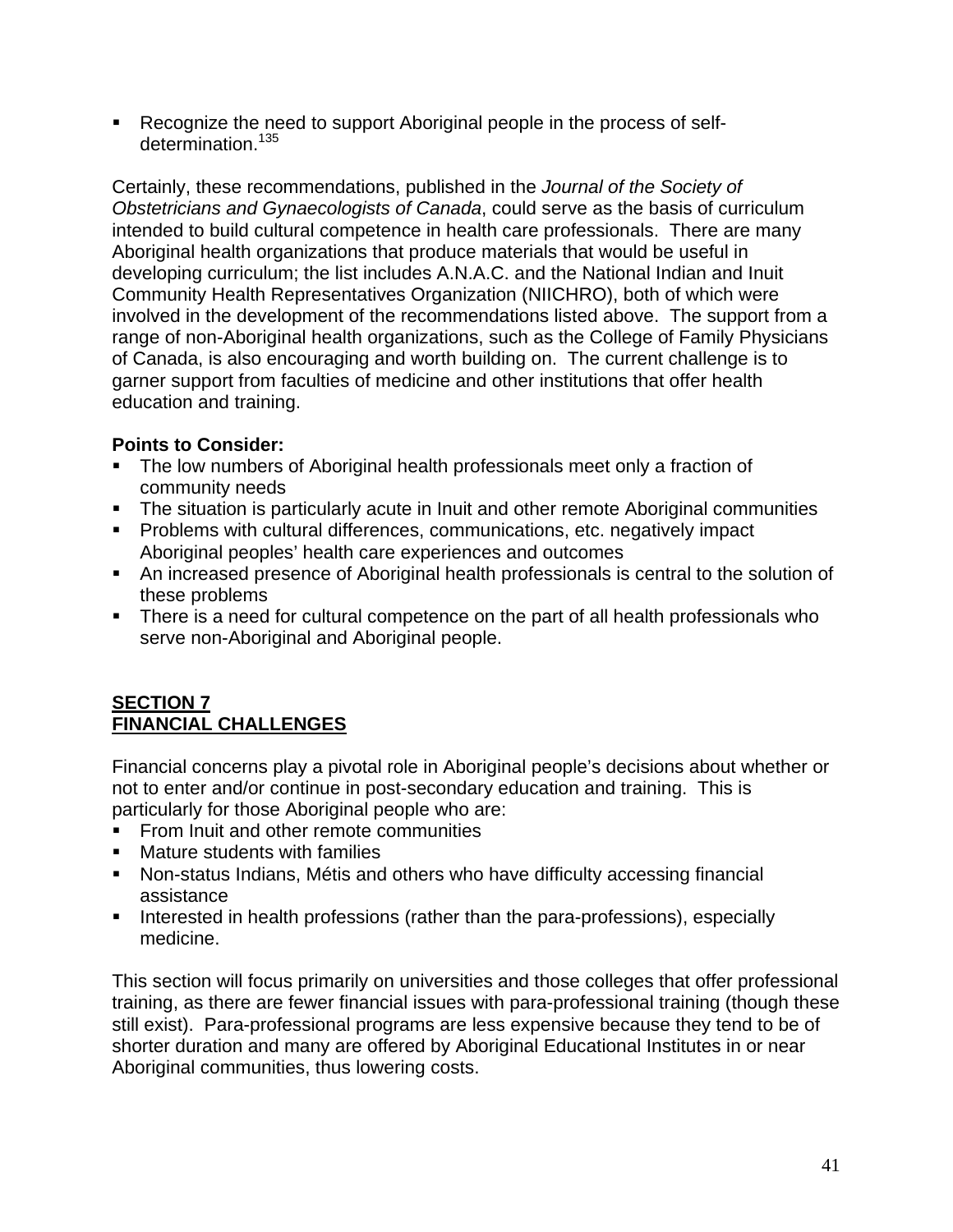- Recognize the need to support Aboriginal people in the process of self-determination.[135]

Certainly, these recommendations, published in the *Journal of the Society of Obstetricians and Gynaecologists of Canada*, could serve as the basis of curriculum intended to build cultural competence in health care professionals. There are many Aboriginal health organizations that produce materials that would be useful in developing curriculum; the list includes A.N.A.C. and the National Indian and Inuit Community Health Representatives Organization (NIICHRO), both of which were involved in the development of the recommendations listed above. The support from a range of non-Aboriginal health organizations, such as the College of Family Physicians of Canada, is also encouraging and worth building on. The current challenge is to garner support from faculties of medicine and other institutions that offer health education and training.

**Points to Consider:**

- The low numbers of Aboriginal health professionals meet only a fraction of community needs
- The situation is particularly acute in Inuit and other remote Aboriginal communities
- Problems with cultural differences, communications, etc. negatively impact Aboriginal peoples' health care experiences and outcomes
- An increased presence of Aboriginal health professionals is central to the solution of these problems
- There is a need for cultural competence on the part of all health professionals who serve non-Aboriginal and Aboriginal people.

## SECTION 7
## FINANCIAL CHALLENGES

Financial concerns play a pivotal role in Aboriginal people's decisions about whether or not to enter and/or continue in post-secondary education and training. This is particularly for those Aboriginal people who are:

- From Inuit and other remote communities
- Mature students with families
- Non-status Indians, Métis and others who have difficulty accessing financial assistance
- Interested in health professions (rather than the para-professions), especially medicine.

This section will focus primarily on universities and those colleges that offer professional training, as there are fewer financial issues with para-professional training (though these still exist). Para-professional programs are less expensive because they tend to be of shorter duration and many are offered by Aboriginal Educational Institutes in or near Aboriginal communities, thus lowering costs.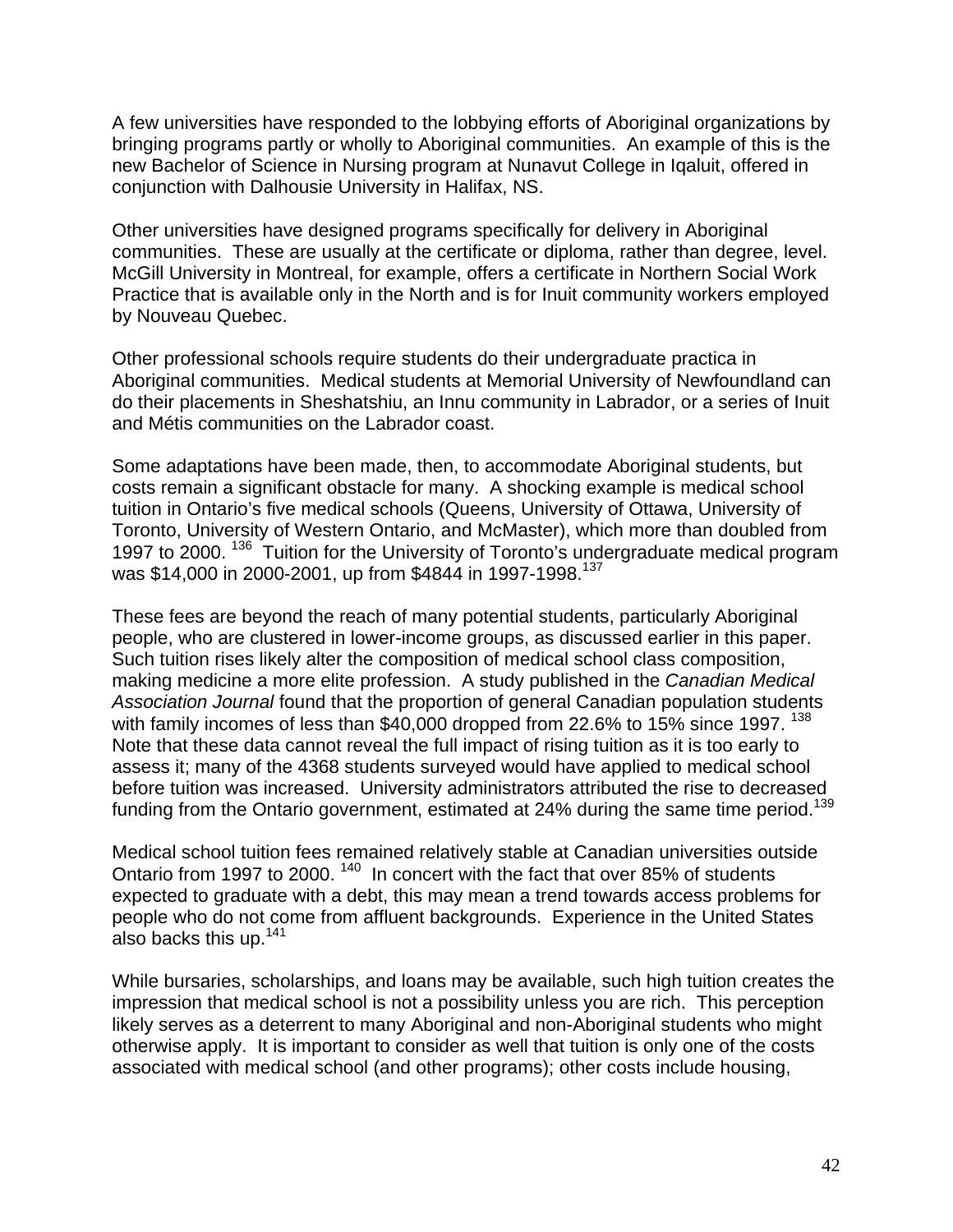A few universities have responded to the lobbying efforts of Aboriginal organizations by bringing programs partly or wholly to Aboriginal communities. An example of this is the new Bachelor of Science in Nursing program at Nunavut College in Iqaluit, offered in conjunction with Dalhousie University in Halifax, NS.

Other universities have designed programs specifically for delivery in Aboriginal communities. These are usually at the certificate or diploma, rather than degree, level. McGill University in Montreal, for example, offers a certificate in Northern Social Work Practice that is available only in the North and is for Inuit community workers employed by Nouveau Quebec.

Other professional schools require students do their undergraduate practica in Aboriginal communities. Medical students at Memorial University of Newfoundland can do their placements in Sheshatshiu, an Innu community in Labrador, or a series of Inuit and Métis communities on the Labrador coast.

Some adaptations have been made, then, to accommodate Aboriginal students, but costs remain a significant obstacle for many. A shocking example is medical school tuition in Ontario's five medical schools (Queens, University of Ottawa, University of Toronto, University of Western Ontario, and McMaster), which more than doubled from 1997 to 2000. [136] Tuition for the University of Toronto's undergraduate medical program was $14,000 in 2000-2001, up from $4844 in 1997-1998.[137]

These fees are beyond the reach of many potential students, particularly Aboriginal people, who are clustered in lower-income groups, as discussed earlier in this paper. Such tuition rises likely alter the composition of medical school class composition, making medicine a more elite profession. A study published in the *Canadian Medical Association Journal* found that the proportion of general Canadian population students with family incomes of less than $40,000 dropped from 22.6% to 15% since 1997. [138] Note that these data cannot reveal the full impact of rising tuition as it is too early to assess it; many of the 4368 students surveyed would have applied to medical school before tuition was increased. University administrators attributed the rise to decreased funding from the Ontario government, estimated at 24% during the same time period.[139]

Medical school tuition fees remained relatively stable at Canadian universities outside Ontario from 1997 to 2000. [140] In concert with the fact that over 85% of students expected to graduate with a debt, this may mean a trend towards access problems for people who do not come from affluent backgrounds. Experience in the United States also backs this up.[141]

While bursaries, scholarships, and loans may be available, such high tuition creates the impression that medical school is not a possibility unless you are rich. This perception likely serves as a deterrent to many Aboriginal and non-Aboriginal students who might otherwise apply. It is important to consider as well that tuition is only one of the costs associated with medical school (and other programs); other costs include housing,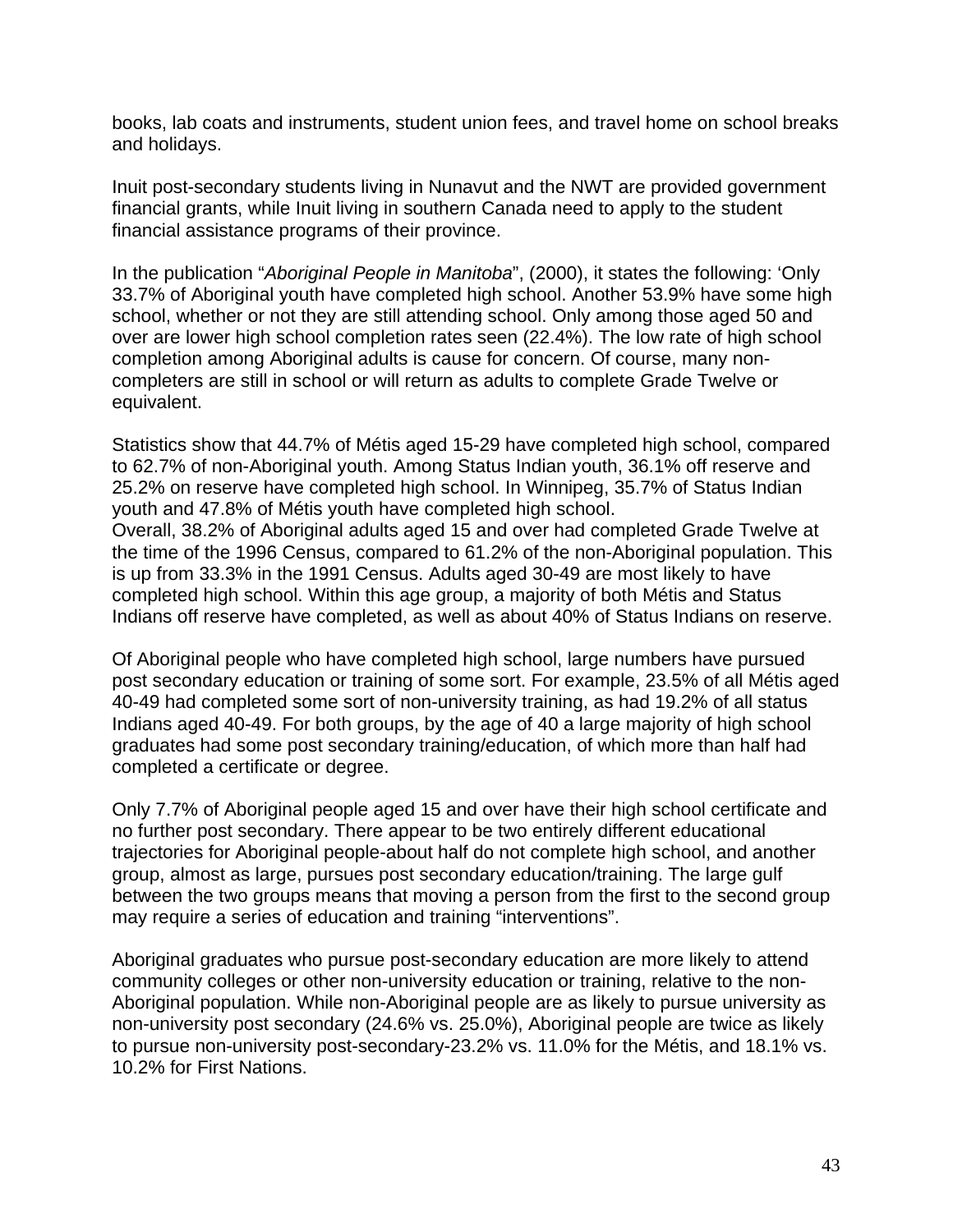books, lab coats and instruments, student union fees, and travel home on school breaks and holidays.

Inuit post-secondary students living in Nunavut and the NWT are provided government financial grants, while Inuit living in southern Canada need to apply to the student financial assistance programs of their province.

In the publication "*Aboriginal People in Manitoba*", (2000), it states the following: 'Only 33.7% of Aboriginal youth have completed high school. Another 53.9% have some high school, whether or not they are still attending school. Only among those aged 50 and over are lower high school completion rates seen (22.4%). The low rate of high school completion among Aboriginal adults is cause for concern. Of course, many non-completers are still in school or will return as adults to complete Grade Twelve or equivalent.

Statistics show that 44.7% of Métis aged 15-29 have completed high school, compared to 62.7% of non-Aboriginal youth. Among Status Indian youth, 36.1% off reserve and 25.2% on reserve have completed high school. In Winnipeg, 35.7% of Status Indian youth and 47.8% of Métis youth have completed high school.
Overall, 38.2% of Aboriginal adults aged 15 and over had completed Grade Twelve at the time of the 1996 Census, compared to 61.2% of the non-Aboriginal population. This is up from 33.3% in the 1991 Census. Adults aged 30-49 are most likely to have completed high school. Within this age group, a majority of both Métis and Status Indians off reserve have completed, as well as about 40% of Status Indians on reserve.

Of Aboriginal people who have completed high school, large numbers have pursued post secondary education or training of some sort. For example, 23.5% of all Métis aged 40-49 had completed some sort of non-university training, as had 19.2% of all status Indians aged 40-49. For both groups, by the age of 40 a large majority of high school graduates had some post secondary training/education, of which more than half had completed a certificate or degree.

Only 7.7% of Aboriginal people aged 15 and over have their high school certificate and no further post secondary. There appear to be two entirely different educational trajectories for Aboriginal people-about half do not complete high school, and another group, almost as large, pursues post secondary education/training. The large gulf between the two groups means that moving a person from the first to the second group may require a series of education and training "interventions".

Aboriginal graduates who pursue post-secondary education are more likely to attend community colleges or other non-university education or training, relative to the non-Aboriginal population. While non-Aboriginal people are as likely to pursue university as non-university post secondary (24.6% vs. 25.0%), Aboriginal people are twice as likely to pursue non-university post-secondary-23.2% vs. 11.0% for the Métis, and 18.1% vs. 10.2% for First Nations.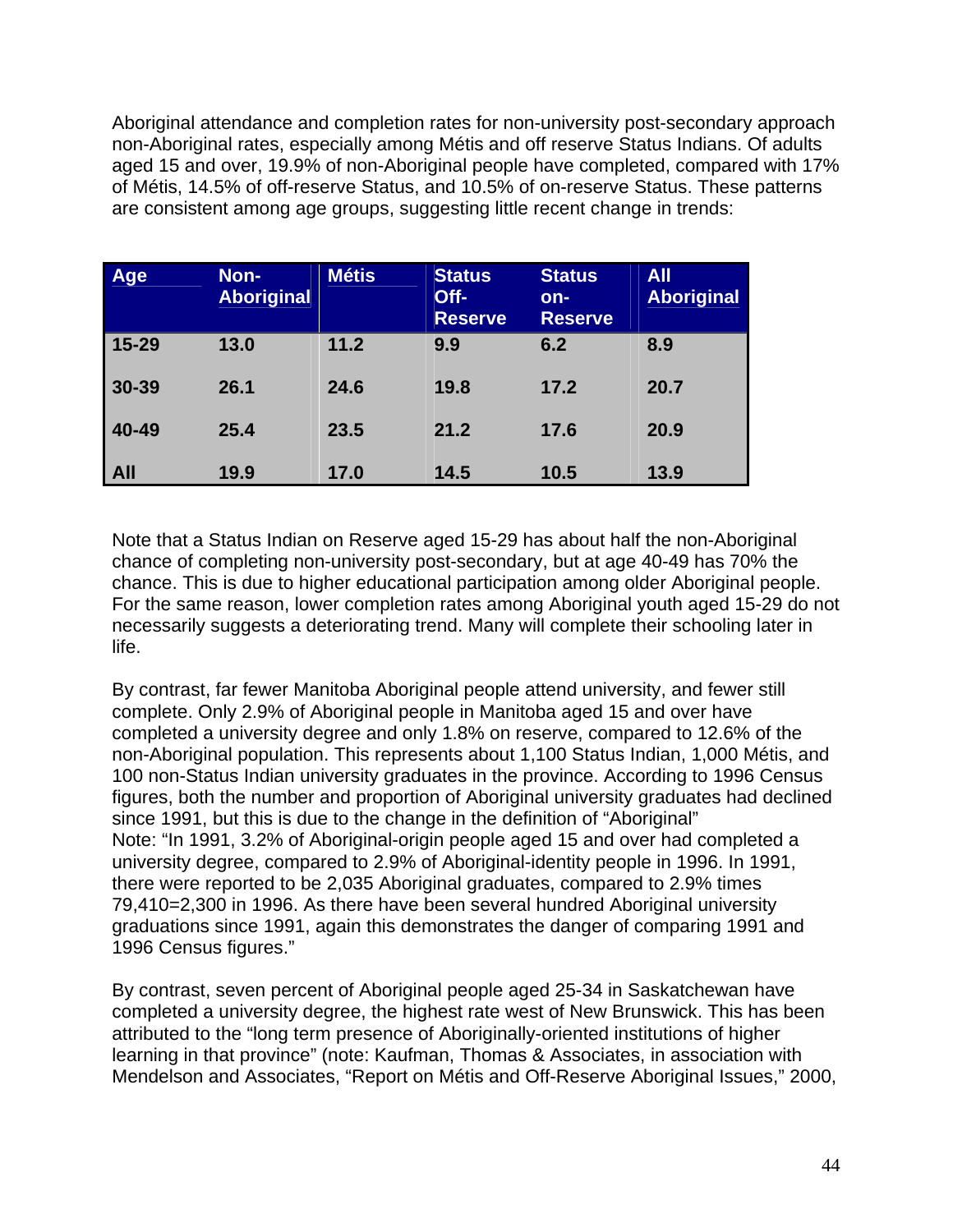Aboriginal attendance and completion rates for non-university post-secondary approach non-Aboriginal rates, especially among Métis and off reserve Status Indians. Of adults aged 15 and over, 19.9% of non-Aboriginal people have completed, compared with 17% of Métis, 14.5% of off-reserve Status, and 10.5% of on-reserve Status. These patterns are consistent among age groups, suggesting little recent change in trends:

| Age | Non-Aboriginal | Métis | Status Off-Reserve | Status on-Reserve | All Aboriginal |
|---|---|---|---|---|---|
| 15-29 | 13.0 | 11.2 | 9.9 | 6.2 | 8.9 |
| 30-39 | 26.1 | 24.6 | 19.8 | 17.2 | 20.7 |
| 40-49 | 25.4 | 23.5 | 21.2 | 17.6 | 20.9 |
| All | 19.9 | 17.0 | 14.5 | 10.5 | 13.9 |

Note that a Status Indian on Reserve aged 15-29 has about half the non-Aboriginal chance of completing non-university post-secondary, but at age 40-49 has 70% the chance. This is due to higher educational participation among older Aboriginal people. For the same reason, lower completion rates among Aboriginal youth aged 15-29 do not necessarily suggests a deteriorating trend. Many will complete their schooling later in life.

By contrast, far fewer Manitoba Aboriginal people attend university, and fewer still complete. Only 2.9% of Aboriginal people in Manitoba aged 15 and over have completed a university degree and only 1.8% on reserve, compared to 12.6% of the non-Aboriginal population. This represents about 1,100 Status Indian, 1,000 Métis, and 100 non-Status Indian university graduates in the province. According to 1996 Census figures, both the number and proportion of Aboriginal university graduates had declined since 1991, but this is due to the change in the definition of "Aboriginal"
Note: "In 1991, 3.2% of Aboriginal-origin people aged 15 and over had completed a university degree, compared to 2.9% of Aboriginal-identity people in 1996. In 1991, there were reported to be 2,035 Aboriginal graduates, compared to 2.9% times 79,410=2,300 in 1996. As there have been several hundred Aboriginal university graduations since 1991, again this demonstrates the danger of comparing 1991 and 1996 Census figures."

By contrast, seven percent of Aboriginal people aged 25-34 in Saskatchewan have completed a university degree, the highest rate west of New Brunswick. This has been attributed to the "long term presence of Aboriginally-oriented institutions of higher learning in that province" (note: Kaufman, Thomas & Associates, in association with Mendelson and Associates, "Report on Métis and Off-Reserve Aboriginal Issues," 2000,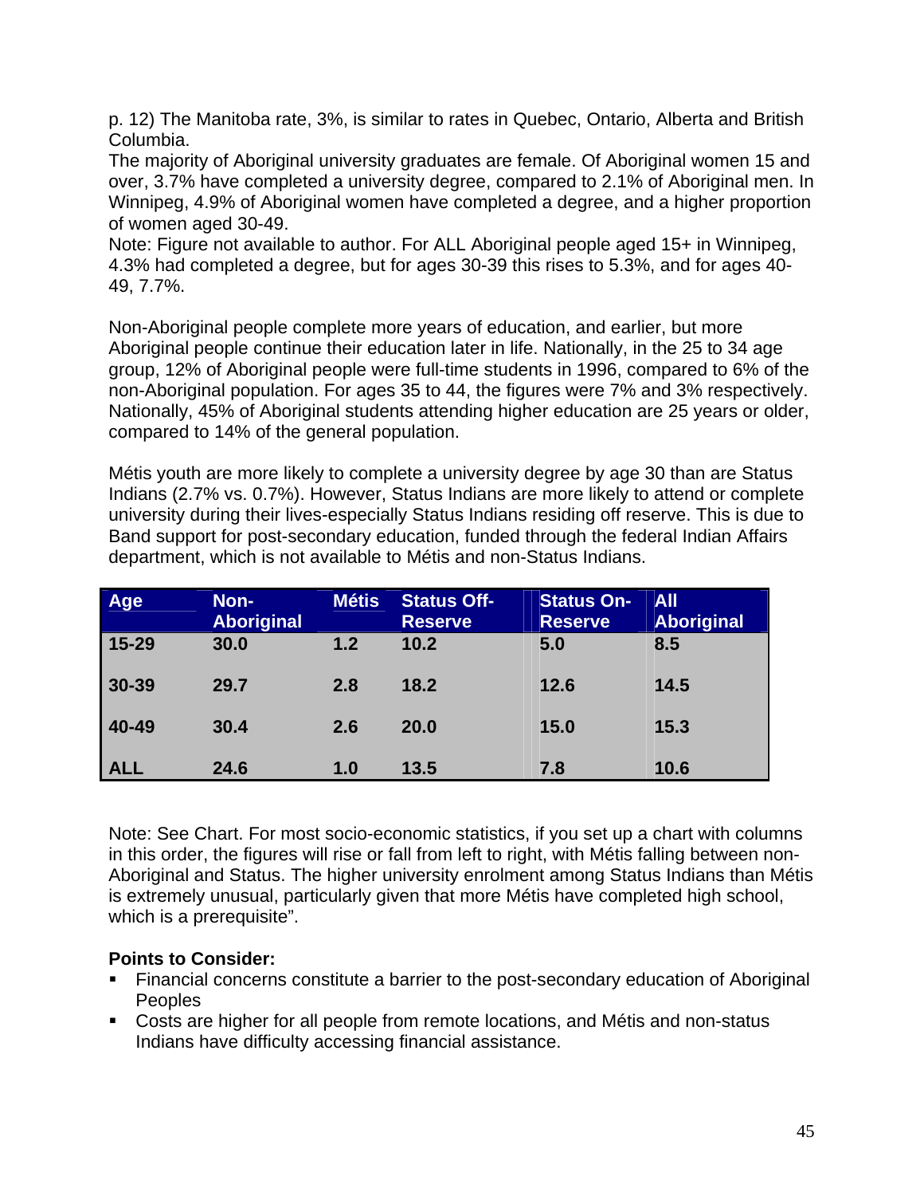p. 12) The Manitoba rate, 3%, is similar to rates in Quebec, Ontario, Alberta and British Columbia.
The majority of Aboriginal university graduates are female. Of Aboriginal women 15 and over, 3.7% have completed a university degree, compared to 2.1% of Aboriginal men. In Winnipeg, 4.9% of Aboriginal women have completed a degree, and a higher proportion of women aged 30-49.
Note: Figure not available to author. For ALL Aboriginal people aged 15+ in Winnipeg, 4.3% had completed a degree, but for ages 30-39 this rises to 5.3%, and for ages 40-49, 7.7%.

Non-Aboriginal people complete more years of education, and earlier, but more Aboriginal people continue their education later in life. Nationally, in the 25 to 34 age group, 12% of Aboriginal people were full-time students in 1996, compared to 6% of the non-Aboriginal population. For ages 35 to 44, the figures were 7% and 3% respectively. Nationally, 45% of Aboriginal students attending higher education are 25 years or older, compared to 14% of the general population.

Métis youth are more likely to complete a university degree by age 30 than are Status Indians (2.7% vs. 0.7%). However, Status Indians are more likely to attend or complete university during their lives-especially Status Indians residing off reserve. This is due to Band support for post-secondary education, funded through the federal Indian Affairs department, which is not available to Métis and non-Status Indians.

| Age | Non-Aboriginal | Métis | Status Off-Reserve | Status On-Reserve | All Aboriginal |
|---|---|---|---|---|---|
| 15-29 | 30.0 | 1.2 | 10.2 | 5.0 | 8.5 |
| 30-39 | 29.7 | 2.8 | 18.2 | 12.6 | 14.5 |
| 40-49 | 30.4 | 2.6 | 20.0 | 15.0 | 15.3 |
| ALL | 24.6 | 1.0 | 13.5 | 7.8 | 10.6 |

Note: See Chart. For most socio-economic statistics, if you set up a chart with columns in this order, the figures will rise or fall from left to right, with Métis falling between non-Aboriginal and Status. The higher university enrolment among Status Indians than Métis is extremely unusual, particularly given that more Métis have completed high school, which is a prerequisite".

**Points to Consider:**

- Financial concerns constitute a barrier to the post-secondary education of Aboriginal Peoples
- Costs are higher for all people from remote locations, and Métis and non-status Indians have difficulty accessing financial assistance.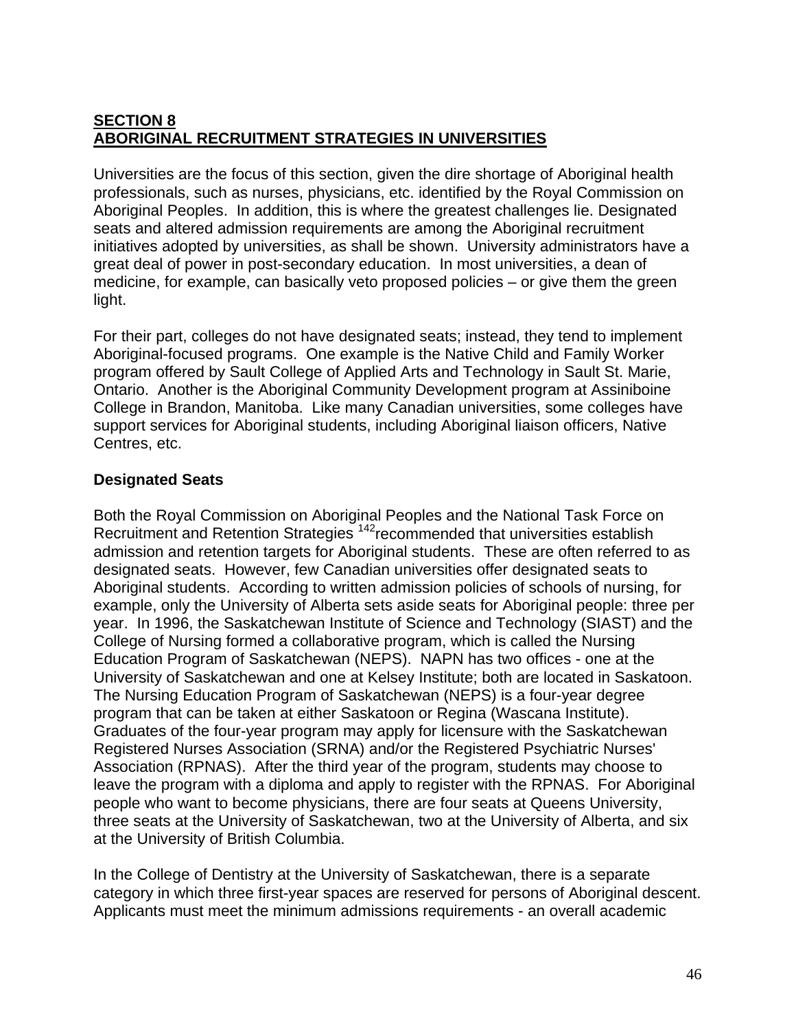## SECTION 8
## ABORIGINAL RECRUITMENT STRATEGIES IN UNIVERSITIES

Universities are the focus of this section, given the dire shortage of Aboriginal health professionals, such as nurses, physicians, etc. identified by the Royal Commission on Aboriginal Peoples. In addition, this is where the greatest challenges lie. Designated seats and altered admission requirements are among the Aboriginal recruitment initiatives adopted by universities, as shall be shown. University administrators have a great deal of power in post-secondary education. In most universities, a dean of medicine, for example, can basically veto proposed policies – or give them the green light.

For their part, colleges do not have designated seats; instead, they tend to implement Aboriginal-focused programs. One example is the Native Child and Family Worker program offered by Sault College of Applied Arts and Technology in Sault St. Marie, Ontario. Another is the Aboriginal Community Development program at Assiniboine College in Brandon, Manitoba. Like many Canadian universities, some colleges have support services for Aboriginal students, including Aboriginal liaison officers, Native Centres, etc.

### Designated Seats

Both the Royal Commission on Aboriginal Peoples and the National Task Force on Recruitment and Retention Strategies [142]recommended that universities establish admission and retention targets for Aboriginal students. These are often referred to as designated seats. However, few Canadian universities offer designated seats to Aboriginal students. According to written admission policies of schools of nursing, for example, only the University of Alberta sets aside seats for Aboriginal people: three per year. In 1996, the Saskatchewan Institute of Science and Technology (SIAST) and the College of Nursing formed a collaborative program, which is called the Nursing Education Program of Saskatchewan (NEPS). NAPN has two offices - one at the University of Saskatchewan and one at Kelsey Institute; both are located in Saskatoon. The Nursing Education Program of Saskatchewan (NEPS) is a four-year degree program that can be taken at either Saskatoon or Regina (Wascana Institute). Graduates of the four-year program may apply for licensure with the Saskatchewan Registered Nurses Association (SRNA) and/or the Registered Psychiatric Nurses' Association (RPNAS). After the third year of the program, students may choose to leave the program with a diploma and apply to register with the RPNAS. For Aboriginal people who want to become physicians, there are four seats at Queens University, three seats at the University of Saskatchewan, two at the University of Alberta, and six at the University of British Columbia.

In the College of Dentistry at the University of Saskatchewan, there is a separate category in which three first-year spaces are reserved for persons of Aboriginal descent. Applicants must meet the minimum admissions requirements - an overall academic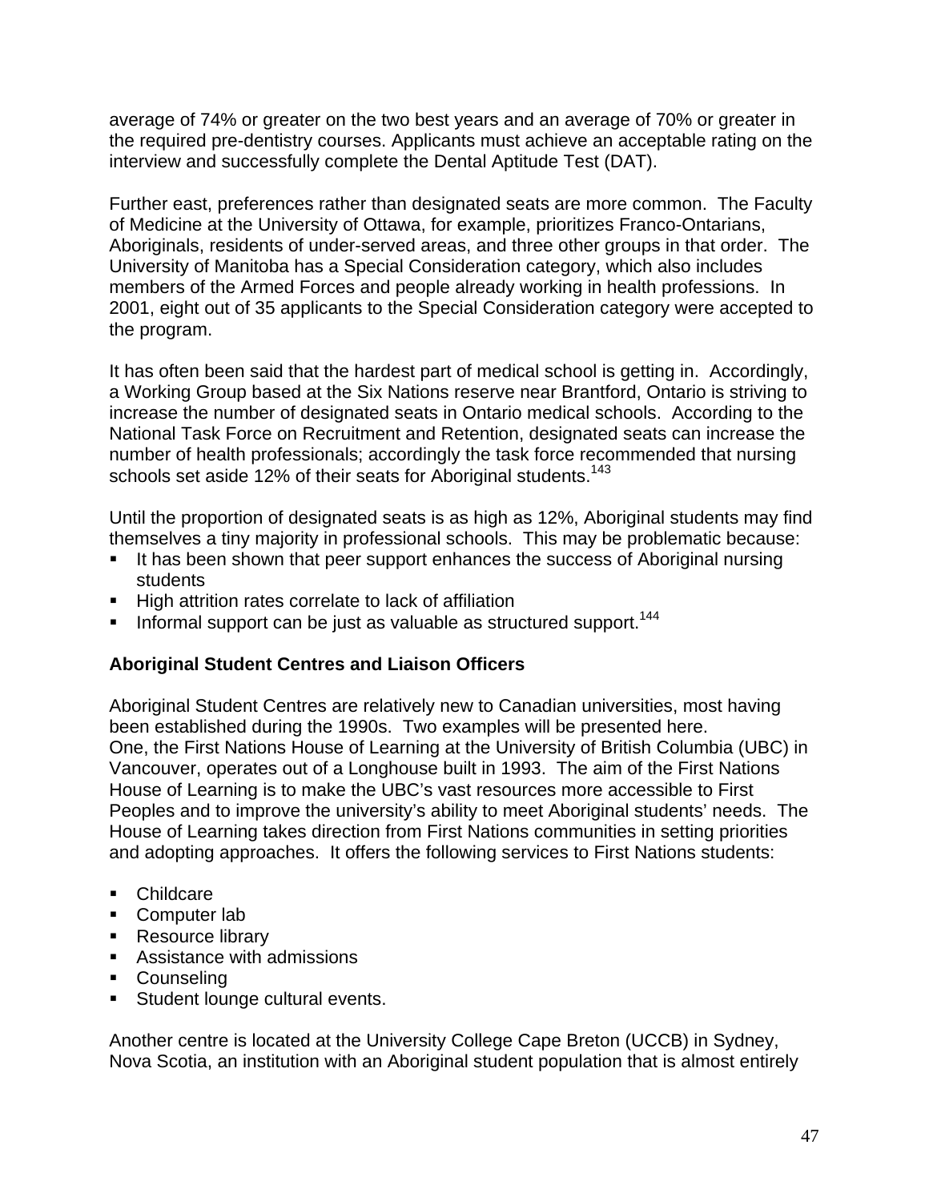average of 74% or greater on the two best years and an average of 70% or greater in the required pre-dentistry courses. Applicants must achieve an acceptable rating on the interview and successfully complete the Dental Aptitude Test (DAT).

Further east, preferences rather than designated seats are more common. The Faculty of Medicine at the University of Ottawa, for example, prioritizes Franco-Ontarians, Aboriginals, residents of under-served areas, and three other groups in that order. The University of Manitoba has a Special Consideration category, which also includes members of the Armed Forces and people already working in health professions. In 2001, eight out of 35 applicants to the Special Consideration category were accepted to the program.

It has often been said that the hardest part of medical school is getting in. Accordingly, a Working Group based at the Six Nations reserve near Brantford, Ontario is striving to increase the number of designated seats in Ontario medical schools. According to the National Task Force on Recruitment and Retention, designated seats can increase the number of health professionals; accordingly the task force recommended that nursing schools set aside 12% of their seats for Aboriginal students.[143]

Until the proportion of designated seats is as high as 12%, Aboriginal students may find themselves a tiny majority in professional schools. This may be problematic because:

- It has been shown that peer support enhances the success of Aboriginal nursing students
- High attrition rates correlate to lack of affiliation
- Informal support can be just as valuable as structured support.[144]

### Aboriginal Student Centres and Liaison Officers

Aboriginal Student Centres are relatively new to Canadian universities, most having been established during the 1990s. Two examples will be presented here.
One, the First Nations House of Learning at the University of British Columbia (UBC) in Vancouver, operates out of a Longhouse built in 1993. The aim of the First Nations House of Learning is to make the UBC's vast resources more accessible to First Peoples and to improve the university's ability to meet Aboriginal students' needs. The House of Learning takes direction from First Nations communities in setting priorities and adopting approaches. It offers the following services to First Nations students:

- Childcare
- Computer lab
- Resource library
- Assistance with admissions
- Counseling
- Student lounge cultural events.

Another centre is located at the University College Cape Breton (UCCB) in Sydney, Nova Scotia, an institution with an Aboriginal student population that is almost entirely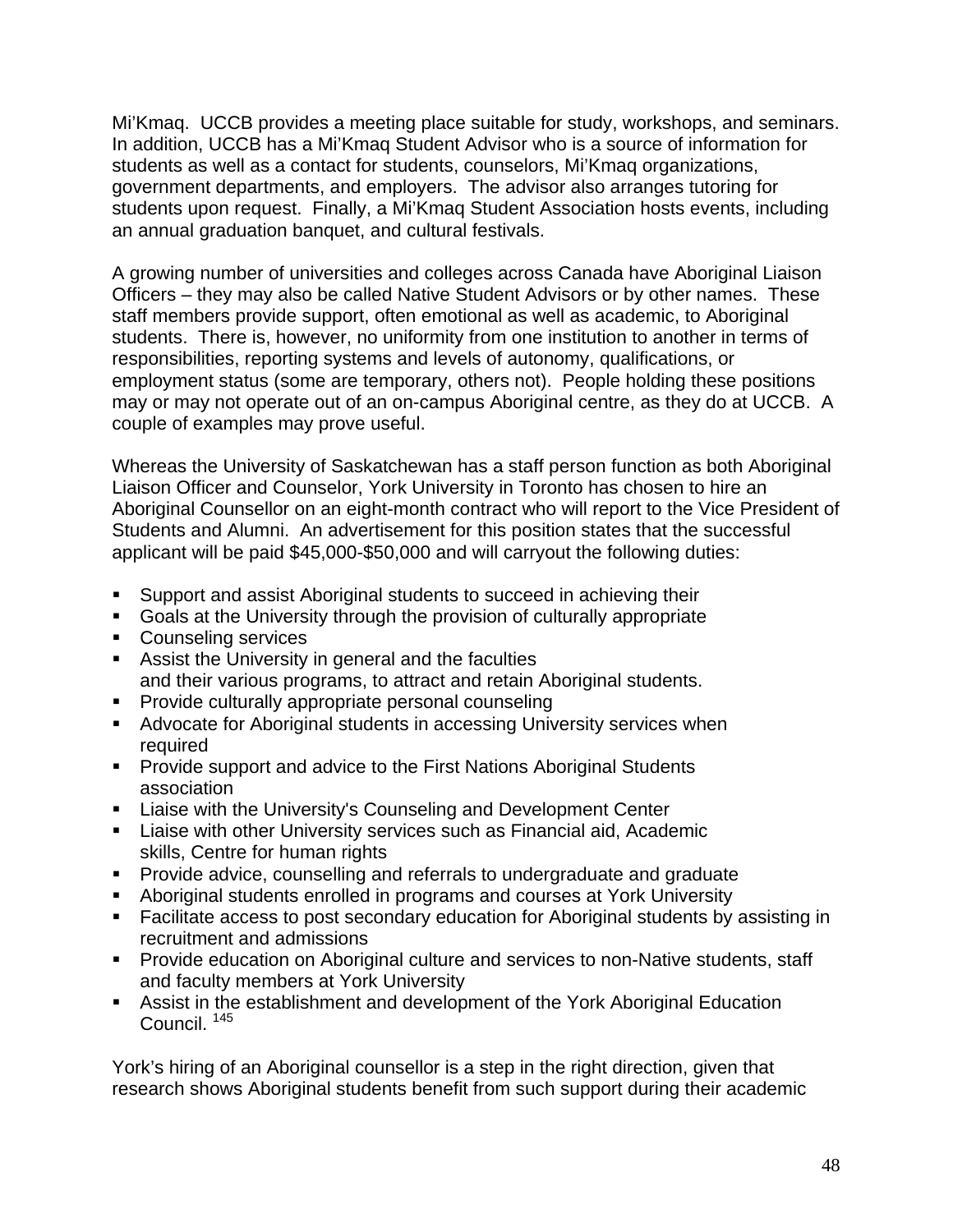Mi'Kmaq. UCCB provides a meeting place suitable for study, workshops, and seminars. In addition, UCCB has a Mi'Kmaq Student Advisor who is a source of information for students as well as a contact for students, counselors, Mi'Kmaq organizations, government departments, and employers. The advisor also arranges tutoring for students upon request. Finally, a Mi'Kmaq Student Association hosts events, including an annual graduation banquet, and cultural festivals.

A growing number of universities and colleges across Canada have Aboriginal Liaison Officers – they may also be called Native Student Advisors or by other names. These staff members provide support, often emotional as well as academic, to Aboriginal students. There is, however, no uniformity from one institution to another in terms of responsibilities, reporting systems and levels of autonomy, qualifications, or employment status (some are temporary, others not). People holding these positions may or may not operate out of an on-campus Aboriginal centre, as they do at UCCB. A couple of examples may prove useful.

Whereas the University of Saskatchewan has a staff person function as both Aboriginal Liaison Officer and Counselor, York University in Toronto has chosen to hire an Aboriginal Counsellor on an eight-month contract who will report to the Vice President of Students and Alumni. An advertisement for this position states that the successful applicant will be paid $45,000-$50,000 and will carryout the following duties:

- Support and assist Aboriginal students to succeed in achieving their
- Goals at the University through the provision of culturally appropriate
- Counseling services
- Assist the University in general and the faculties and their various programs, to attract and retain Aboriginal students.
- Provide culturally appropriate personal counseling
- Advocate for Aboriginal students in accessing University services when required
- Provide support and advice to the First Nations Aboriginal Students association
- Liaise with the University's Counseling and Development Center
- Liaise with other University services such as Financial aid, Academic skills, Centre for human rights
- Provide advice, counselling and referrals to undergraduate and graduate
- Aboriginal students enrolled in programs and courses at York University
- Facilitate access to post secondary education for Aboriginal students by assisting in recruitment and admissions
- Provide education on Aboriginal culture and services to non-Native students, staff and faculty members at York University
- Assist in the establishment and development of the York Aboriginal Education Council. [145]

York's hiring of an Aboriginal counsellor is a step in the right direction, given that research shows Aboriginal students benefit from such support during their academic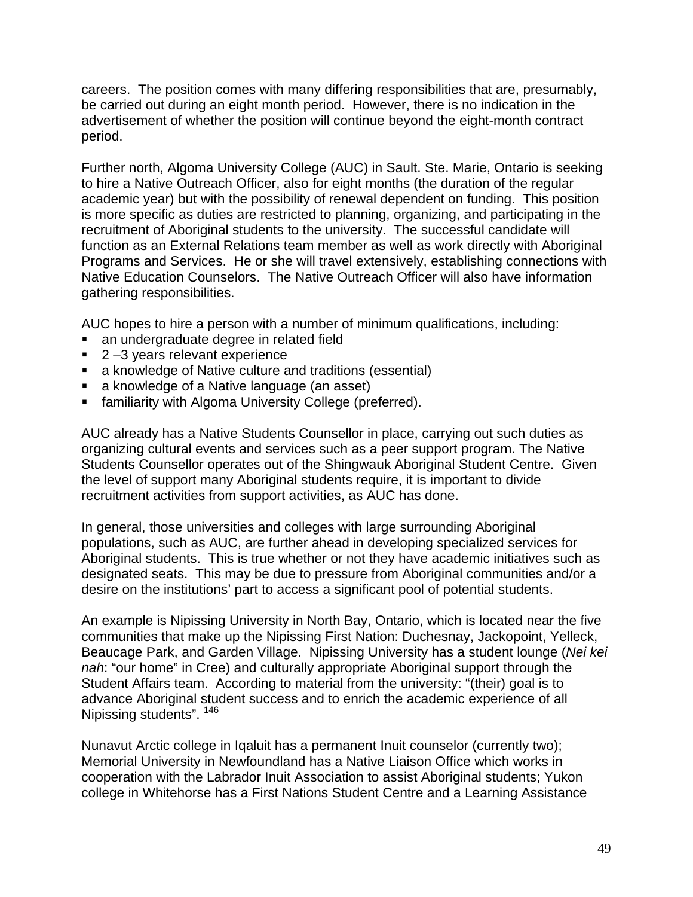careers. The position comes with many differing responsibilities that are, presumably, be carried out during an eight month period. However, there is no indication in the advertisement of whether the position will continue beyond the eight-month contract period.

Further north, Algoma University College (AUC) in Sault. Ste. Marie, Ontario is seeking to hire a Native Outreach Officer, also for eight months (the duration of the regular academic year) but with the possibility of renewal dependent on funding. This position is more specific as duties are restricted to planning, organizing, and participating in the recruitment of Aboriginal students to the university. The successful candidate will function as an External Relations team member as well as work directly with Aboriginal Programs and Services. He or she will travel extensively, establishing connections with Native Education Counselors. The Native Outreach Officer will also have information gathering responsibilities.

AUC hopes to hire a person with a number of minimum qualifications, including:

- an undergraduate degree in related field
- 2 –3 years relevant experience
- a knowledge of Native culture and traditions (essential)
- a knowledge of a Native language (an asset)
- familiarity with Algoma University College (preferred).

AUC already has a Native Students Counsellor in place, carrying out such duties as organizing cultural events and services such as a peer support program. The Native Students Counsellor operates out of the Shingwauk Aboriginal Student Centre. Given the level of support many Aboriginal students require, it is important to divide recruitment activities from support activities, as AUC has done.

In general, those universities and colleges with large surrounding Aboriginal populations, such as AUC, are further ahead in developing specialized services for Aboriginal students. This is true whether or not they have academic initiatives such as designated seats. This may be due to pressure from Aboriginal communities and/or a desire on the institutions' part to access a significant pool of potential students.

An example is Nipissing University in North Bay, Ontario, which is located near the five communities that make up the Nipissing First Nation: Duchesnay, Jackopoint, Yelleck, Beaucage Park, and Garden Village. Nipissing University has a student lounge (*Nei kei nah*: "our home" in Cree) and culturally appropriate Aboriginal support through the Student Affairs team. According to material from the university: "(their) goal is to advance Aboriginal student success and to enrich the academic experience of all Nipissing students". [146]

Nunavut Arctic college in Iqaluit has a permanent Inuit counselor (currently two); Memorial University in Newfoundland has a Native Liaison Office which works in cooperation with the Labrador Inuit Association to assist Aboriginal students; Yukon college in Whitehorse has a First Nations Student Centre and a Learning Assistance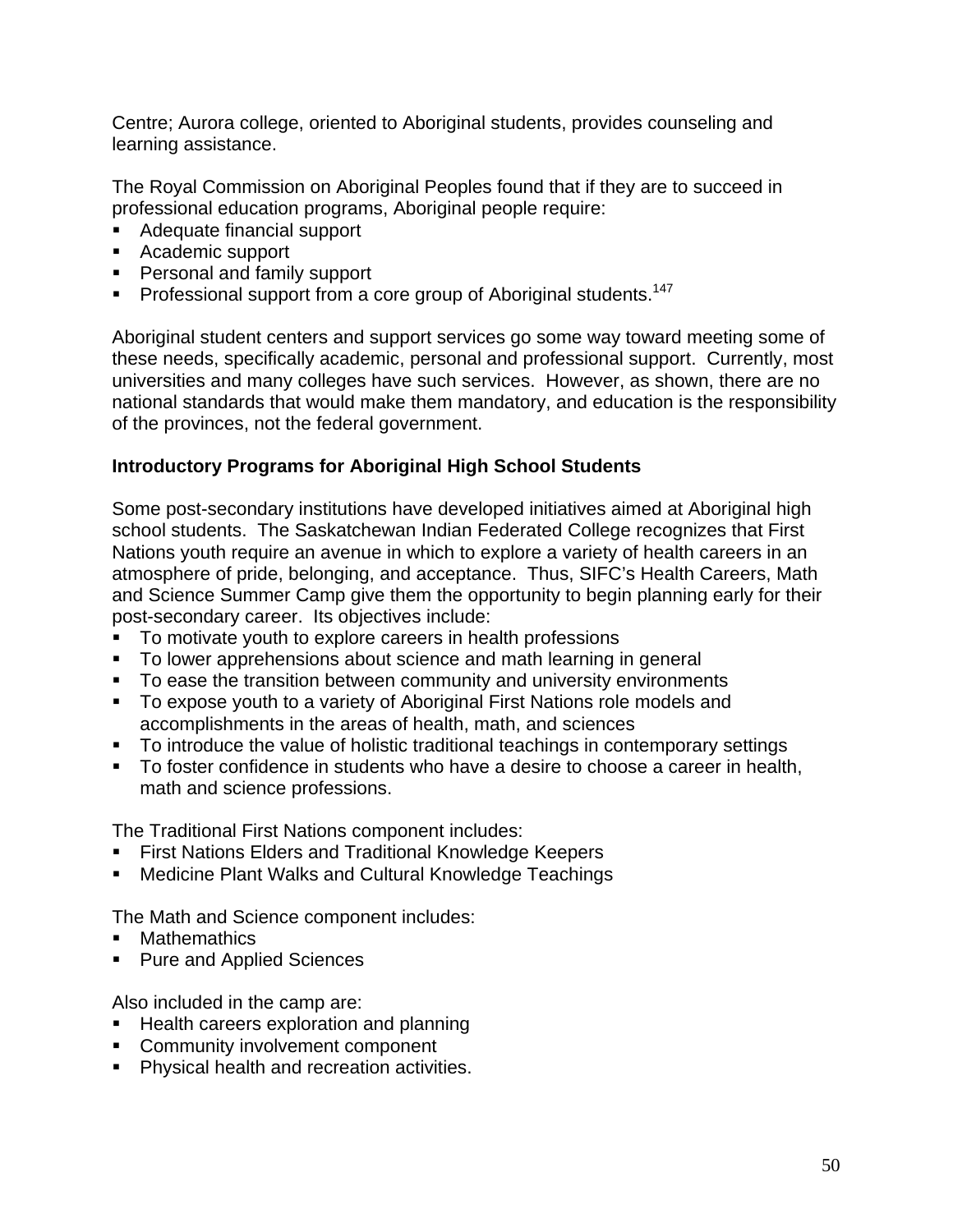Centre; Aurora college, oriented to Aboriginal students, provides counseling and learning assistance.

The Royal Commission on Aboriginal Peoples found that if they are to succeed in professional education programs, Aboriginal people require:

- Adequate financial support
- Academic support
- Personal and family support
- Professional support from a core group of Aboriginal students.[147]

Aboriginal student centers and support services go some way toward meeting some of these needs, specifically academic, personal and professional support. Currently, most universities and many colleges have such services. However, as shown, there are no national standards that would make them mandatory, and education is the responsibility of the provinces, not the federal government.

**Introductory Programs for Aboriginal High School Students**

Some post-secondary institutions have developed initiatives aimed at Aboriginal high school students. The Saskatchewan Indian Federated College recognizes that First Nations youth require an avenue in which to explore a variety of health careers in an atmosphere of pride, belonging, and acceptance. Thus, SIFC's Health Careers, Math and Science Summer Camp give them the opportunity to begin planning early for their post-secondary career. Its objectives include:

- To motivate youth to explore careers in health professions
- To lower apprehensions about science and math learning in general
- To ease the transition between community and university environments
- To expose youth to a variety of Aboriginal First Nations role models and accomplishments in the areas of health, math, and sciences
- To introduce the value of holistic traditional teachings in contemporary settings
- To foster confidence in students who have a desire to choose a career in health, math and science professions.

The Traditional First Nations component includes:

- First Nations Elders and Traditional Knowledge Keepers
- Medicine Plant Walks and Cultural Knowledge Teachings

The Math and Science component includes:

- Mathemathics
- Pure and Applied Sciences

Also included in the camp are:

- Health careers exploration and planning
- Community involvement component
- Physical health and recreation activities.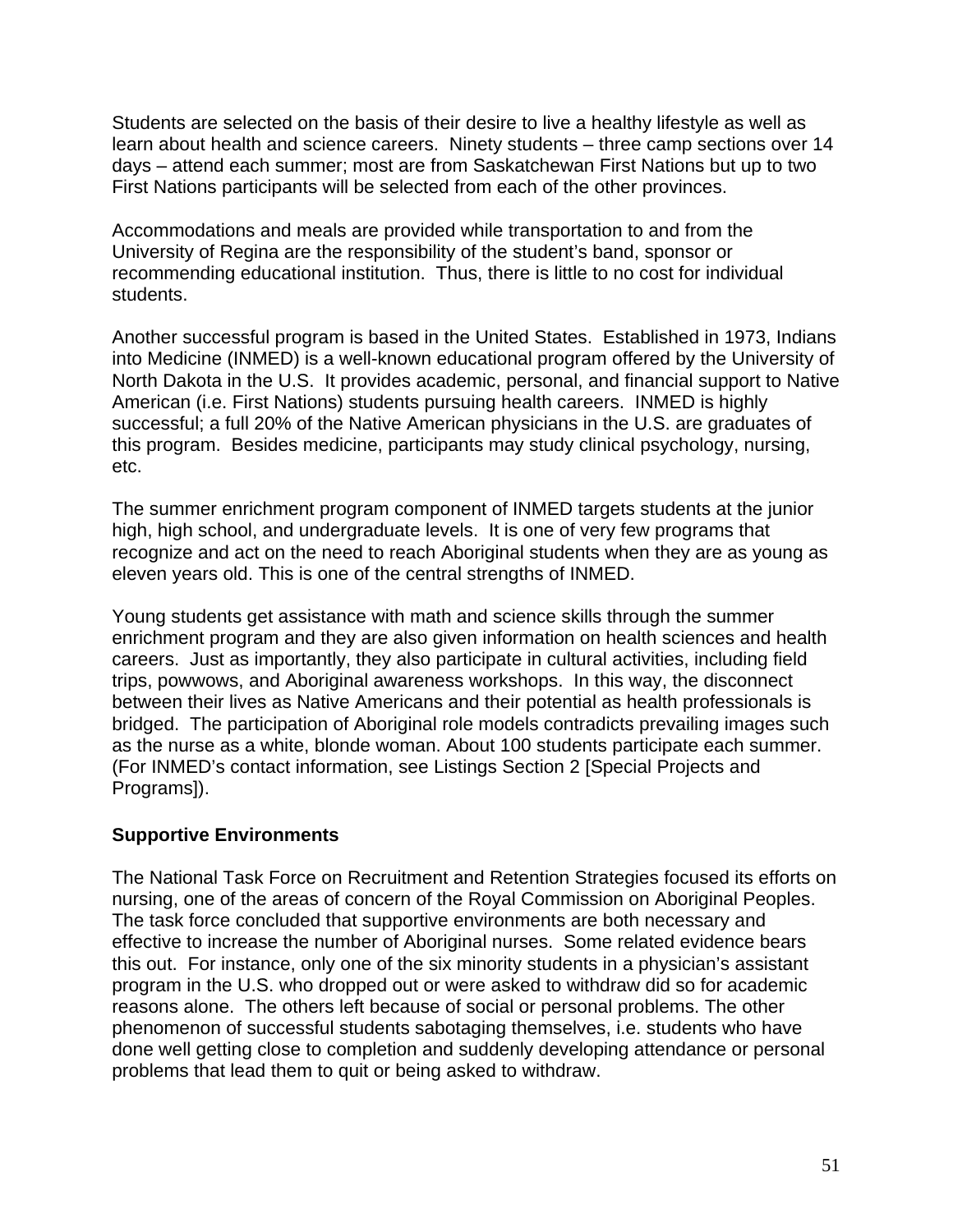Students are selected on the basis of their desire to live a healthy lifestyle as well as learn about health and science careers. Ninety students – three camp sections over 14 days – attend each summer; most are from Saskatchewan First Nations but up to two First Nations participants will be selected from each of the other provinces.

Accommodations and meals are provided while transportation to and from the University of Regina are the responsibility of the student's band, sponsor or recommending educational institution. Thus, there is little to no cost for individual students.

Another successful program is based in the United States. Established in 1973, Indians into Medicine (INMED) is a well-known educational program offered by the University of North Dakota in the U.S. It provides academic, personal, and financial support to Native American (i.e. First Nations) students pursuing health careers. INMED is highly successful; a full 20% of the Native American physicians in the U.S. are graduates of this program. Besides medicine, participants may study clinical psychology, nursing, etc.

The summer enrichment program component of INMED targets students at the junior high, high school, and undergraduate levels. It is one of very few programs that recognize and act on the need to reach Aboriginal students when they are as young as eleven years old. This is one of the central strengths of INMED.

Young students get assistance with math and science skills through the summer enrichment program and they are also given information on health sciences and health careers. Just as importantly, they also participate in cultural activities, including field trips, powwows, and Aboriginal awareness workshops. In this way, the disconnect between their lives as Native Americans and their potential as health professionals is bridged. The participation of Aboriginal role models contradicts prevailing images such as the nurse as a white, blonde woman. About 100 students participate each summer. (For INMED's contact information, see Listings Section 2 [Special Projects and Programs]).

**Supportive Environments**

The National Task Force on Recruitment and Retention Strategies focused its efforts on nursing, one of the areas of concern of the Royal Commission on Aboriginal Peoples. The task force concluded that supportive environments are both necessary and effective to increase the number of Aboriginal nurses. Some related evidence bears this out. For instance, only one of the six minority students in a physician's assistant program in the U.S. who dropped out or were asked to withdraw did so for academic reasons alone. The others left because of social or personal problems. The other phenomenon of successful students sabotaging themselves, i.e. students who have done well getting close to completion and suddenly developing attendance or personal problems that lead them to quit or being asked to withdraw.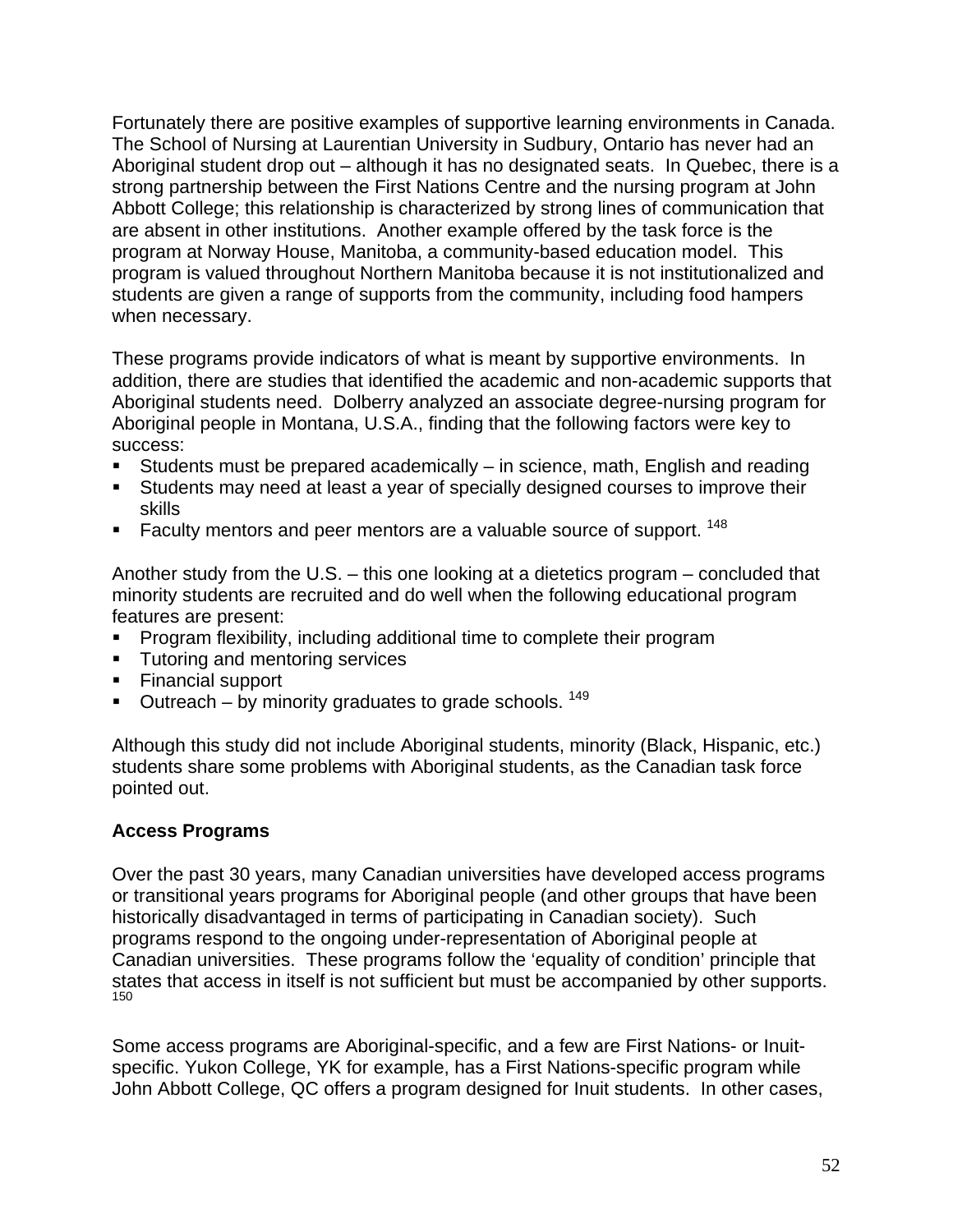Fortunately there are positive examples of supportive learning environments in Canada. The School of Nursing at Laurentian University in Sudbury, Ontario has never had an Aboriginal student drop out – although it has no designated seats. In Quebec, there is a strong partnership between the First Nations Centre and the nursing program at John Abbott College; this relationship is characterized by strong lines of communication that are absent in other institutions. Another example offered by the task force is the program at Norway House, Manitoba, a community-based education model. This program is valued throughout Northern Manitoba because it is not institutionalized and students are given a range of supports from the community, including food hampers when necessary.

These programs provide indicators of what is meant by supportive environments. In addition, there are studies that identified the academic and non-academic supports that Aboriginal students need. Dolberry analyzed an associate degree-nursing program for Aboriginal people in Montana, U.S.A., finding that the following factors were key to success:

- Students must be prepared academically – in science, math, English and reading
- Students may need at least a year of specially designed courses to improve their skills
- Faculty mentors and peer mentors are a valuable source of support. [148]

Another study from the U.S. – this one looking at a dietetics program – concluded that minority students are recruited and do well when the following educational program features are present:

- Program flexibility, including additional time to complete their program
- Tutoring and mentoring services
- Financial support
- Outreach – by minority graduates to grade schools. [149]

Although this study did not include Aboriginal students, minority (Black, Hispanic, etc.) students share some problems with Aboriginal students, as the Canadian task force pointed out.

**Access Programs**

Over the past 30 years, many Canadian universities have developed access programs or transitional years programs for Aboriginal people (and other groups that have been historically disadvantaged in terms of participating in Canadian society). Such programs respond to the ongoing under-representation of Aboriginal people at Canadian universities. These programs follow the 'equality of condition' principle that states that access in itself is not sufficient but must be accompanied by other supports. [150]

Some access programs are Aboriginal-specific, and a few are First Nations- or Inuit-specific. Yukon College, YK for example, has a First Nations-specific program while John Abbott College, QC offers a program designed for Inuit students. In other cases,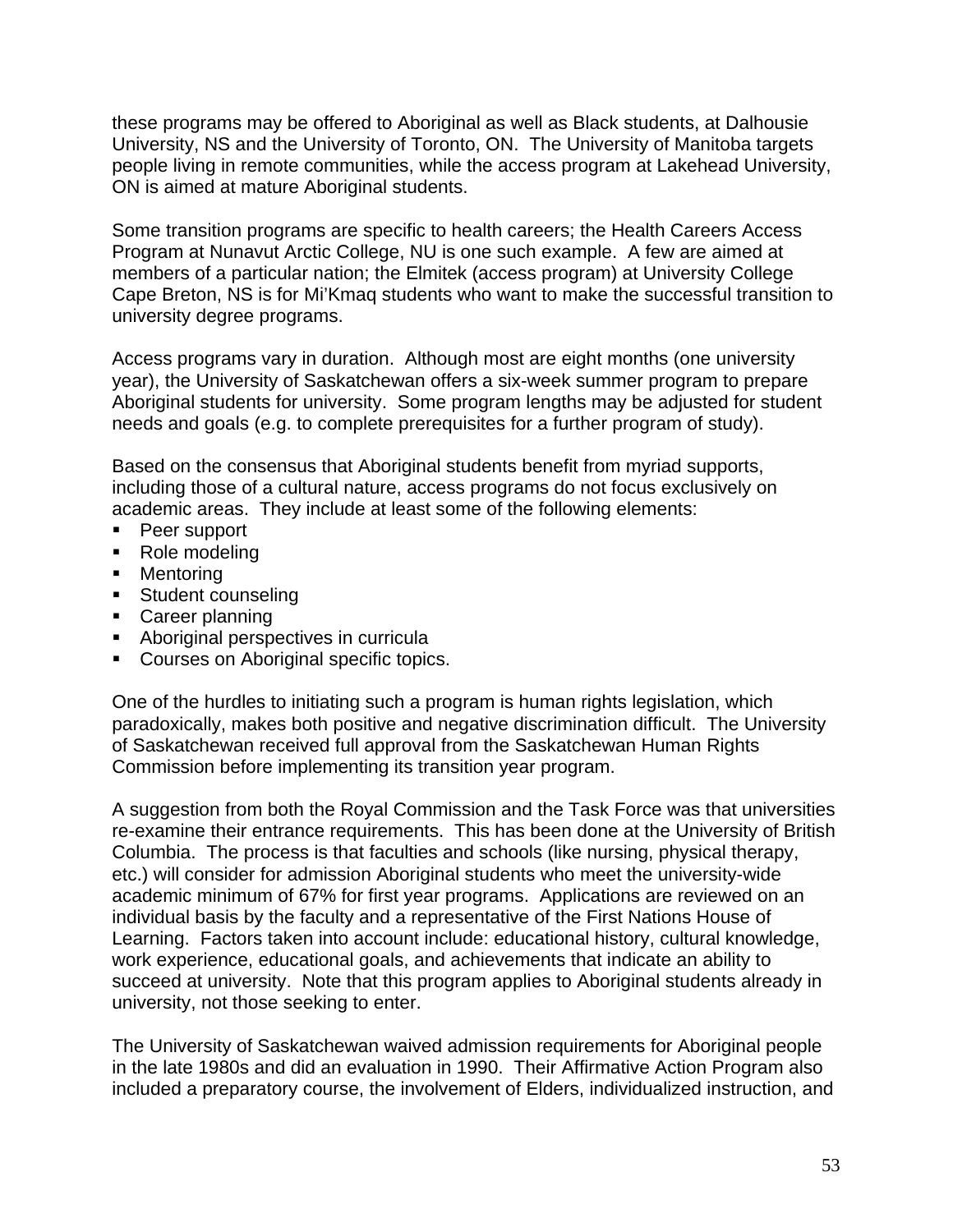these programs may be offered to Aboriginal as well as Black students, at Dalhousie University, NS and the University of Toronto, ON. The University of Manitoba targets people living in remote communities, while the access program at Lakehead University, ON is aimed at mature Aboriginal students.

Some transition programs are specific to health careers; the Health Careers Access Program at Nunavut Arctic College, NU is one such example. A few are aimed at members of a particular nation; the Elmitek (access program) at University College Cape Breton, NS is for Mi'Kmaq students who want to make the successful transition to university degree programs.

Access programs vary in duration. Although most are eight months (one university year), the University of Saskatchewan offers a six-week summer program to prepare Aboriginal students for university. Some program lengths may be adjusted for student needs and goals (e.g. to complete prerequisites for a further program of study).

Based on the consensus that Aboriginal students benefit from myriad supports, including those of a cultural nature, access programs do not focus exclusively on academic areas. They include at least some of the following elements:

- Peer support
- Role modeling
- Mentoring
- Student counseling
- Career planning
- Aboriginal perspectives in curricula
- Courses on Aboriginal specific topics.

One of the hurdles to initiating such a program is human rights legislation, which paradoxically, makes both positive and negative discrimination difficult. The University of Saskatchewan received full approval from the Saskatchewan Human Rights Commission before implementing its transition year program.

A suggestion from both the Royal Commission and the Task Force was that universities re-examine their entrance requirements. This has been done at the University of British Columbia. The process is that faculties and schools (like nursing, physical therapy, etc.) will consider for admission Aboriginal students who meet the university-wide academic minimum of 67% for first year programs. Applications are reviewed on an individual basis by the faculty and a representative of the First Nations House of Learning. Factors taken into account include: educational history, cultural knowledge, work experience, educational goals, and achievements that indicate an ability to succeed at university. Note that this program applies to Aboriginal students already in university, not those seeking to enter.

The University of Saskatchewan waived admission requirements for Aboriginal people in the late 1980s and did an evaluation in 1990. Their Affirmative Action Program also included a preparatory course, the involvement of Elders, individualized instruction, and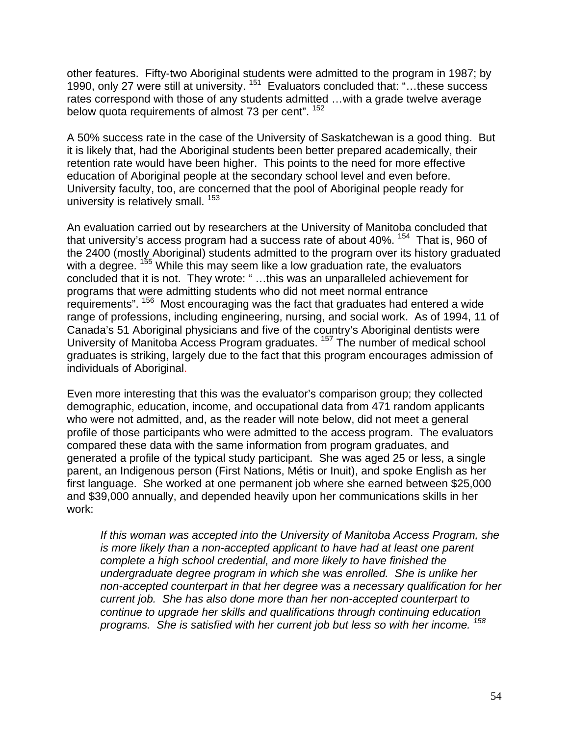other features. Fifty-two Aboriginal students were admitted to the program in 1987; by 1990, only 27 were still at university. [151] Evaluators concluded that: "…these success rates correspond with those of any students admitted …with a grade twelve average below quota requirements of almost 73 per cent". [152]

A 50% success rate in the case of the University of Saskatchewan is a good thing. But it is likely that, had the Aboriginal students been better prepared academically, their retention rate would have been higher. This points to the need for more effective education of Aboriginal people at the secondary school level and even before. University faculty, too, are concerned that the pool of Aboriginal people ready for university is relatively small. [153]

An evaluation carried out by researchers at the University of Manitoba concluded that that university's access program had a success rate of about 40%. [154] That is, 960 of the 2400 (mostly Aboriginal) students admitted to the program over its history graduated with a degree. [155] While this may seem like a low graduation rate, the evaluators concluded that it is not. They wrote: " …this was an unparalleled achievement for programs that were admitting students who did not meet normal entrance requirements". [156] Most encouraging was the fact that graduates had entered a wide range of professions, including engineering, nursing, and social work. As of 1994, 11 of Canada's 51 Aboriginal physicians and five of the country's Aboriginal dentists were University of Manitoba Access Program graduates. [157] The number of medical school graduates is striking, largely due to the fact that this program encourages admission of individuals of Aboriginal.

Even more interesting that this was the evaluator's comparison group; they collected demographic, education, income, and occupational data from 471 random applicants who were not admitted, and, as the reader will note below, did not meet a general profile of those participants who were admitted to the access program. The evaluators compared these data with the same information from program graduates, and generated a profile of the typical study participant. She was aged 25 or less, a single parent, an Indigenous person (First Nations, Métis or Inuit), and spoke English as her first language. She worked at one permanent job where she earned between $25,000 and $39,000 annually, and depended heavily upon her communications skills in her work:

> *If this woman was accepted into the University of Manitoba Access Program, she is more likely than a non-accepted applicant to have had at least one parent complete a high school credential, and more likely to have finished the undergraduate degree program in which she was enrolled. She is unlike her non-accepted counterpart in that her degree was a necessary qualification for her current job. She has also done more than her non-accepted counterpart to continue to upgrade her skills and qualifications through continuing education programs. She is satisfied with her current job but less so with her income.* [158]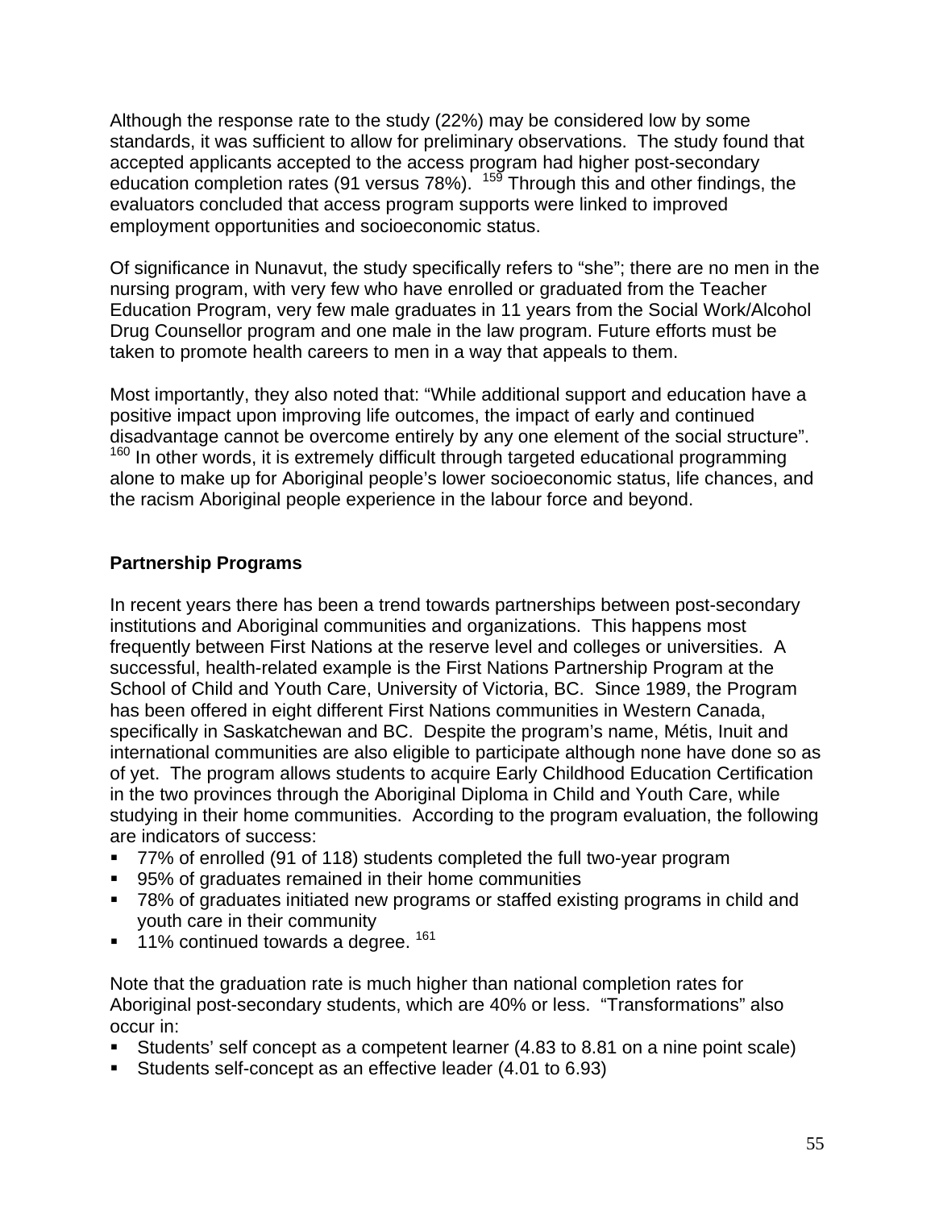Although the response rate to the study (22%) may be considered low by some standards, it was sufficient to allow for preliminary observations. The study found that accepted applicants accepted to the access program had higher post-secondary education completion rates (91 versus 78%). [159] Through this and other findings, the evaluators concluded that access program supports were linked to improved employment opportunities and socioeconomic status.

Of significance in Nunavut, the study specifically refers to "she"; there are no men in the nursing program, with very few who have enrolled or graduated from the Teacher Education Program, very few male graduates in 11 years from the Social Work/Alcohol Drug Counsellor program and one male in the law program. Future efforts must be taken to promote health careers to men in a way that appeals to them.

Most importantly, they also noted that: "While additional support and education have a positive impact upon improving life outcomes, the impact of early and continued disadvantage cannot be overcome entirely by any one element of the social structure". [160] In other words, it is extremely difficult through targeted educational programming alone to make up for Aboriginal people's lower socioeconomic status, life chances, and the racism Aboriginal people experience in the labour force and beyond.

**Partnership Programs**

In recent years there has been a trend towards partnerships between post-secondary institutions and Aboriginal communities and organizations. This happens most frequently between First Nations at the reserve level and colleges or universities. A successful, health-related example is the First Nations Partnership Program at the School of Child and Youth Care, University of Victoria, BC. Since 1989, the Program has been offered in eight different First Nations communities in Western Canada, specifically in Saskatchewan and BC. Despite the program's name, Métis, Inuit and international communities are also eligible to participate although none have done so as of yet. The program allows students to acquire Early Childhood Education Certification in the two provinces through the Aboriginal Diploma in Child and Youth Care, while studying in their home communities. According to the program evaluation, the following are indicators of success:

- 77% of enrolled (91 of 118) students completed the full two-year program
- 95% of graduates remained in their home communities
- 78% of graduates initiated new programs or staffed existing programs in child and youth care in their community
- 11% continued towards a degree. [161]

Note that the graduation rate is much higher than national completion rates for Aboriginal post-secondary students, which are 40% or less. "Transformations" also occur in:

- Students' self concept as a competent learner (4.83 to 8.81 on a nine point scale)
- Students self-concept as an effective leader (4.01 to 6.93)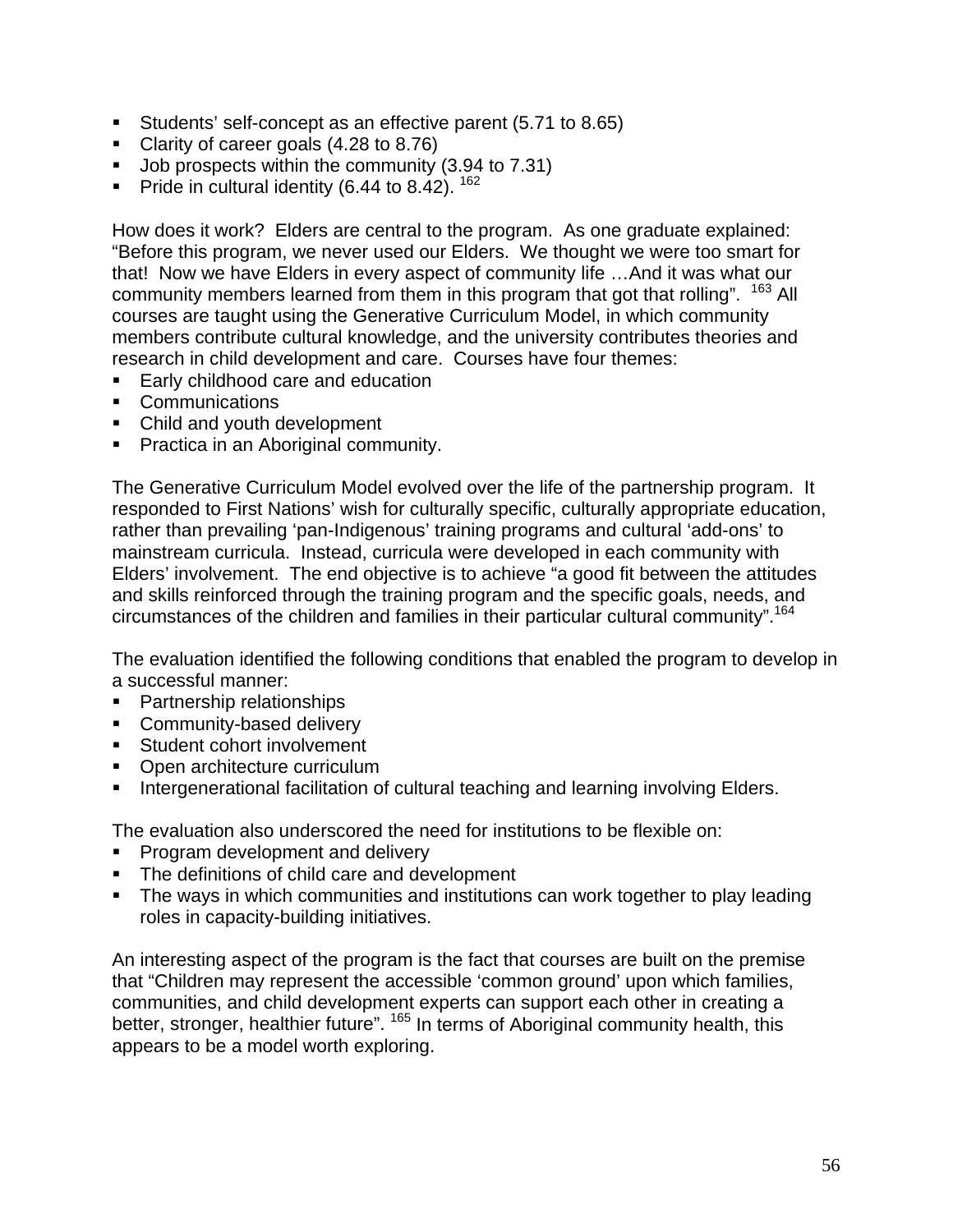- Students' self-concept as an effective parent (5.71 to 8.65)
- Clarity of career goals (4.28 to 8.76)
- Job prospects within the community (3.94 to 7.31)
- Pride in cultural identity (6.44 to 8.42). [162]

How does it work? Elders are central to the program. As one graduate explained: "Before this program, we never used our Elders. We thought we were too smart for that! Now we have Elders in every aspect of community life …And it was what our community members learned from them in this program that got that rolling". [163] All courses are taught using the Generative Curriculum Model, in which community members contribute cultural knowledge, and the university contributes theories and research in child development and care. Courses have four themes:

- Early childhood care and education
- Communications
- Child and youth development
- Practica in an Aboriginal community.

The Generative Curriculum Model evolved over the life of the partnership program. It responded to First Nations' wish for culturally specific, culturally appropriate education, rather than prevailing 'pan-Indigenous' training programs and cultural 'add-ons' to mainstream curricula. Instead, curricula were developed in each community with Elders' involvement. The end objective is to achieve "a good fit between the attitudes and skills reinforced through the training program and the specific goals, needs, and circumstances of the children and families in their particular cultural community".[164]

The evaluation identified the following conditions that enabled the program to develop in a successful manner:

- Partnership relationships
- Community-based delivery
- Student cohort involvement
- Open architecture curriculum
- Intergenerational facilitation of cultural teaching and learning involving Elders.

The evaluation also underscored the need for institutions to be flexible on:

- Program development and delivery
- The definitions of child care and development
- The ways in which communities and institutions can work together to play leading roles in capacity-building initiatives.

An interesting aspect of the program is the fact that courses are built on the premise that "Children may represent the accessible 'common ground' upon which families, communities, and child development experts can support each other in creating a better, stronger, healthier future". [165] In terms of Aboriginal community health, this appears to be a model worth exploring.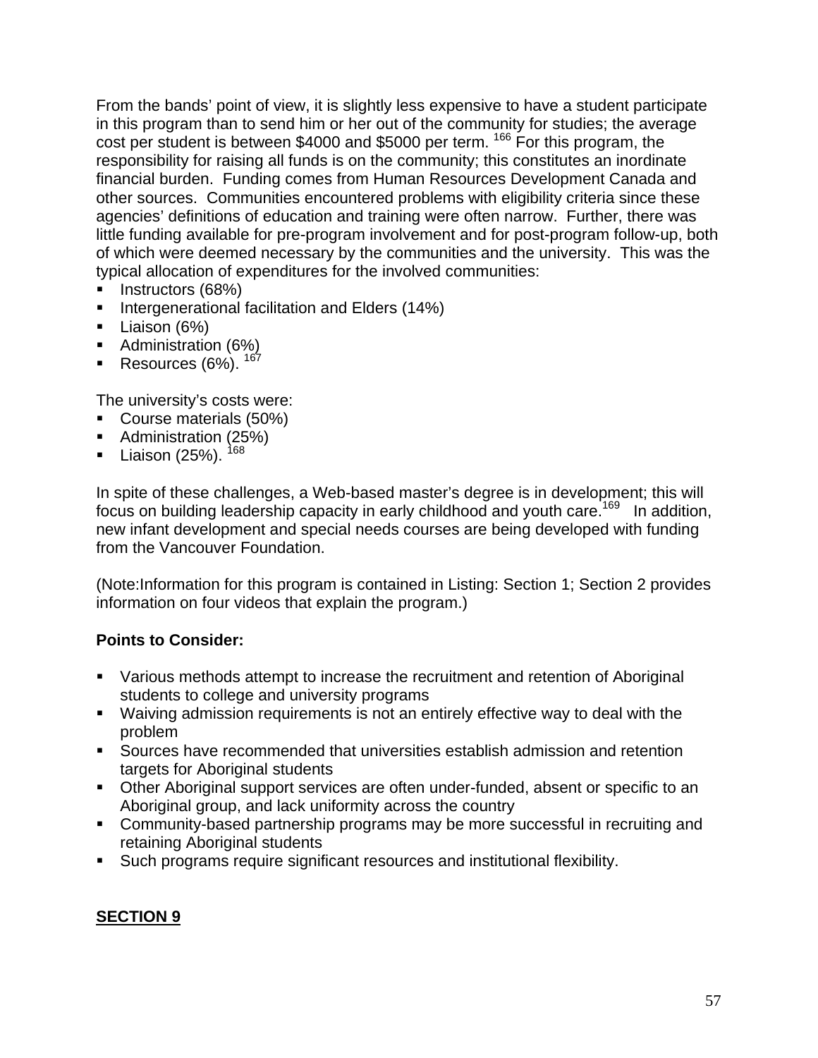From the bands' point of view, it is slightly less expensive to have a student participate in this program than to send him or her out of the community for studies; the average cost per student is between $4000 and $5000 per term. [166] For this program, the responsibility for raising all funds is on the community; this constitutes an inordinate financial burden. Funding comes from Human Resources Development Canada and other sources. Communities encountered problems with eligibility criteria since these agencies' definitions of education and training were often narrow. Further, there was little funding available for pre-program involvement and for post-program follow-up, both of which were deemed necessary by the communities and the university. This was the typical allocation of expenditures for the involved communities:

- Instructors (68%)
- Intergenerational facilitation and Elders (14%)
- Liaison (6%)
- Administration (6%)
- Resources (6%). [167]

The university's costs were:

- Course materials (50%)
- Administration (25%)
- Liaison (25%). [168]

In spite of these challenges, a Web-based master's degree is in development; this will focus on building leadership capacity in early childhood and youth care.[169] In addition, new infant development and special needs courses are being developed with funding from the Vancouver Foundation.

(Note:Information for this program is contained in Listing: Section 1; Section 2 provides information on four videos that explain the program.)

**Points to Consider:**

- Various methods attempt to increase the recruitment and retention of Aboriginal students to college and university programs
- Waiving admission requirements is not an entirely effective way to deal with the problem
- Sources have recommended that universities establish admission and retention targets for Aboriginal students
- Other Aboriginal support services are often under-funded, absent or specific to an Aboriginal group, and lack uniformity across the country
- Community-based partnership programs may be more successful in recruiting and retaining Aboriginal students
- Such programs require significant resources and institutional flexibility.

## SECTION 9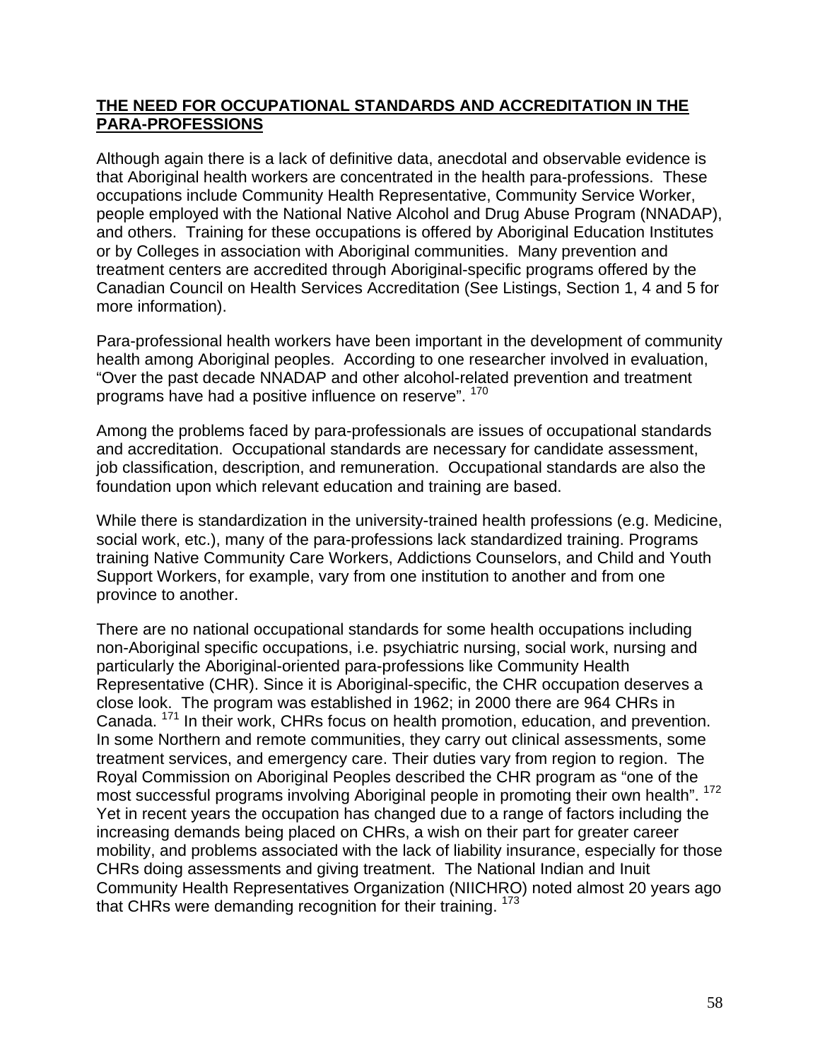## THE NEED FOR OCCUPATIONAL STANDARDS AND ACCREDITATION IN THE PARA-PROFESSIONS

Although again there is a lack of definitive data, anecdotal and observable evidence is that Aboriginal health workers are concentrated in the health para-professions. These occupations include Community Health Representative, Community Service Worker, people employed with the National Native Alcohol and Drug Abuse Program (NNADAP), and others. Training for these occupations is offered by Aboriginal Education Institutes or by Colleges in association with Aboriginal communities. Many prevention and treatment centers are accredited through Aboriginal-specific programs offered by the Canadian Council on Health Services Accreditation (See Listings, Section 1, 4 and 5 for more information).

Para-professional health workers have been important in the development of community health among Aboriginal peoples. According to one researcher involved in evaluation, "Over the past decade NNADAP and other alcohol-related prevention and treatment programs have had a positive influence on reserve". [170]

Among the problems faced by para-professionals are issues of occupational standards and accreditation. Occupational standards are necessary for candidate assessment, job classification, description, and remuneration. Occupational standards are also the foundation upon which relevant education and training are based.

While there is standardization in the university-trained health professions (e.g. Medicine, social work, etc.), many of the para-professions lack standardized training. Programs training Native Community Care Workers, Addictions Counselors, and Child and Youth Support Workers, for example, vary from one institution to another and from one province to another.

There are no national occupational standards for some health occupations including non-Aboriginal specific occupations, i.e. psychiatric nursing, social work, nursing and particularly the Aboriginal-oriented para-professions like Community Health Representative (CHR). Since it is Aboriginal-specific, the CHR occupation deserves a close look. The program was established in 1962; in 2000 there are 964 CHRs in Canada. [171] In their work, CHRs focus on health promotion, education, and prevention. In some Northern and remote communities, they carry out clinical assessments, some treatment services, and emergency care. Their duties vary from region to region. The Royal Commission on Aboriginal Peoples described the CHR program as "one of the most successful programs involving Aboriginal people in promoting their own health". [172] Yet in recent years the occupation has changed due to a range of factors including the increasing demands being placed on CHRs, a wish on their part for greater career mobility, and problems associated with the lack of liability insurance, especially for those CHRs doing assessments and giving treatment. The National Indian and Inuit Community Health Representatives Organization (NIICHRO) noted almost 20 years ago that CHRs were demanding recognition for their training. [173]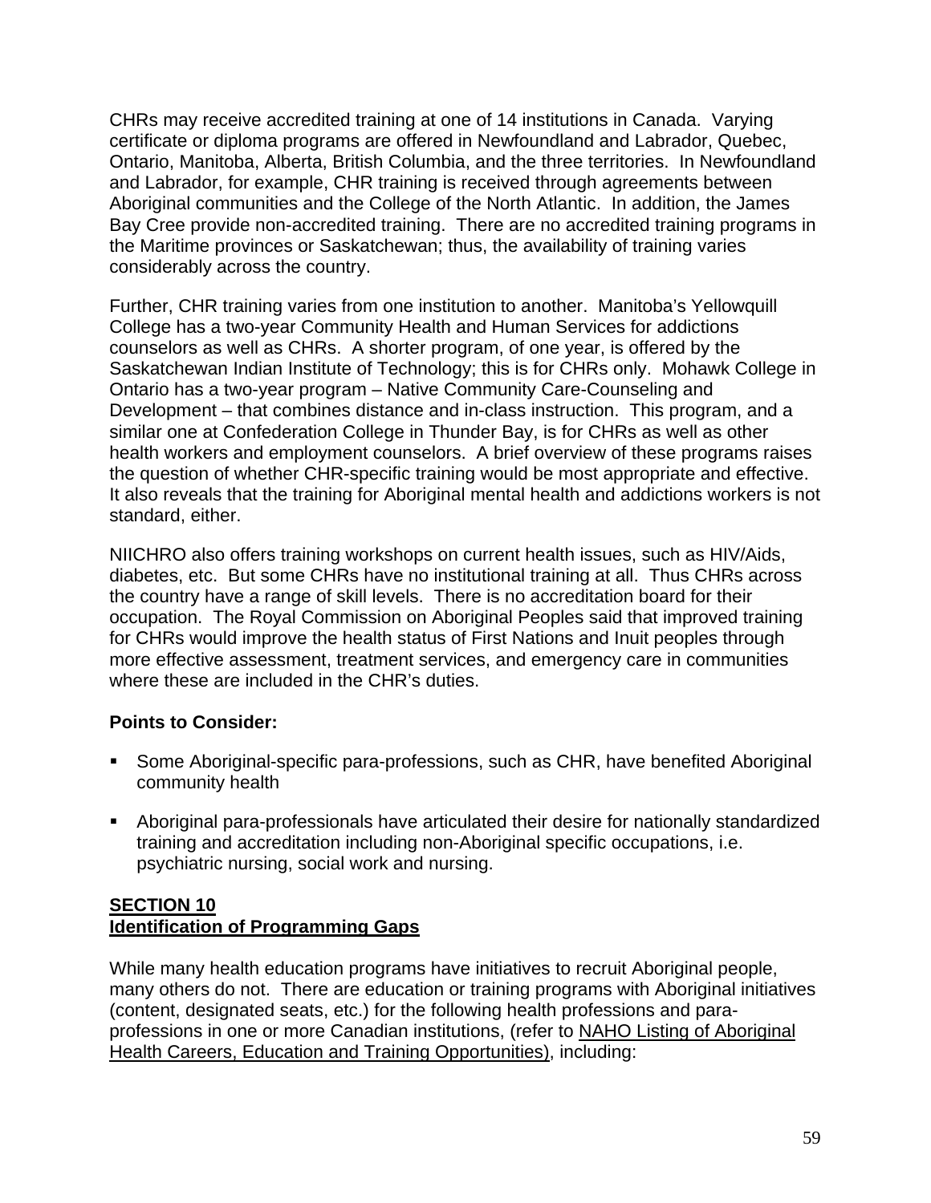CHRs may receive accredited training at one of 14 institutions in Canada. Varying certificate or diploma programs are offered in Newfoundland and Labrador, Quebec, Ontario, Manitoba, Alberta, British Columbia, and the three territories. In Newfoundland and Labrador, for example, CHR training is received through agreements between Aboriginal communities and the College of the North Atlantic. In addition, the James Bay Cree provide non-accredited training. There are no accredited training programs in the Maritime provinces or Saskatchewan; thus, the availability of training varies considerably across the country.

Further, CHR training varies from one institution to another. Manitoba's Yellowquill College has a two-year Community Health and Human Services for addictions counselors as well as CHRs. A shorter program, of one year, is offered by the Saskatchewan Indian Institute of Technology; this is for CHRs only. Mohawk College in Ontario has a two-year program – Native Community Care-Counseling and Development – that combines distance and in-class instruction. This program, and a similar one at Confederation College in Thunder Bay, is for CHRs as well as other health workers and employment counselors. A brief overview of these programs raises the question of whether CHR-specific training would be most appropriate and effective. It also reveals that the training for Aboriginal mental health and addictions workers is not standard, either.

NIICHRO also offers training workshops on current health issues, such as HIV/Aids, diabetes, etc. But some CHRs have no institutional training at all. Thus CHRs across the country have a range of skill levels. There is no accreditation board for their occupation. The Royal Commission on Aboriginal Peoples said that improved training for CHRs would improve the health status of First Nations and Inuit peoples through more effective assessment, treatment services, and emergency care in communities where these are included in the CHR's duties.

**Points to Consider:**

- Some Aboriginal-specific para-professions, such as CHR, have benefited Aboriginal community health
- Aboriginal para-professionals have articulated their desire for nationally standardized training and accreditation including non-Aboriginal specific occupations, i.e. psychiatric nursing, social work and nursing.

## SECTION 10
## Identification of Programming Gaps

While many health education programs have initiatives to recruit Aboriginal people, many others do not. There are education or training programs with Aboriginal initiatives (content, designated seats, etc.) for the following health professions and para-professions in one or more Canadian institutions, (refer to NAHO Listing of Aboriginal Health Careers, Education and Training Opportunities), including: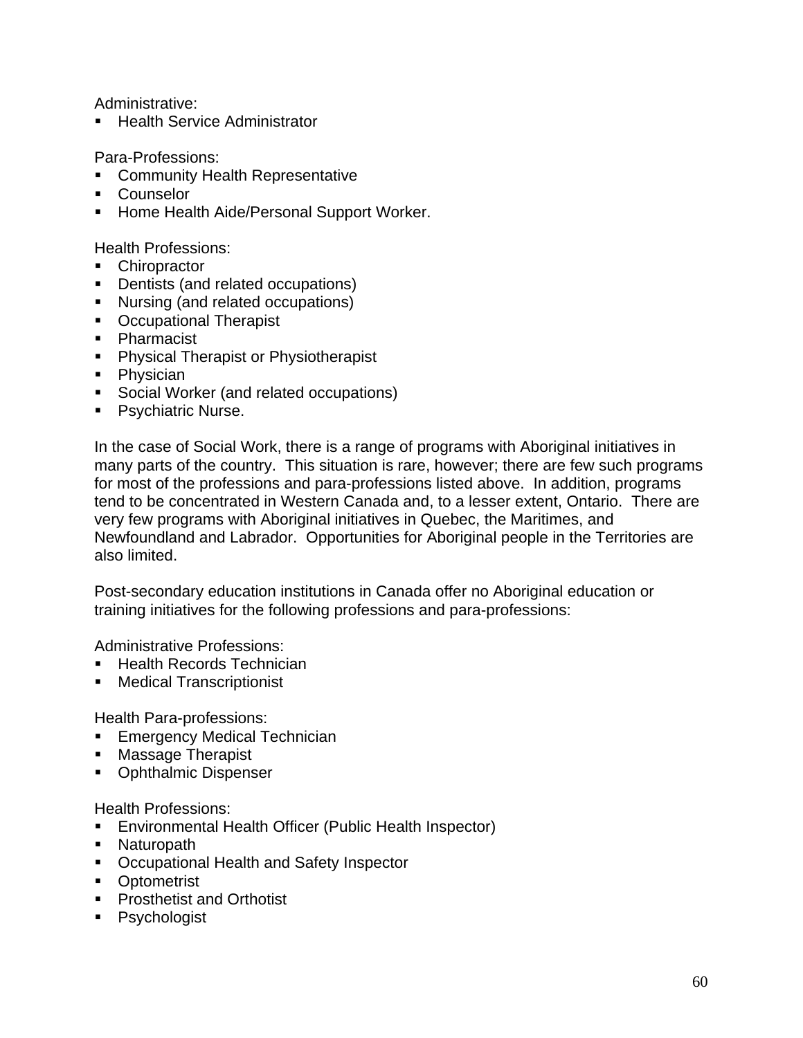Administrative:

- Health Service Administrator

Para-Professions:

- Community Health Representative
- Counselor
- Home Health Aide/Personal Support Worker.

Health Professions:

- Chiropractor
- Dentists (and related occupations)
- Nursing (and related occupations)
- Occupational Therapist
- Pharmacist
- Physical Therapist or Physiotherapist
- Physician
- Social Worker (and related occupations)
- Psychiatric Nurse.

In the case of Social Work, there is a range of programs with Aboriginal initiatives in many parts of the country. This situation is rare, however; there are few such programs for most of the professions and para-professions listed above. In addition, programs tend to be concentrated in Western Canada and, to a lesser extent, Ontario. There are very few programs with Aboriginal initiatives in Quebec, the Maritimes, and Newfoundland and Labrador. Opportunities for Aboriginal people in the Territories are also limited.

Post-secondary education institutions in Canada offer no Aboriginal education or training initiatives for the following professions and para-professions:

Administrative Professions:

- Health Records Technician
- Medical Transcriptionist

Health Para-professions:

- Emergency Medical Technician
- Massage Therapist
- Ophthalmic Dispenser

Health Professions:

- Environmental Health Officer (Public Health Inspector)
- Naturopath
- Occupational Health and Safety Inspector
- Optometrist
- Prosthetist and Orthotist
- Psychologist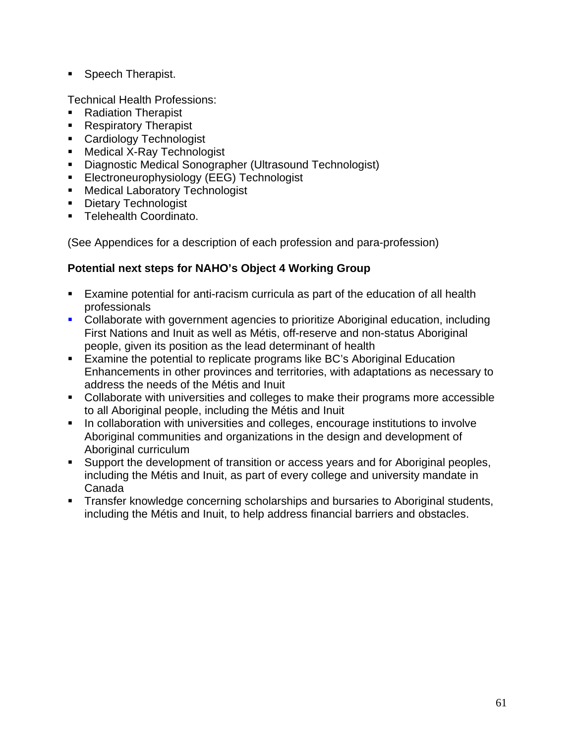- Speech Therapist.

Technical Health Professions:

- Radiation Therapist
- Respiratory Therapist
- Cardiology Technologist
- Medical X-Ray Technologist
- Diagnostic Medical Sonographer (Ultrasound Technologist)
- Electroneurophysiology (EEG) Technologist
- Medical Laboratory Technologist
- Dietary Technologist
- Telehealth Coordinato.

(See Appendices for a description of each profession and para-profession)

**Potential next steps for NAHO's Object 4 Working Group**

- Examine potential for anti-racism curricula as part of the education of all health professionals
- Collaborate with government agencies to prioritize Aboriginal education, including First Nations and Inuit as well as Métis, off-reserve and non-status Aboriginal people, given its position as the lead determinant of health
- Examine the potential to replicate programs like BC's Aboriginal Education Enhancements in other provinces and territories, with adaptations as necessary to address the needs of the Métis and Inuit
- Collaborate with universities and colleges to make their programs more accessible to all Aboriginal people, including the Métis and Inuit
- In collaboration with universities and colleges, encourage institutions to involve Aboriginal communities and organizations in the design and development of Aboriginal curriculum
- Support the development of transition or access years and for Aboriginal peoples, including the Métis and Inuit, as part of every college and university mandate in Canada
- Transfer knowledge concerning scholarships and bursaries to Aboriginal students, including the Métis and Inuit, to help address financial barriers and obstacles.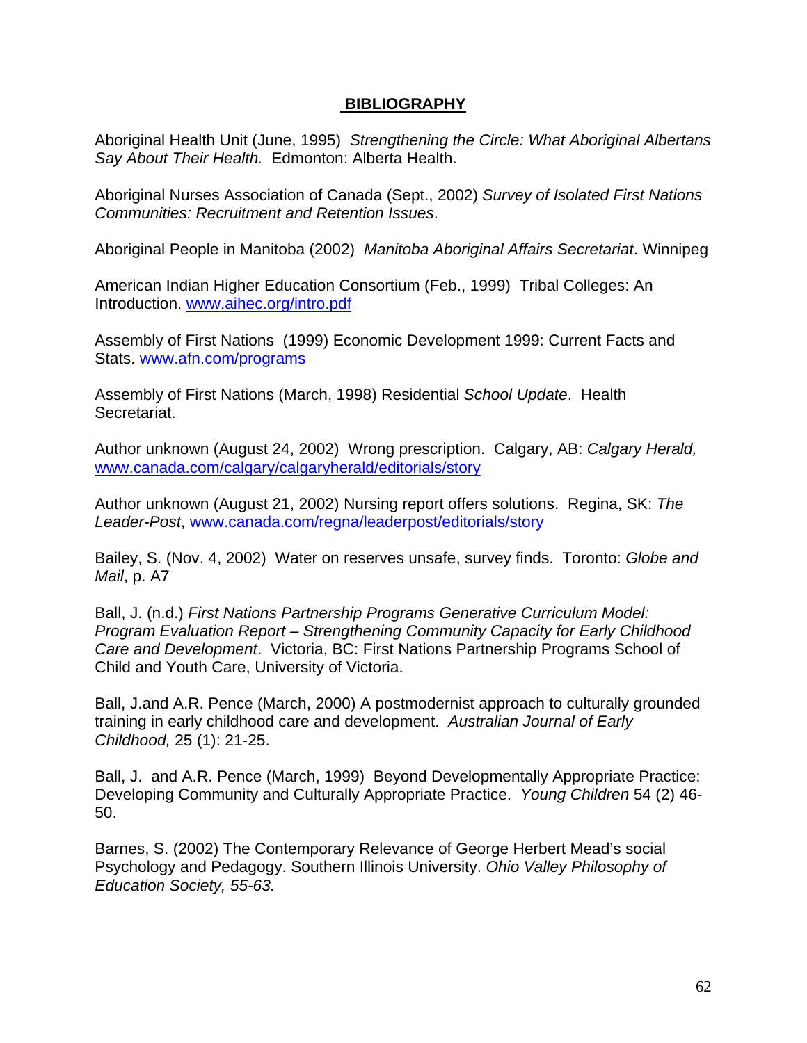# BIBLIOGRAPHY

Aboriginal Health Unit (June, 1995) *Strengthening the Circle: What Aboriginal Albertans Say About Their Health.* Edmonton: Alberta Health.

Aboriginal Nurses Association of Canada (Sept., 2002) *Survey of Isolated First Nations Communities: Recruitment and Retention Issues*.

Aboriginal People in Manitoba (2002) *Manitoba Aboriginal Affairs Secretariat*. Winnipeg

American Indian Higher Education Consortium (Feb., 1999) Tribal Colleges: An Introduction. www.aihec.org/intro.pdf

Assembly of First Nations (1999) Economic Development 1999: Current Facts and Stats. www.afn.com/programs

Assembly of First Nations (March, 1998) Residential *School Update*. Health Secretariat.

Author unknown (August 24, 2002) Wrong prescription. Calgary, AB: *Calgary Herald,* www.canada.com/calgary/calgaryherald/editorials/story

Author unknown (August 21, 2002) Nursing report offers solutions. Regina, SK: *The Leader-Post*, www.canada.com/regna/leaderpost/editorials/story

Bailey, S. (Nov. 4, 2002) Water on reserves unsafe, survey finds. Toronto: *Globe and Mail*, p. A7

Ball, J. (n.d.) *First Nations Partnership Programs Generative Curriculum Model: Program Evaluation Report – Strengthening Community Capacity for Early Childhood Care and Development*. Victoria, BC: First Nations Partnership Programs School of Child and Youth Care, University of Victoria.

Ball, J.and A.R. Pence (March, 2000) A postmodernist approach to culturally grounded training in early childhood care and development. *Australian Journal of Early Childhood,* 25 (1): 21-25.

Ball, J. and A.R. Pence (March, 1999) Beyond Developmentally Appropriate Practice: Developing Community and Culturally Appropriate Practice. *Young Children* 54 (2) 46-50.

Barnes, S. (2002) The Contemporary Relevance of George Herbert Mead's social Psychology and Pedagogy. Southern Illinois University. *Ohio Valley Philosophy of Education Society, 55-63.*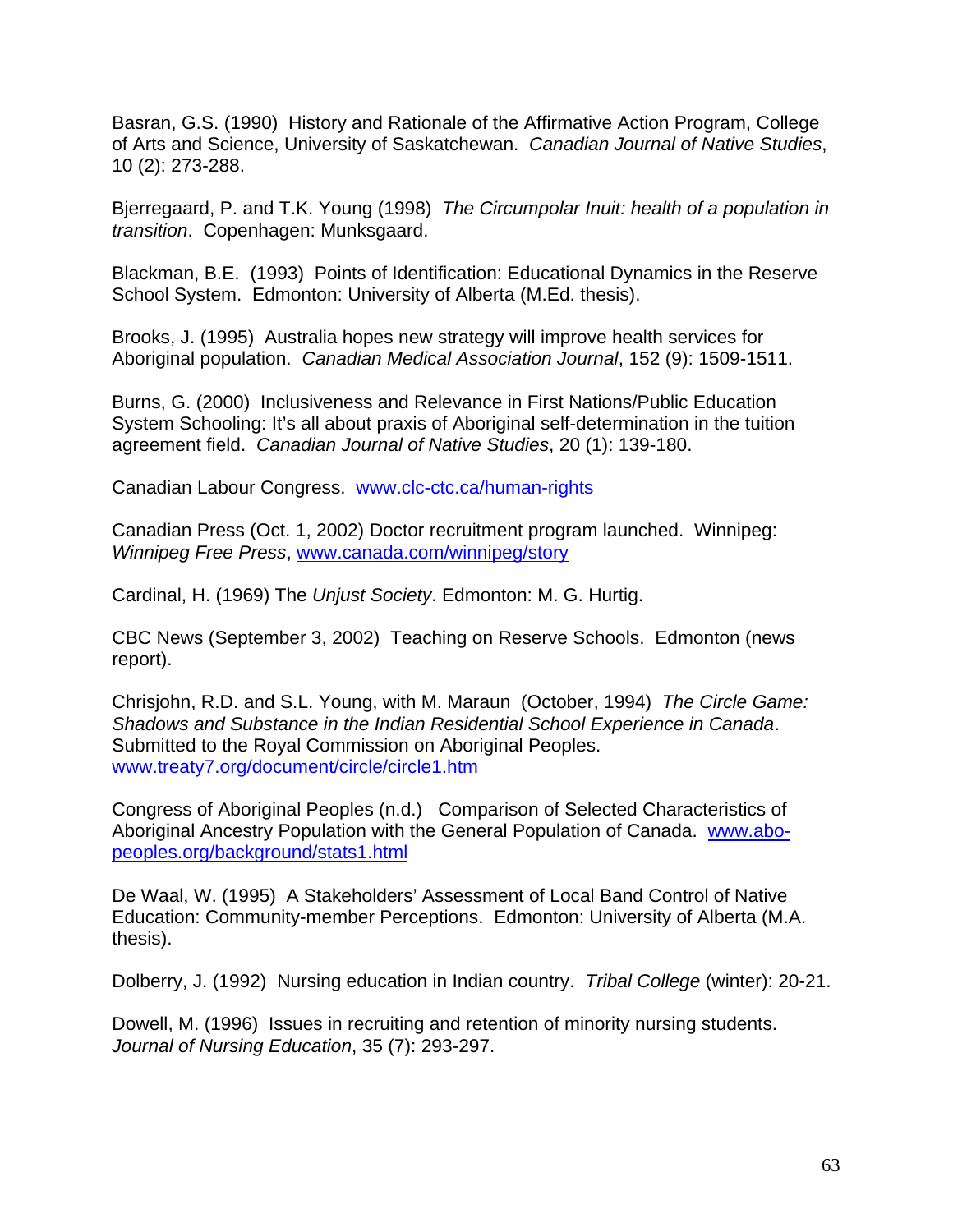Basran, G.S. (1990) History and Rationale of the Affirmative Action Program, College of Arts and Science, University of Saskatchewan. *Canadian Journal of Native Studies*, 10 (2): 273-288.

Bjerregaard, P. and T.K. Young (1998) *The Circumpolar Inuit: health of a population in transition*. Copenhagen: Munksgaard.

Blackman, B.E. (1993) Points of Identification: Educational Dynamics in the Reserve School System. Edmonton: University of Alberta (M.Ed. thesis).

Brooks, J. (1995) Australia hopes new strategy will improve health services for Aboriginal population. *Canadian Medical Association Journal*, 152 (9): 1509-1511.

Burns, G. (2000) Inclusiveness and Relevance in First Nations/Public Education System Schooling: It's all about praxis of Aboriginal self-determination in the tuition agreement field. *Canadian Journal of Native Studies*, 20 (1): 139-180.

Canadian Labour Congress. www.clc-ctc.ca/human-rights

Canadian Press (Oct. 1, 2002) Doctor recruitment program launched. Winnipeg: *Winnipeg Free Press*, www.canada.com/winnipeg/story

Cardinal, H. (1969) The *Unjust Society*. Edmonton: M. G. Hurtig.

CBC News (September 3, 2002) Teaching on Reserve Schools. Edmonton (news report).

Chrisjohn, R.D. and S.L. Young, with M. Maraun (October, 1994) *The Circle Game: Shadows and Substance in the Indian Residential School Experience in Canada*. Submitted to the Royal Commission on Aboriginal Peoples. www.treaty7.org/document/circle/circle1.htm

Congress of Aboriginal Peoples (n.d.) Comparison of Selected Characteristics of Aboriginal Ancestry Population with the General Population of Canada. www.abo-peoples.org/background/stats1.html

De Waal, W. (1995) A Stakeholders' Assessment of Local Band Control of Native Education: Community-member Perceptions. Edmonton: University of Alberta (M.A. thesis).

Dolberry, J. (1992) Nursing education in Indian country. *Tribal College* (winter): 20-21.

Dowell, M. (1996) Issues in recruiting and retention of minority nursing students. *Journal of Nursing Education*, 35 (7): 293-297.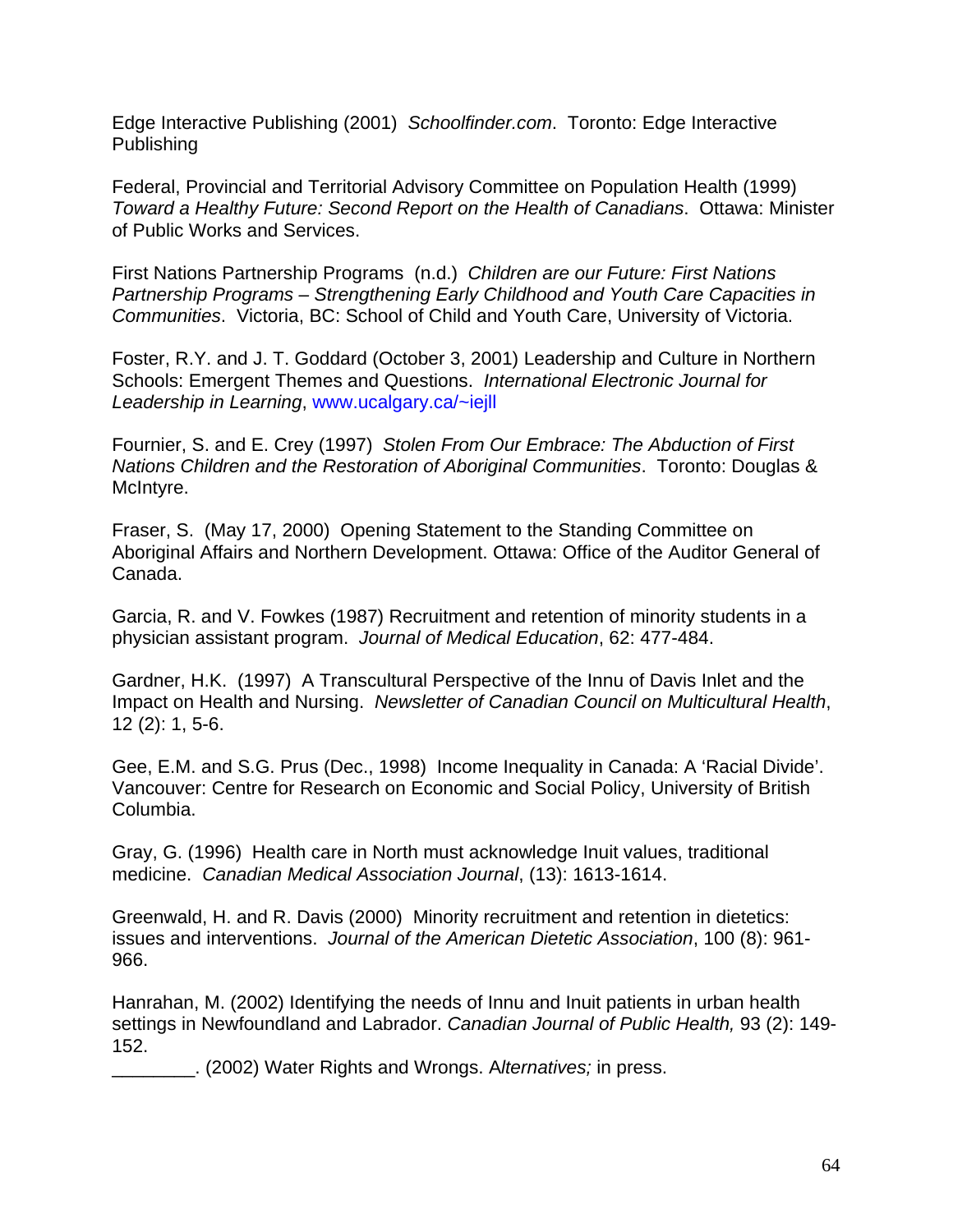Edge Interactive Publishing (2001) *Schoolfinder.com*. Toronto: Edge Interactive Publishing

Federal, Provincial and Territorial Advisory Committee on Population Health (1999) *Toward a Healthy Future: Second Report on the Health of Canadians*. Ottawa: Minister of Public Works and Services.

First Nations Partnership Programs (n.d.) *Children are our Future: First Nations Partnership Programs – Strengthening Early Childhood and Youth Care Capacities in Communities*. Victoria, BC: School of Child and Youth Care, University of Victoria.

Foster, R.Y. and J. T. Goddard (October 3, 2001) Leadership and Culture in Northern Schools: Emergent Themes and Questions. *International Electronic Journal for Leadership in Learning*, www.ucalgary.ca/~iejll

Fournier, S. and E. Crey (1997) *Stolen From Our Embrace: The Abduction of First Nations Children and the Restoration of Aboriginal Communities*. Toronto: Douglas & McIntyre.

Fraser, S. (May 17, 2000) Opening Statement to the Standing Committee on Aboriginal Affairs and Northern Development. Ottawa: Office of the Auditor General of Canada.

Garcia, R. and V. Fowkes (1987) Recruitment and retention of minority students in a physician assistant program. *Journal of Medical Education*, 62: 477-484.

Gardner, H.K. (1997) A Transcultural Perspective of the Innu of Davis Inlet and the Impact on Health and Nursing. *Newsletter of Canadian Council on Multicultural Health*, 12 (2): 1, 5-6.

Gee, E.M. and S.G. Prus (Dec., 1998) Income Inequality in Canada: A 'Racial Divide'. Vancouver: Centre for Research on Economic and Social Policy, University of British Columbia.

Gray, G. (1996) Health care in North must acknowledge Inuit values, traditional medicine. *Canadian Medical Association Journal*, (13): 1613-1614.

Greenwald, H. and R. Davis (2000) Minority recruitment and retention in dietetics: issues and interventions. *Journal of the American Dietetic Association*, 100 (8): 961-966.

Hanrahan, M. (2002) Identifying the needs of Innu and Inuit patients in urban health settings in Newfoundland and Labrador. *Canadian Journal of Public Health,* 93 (2): 149-152.
________. (2002) Water Rights and Wrongs. A*lternatives;* in press.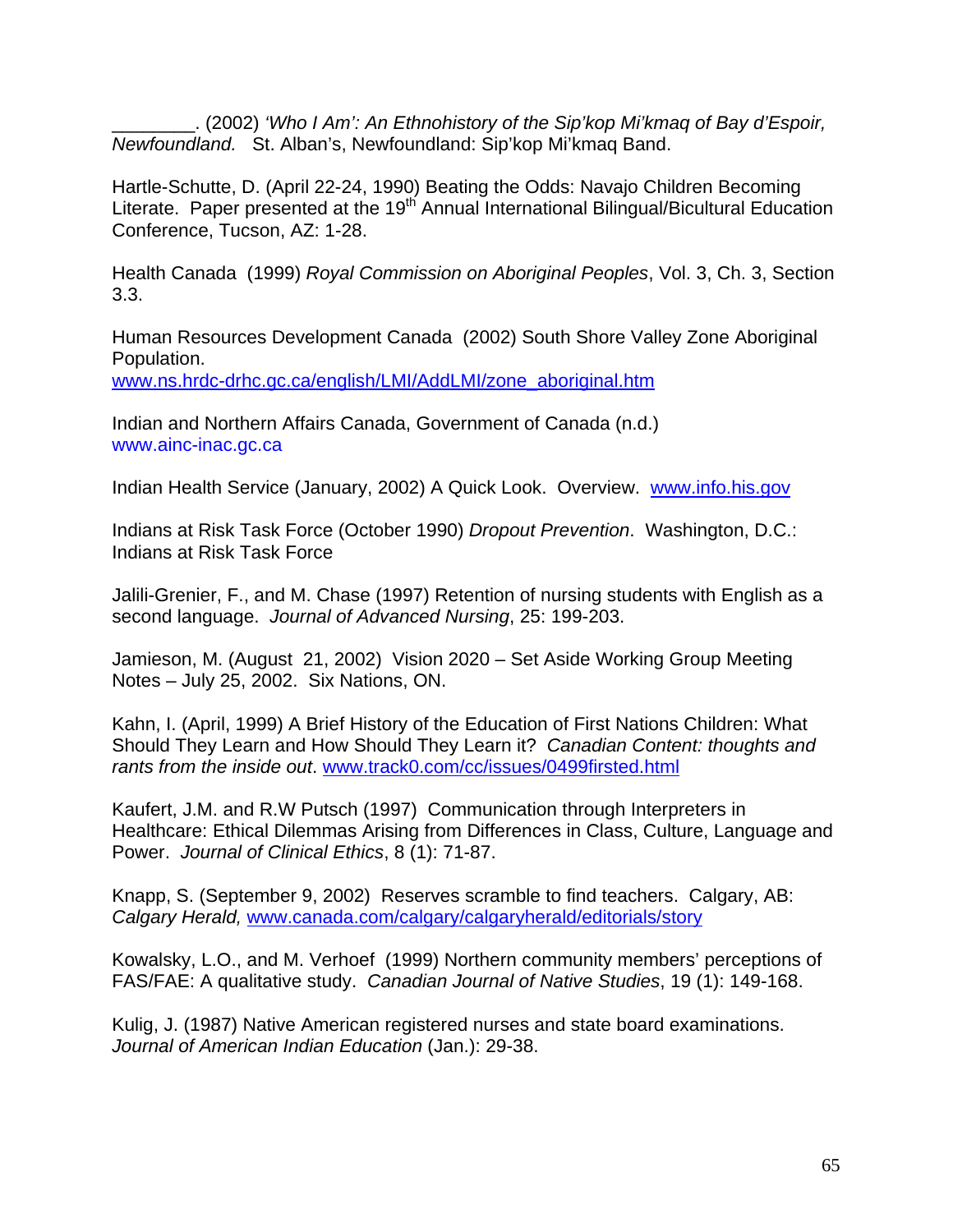________. (2002) *'Who I Am': An Ethnohistory of the Sip'kop Mi'kmaq of Bay d'Espoir, Newfoundland.* St. Alban's, Newfoundland: Sip'kop Mi'kmaq Band.

Hartle-Schutte, D. (April 22-24, 1990) Beating the Odds: Navajo Children Becoming Literate. Paper presented at the 19th Annual International Bilingual/Bicultural Education Conference, Tucson, AZ: 1-28.

Health Canada (1999) *Royal Commission on Aboriginal Peoples*, Vol. 3, Ch. 3, Section 3.3.

Human Resources Development Canada (2002) South Shore Valley Zone Aboriginal Population.
www.ns.hrdc-drhc.gc.ca/english/LMI/AddLMI/zone_aboriginal.htm

Indian and Northern Affairs Canada, Government of Canada (n.d.)
www.ainc-inac.gc.ca

Indian Health Service (January, 2002) A Quick Look. Overview. www.info.his.gov

Indians at Risk Task Force (October 1990) *Dropout Prevention*. Washington, D.C.: Indians at Risk Task Force

Jalili-Grenier, F., and M. Chase (1997) Retention of nursing students with English as a second language. *Journal of Advanced Nursing*, 25: 199-203.

Jamieson, M. (August 21, 2002) Vision 2020 – Set Aside Working Group Meeting Notes – July 25, 2002. Six Nations, ON.

Kahn, I. (April, 1999) A Brief History of the Education of First Nations Children: What Should They Learn and How Should They Learn it? *Canadian Content: thoughts and rants from the inside out*. www.track0.com/cc/issues/0499firsted.html

Kaufert, J.M. and R.W Putsch (1997) Communication through Interpreters in Healthcare: Ethical Dilemmas Arising from Differences in Class, Culture, Language and Power. *Journal of Clinical Ethics*, 8 (1): 71-87.

Knapp, S. (September 9, 2002) Reserves scramble to find teachers. Calgary, AB: *Calgary Herald,* www.canada.com/calgary/calgaryherald/editorials/story

Kowalsky, L.O., and M. Verhoef (1999) Northern community members' perceptions of FAS/FAE: A qualitative study. *Canadian Journal of Native Studies*, 19 (1): 149-168.

Kulig, J. (1987) Native American registered nurses and state board examinations. *Journal of American Indian Education* (Jan.): 29-38.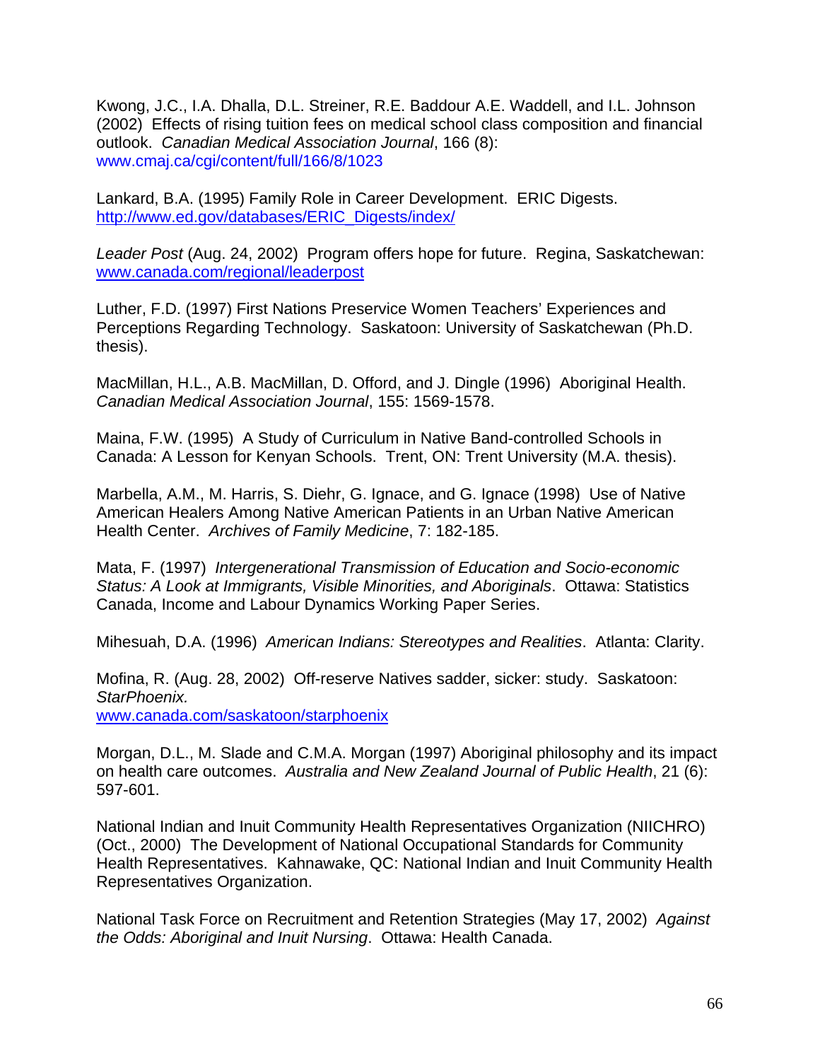Kwong, J.C., I.A. Dhalla, D.L. Streiner, R.E. Baddour A.E. Waddell, and I.L. Johnson (2002) Effects of rising tuition fees on medical school class composition and financial outlook. *Canadian Medical Association Journal*, 166 (8): www.cmaj.ca/cgi/content/full/166/8/1023

Lankard, B.A. (1995) Family Role in Career Development. ERIC Digests. http://www.ed.gov/databases/ERIC_Digests/index/

*Leader Post* (Aug. 24, 2002) Program offers hope for future. Regina, Saskatchewan: www.canada.com/regional/leaderpost

Luther, F.D. (1997) First Nations Preservice Women Teachers' Experiences and Perceptions Regarding Technology. Saskatoon: University of Saskatchewan (Ph.D. thesis).

MacMillan, H.L., A.B. MacMillan, D. Offord, and J. Dingle (1996) Aboriginal Health. *Canadian Medical Association Journal*, 155: 1569-1578.

Maina, F.W. (1995) A Study of Curriculum in Native Band-controlled Schools in Canada: A Lesson for Kenyan Schools. Trent, ON: Trent University (M.A. thesis).

Marbella, A.M., M. Harris, S. Diehr, G. Ignace, and G. Ignace (1998) Use of Native American Healers Among Native American Patients in an Urban Native American Health Center. *Archives of Family Medicine*, 7: 182-185.

Mata, F. (1997) *Intergenerational Transmission of Education and Socio-economic Status: A Look at Immigrants, Visible Minorities, and Aboriginals*. Ottawa: Statistics Canada, Income and Labour Dynamics Working Paper Series.

Mihesuah, D.A. (1996) *American Indians: Stereotypes and Realities*. Atlanta: Clarity.

Mofina, R. (Aug. 28, 2002) Off-reserve Natives sadder, sicker: study. Saskatoon: *StarPhoenix.* www.canada.com/saskatoon/starphoenix

Morgan, D.L., M. Slade and C.M.A. Morgan (1997) Aboriginal philosophy and its impact on health care outcomes. *Australia and New Zealand Journal of Public Health*, 21 (6): 597-601.

National Indian and Inuit Community Health Representatives Organization (NIICHRO) (Oct., 2000) The Development of National Occupational Standards for Community Health Representatives. Kahnawake, QC: National Indian and Inuit Community Health Representatives Organization.

National Task Force on Recruitment and Retention Strategies (May 17, 2002) *Against the Odds: Aboriginal and Inuit Nursing*. Ottawa: Health Canada.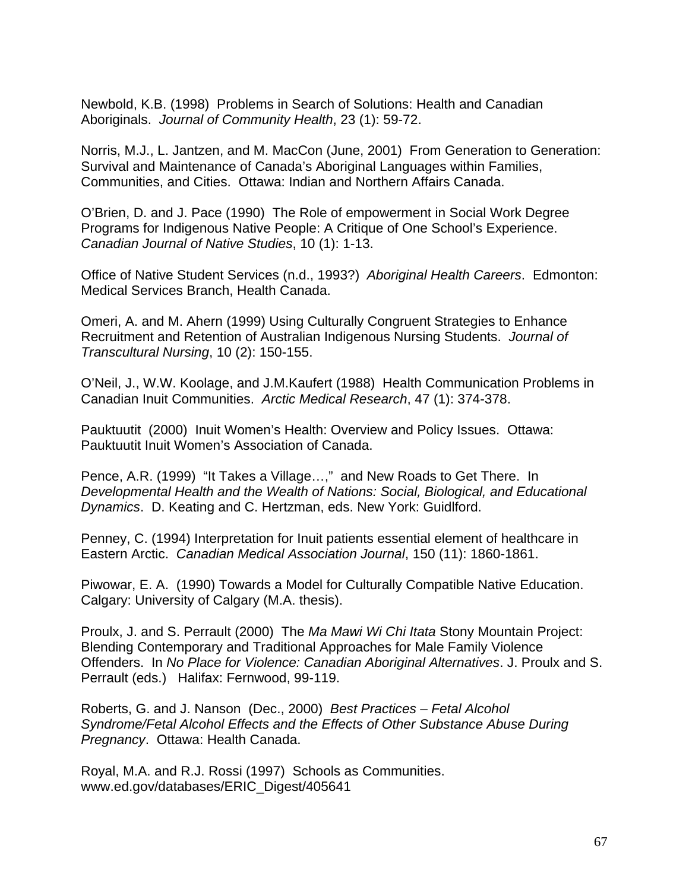Newbold, K.B. (1998) Problems in Search of Solutions: Health and Canadian Aboriginals. *Journal of Community Health*, 23 (1): 59-72.

Norris, M.J., L. Jantzen, and M. MacCon (June, 2001) From Generation to Generation: Survival and Maintenance of Canada's Aboriginal Languages within Families, Communities, and Cities. Ottawa: Indian and Northern Affairs Canada.

O'Brien, D. and J. Pace (1990) The Role of empowerment in Social Work Degree Programs for Indigenous Native People: A Critique of One School's Experience. *Canadian Journal of Native Studies*, 10 (1): 1-13.

Office of Native Student Services (n.d., 1993?) *Aboriginal Health Careers*. Edmonton: Medical Services Branch, Health Canada.

Omeri, A. and M. Ahern (1999) Using Culturally Congruent Strategies to Enhance Recruitment and Retention of Australian Indigenous Nursing Students. *Journal of Transcultural Nursing*, 10 (2): 150-155.

O'Neil, J., W.W. Koolage, and J.M.Kaufert (1988) Health Communication Problems in Canadian Inuit Communities. *Arctic Medical Research*, 47 (1): 374-378.

Pauktuutit (2000) Inuit Women's Health: Overview and Policy Issues. Ottawa: Pauktuutit Inuit Women's Association of Canada.

Pence, A.R. (1999) "It Takes a Village…," and New Roads to Get There. In *Developmental Health and the Wealth of Nations: Social, Biological, and Educational Dynamics*. D. Keating and C. Hertzman, eds. New York: Guidlford.

Penney, C. (1994) Interpretation for Inuit patients essential element of healthcare in Eastern Arctic. *Canadian Medical Association Journal*, 150 (11): 1860-1861.

Piwowar, E. A. (1990) Towards a Model for Culturally Compatible Native Education. Calgary: University of Calgary (M.A. thesis).

Proulx, J. and S. Perrault (2000) The *Ma Mawi Wi Chi Itata* Stony Mountain Project: Blending Contemporary and Traditional Approaches for Male Family Violence Offenders. In *No Place for Violence: Canadian Aboriginal Alternatives*. J. Proulx and S. Perrault (eds.) Halifax: Fernwood, 99-119.

Roberts, G. and J. Nanson (Dec., 2000) *Best Practices – Fetal Alcohol Syndrome/Fetal Alcohol Effects and the Effects of Other Substance Abuse During Pregnancy*. Ottawa: Health Canada.

Royal, M.A. and R.J. Rossi (1997) Schools as Communities. www.ed.gov/databases/ERIC_Digest/405641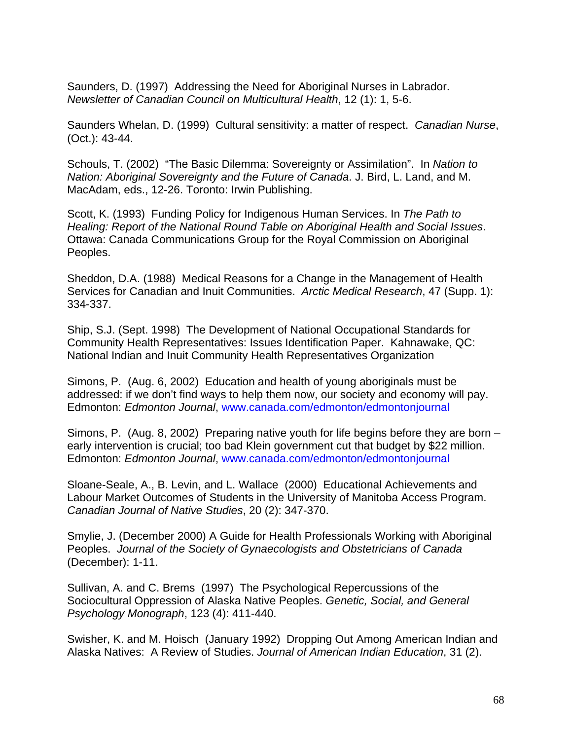Saunders, D. (1997) Addressing the Need for Aboriginal Nurses in Labrador. *Newsletter of Canadian Council on Multicultural Health*, 12 (1): 1, 5-6.

Saunders Whelan, D. (1999) Cultural sensitivity: a matter of respect. *Canadian Nurse*, (Oct.): 43-44.

Schouls, T. (2002) "The Basic Dilemma: Sovereignty or Assimilation". In *Nation to Nation: Aboriginal Sovereignty and the Future of Canada*. J. Bird, L. Land, and M. MacAdam, eds., 12-26. Toronto: Irwin Publishing.

Scott, K. (1993) Funding Policy for Indigenous Human Services. In *The Path to Healing: Report of the National Round Table on Aboriginal Health and Social Issues*. Ottawa: Canada Communications Group for the Royal Commission on Aboriginal Peoples.

Sheddon, D.A. (1988) Medical Reasons for a Change in the Management of Health Services for Canadian and Inuit Communities. *Arctic Medical Research*, 47 (Supp. 1): 334-337.

Ship, S.J. (Sept. 1998) The Development of National Occupational Standards for Community Health Representatives: Issues Identification Paper. Kahnawake, QC: National Indian and Inuit Community Health Representatives Organization

Simons, P. (Aug. 6, 2002) Education and health of young aboriginals must be addressed: if we don't find ways to help them now, our society and economy will pay. Edmonton: *Edmonton Journal*, www.canada.com/edmonton/edmontonjournal

Simons, P. (Aug. 8, 2002) Preparing native youth for life begins before they are born – early intervention is crucial; too bad Klein government cut that budget by $22 million. Edmonton: *Edmonton Journal*, www.canada.com/edmonton/edmontonjournal

Sloane-Seale, A., B. Levin, and L. Wallace (2000) Educational Achievements and Labour Market Outcomes of Students in the University of Manitoba Access Program. *Canadian Journal of Native Studies*, 20 (2): 347-370.

Smylie, J. (December 2000) A Guide for Health Professionals Working with Aboriginal Peoples. *Journal of the Society of Gynaecologists and Obstetricians of Canada* (December): 1-11.

Sullivan, A. and C. Brems (1997) The Psychological Repercussions of the Sociocultural Oppression of Alaska Native Peoples. *Genetic, Social, and General Psychology Monograph*, 123 (4): 411-440.

Swisher, K. and M. Hoisch (January 1992) Dropping Out Among American Indian and Alaska Natives: A Review of Studies. *Journal of American Indian Education*, 31 (2).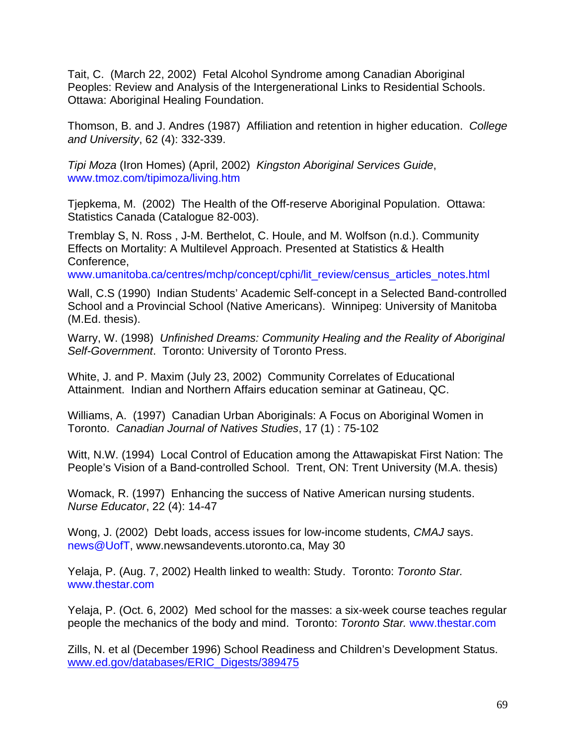Tait, C. (March 22, 2002) Fetal Alcohol Syndrome among Canadian Aboriginal Peoples: Review and Analysis of the Intergenerational Links to Residential Schools. Ottawa: Aboriginal Healing Foundation.

Thomson, B. and J. Andres (1987) Affiliation and retention in higher education. *College and University*, 62 (4): 332-339.

*Tipi Moza* (Iron Homes) (April, 2002) *Kingston Aboriginal Services Guide*, www.tmoz.com/tipimoza/living.htm

Tjepkema, M. (2002) The Health of the Off-reserve Aboriginal Population. Ottawa: Statistics Canada (Catalogue 82-003).

Tremblay S, N. Ross , J-M. Berthelot, C. Houle, and M. Wolfson (n.d.). Community Effects on Mortality: A Multilevel Approach. Presented at Statistics & Health Conference, www.umanitoba.ca/centres/mchp/concept/cphi/lit_review/census_articles_notes.html

Wall, C.S (1990) Indian Students' Academic Self-concept in a Selected Band-controlled School and a Provincial School (Native Americans). Winnipeg: University of Manitoba (M.Ed. thesis).

Warry, W. (1998) *Unfinished Dreams: Community Healing and the Reality of Aboriginal Self-Government*. Toronto: University of Toronto Press.

White, J. and P. Maxim (July 23, 2002) Community Correlates of Educational Attainment. Indian and Northern Affairs education seminar at Gatineau, QC.

Williams, A. (1997) Canadian Urban Aboriginals: A Focus on Aboriginal Women in Toronto. *Canadian Journal of Natives Studies*, 17 (1) : 75-102

Witt, N.W. (1994) Local Control of Education among the Attawapiskat First Nation: The People's Vision of a Band-controlled School. Trent, ON: Trent University (M.A. thesis)

Womack, R. (1997) Enhancing the success of Native American nursing students. *Nurse Educator*, 22 (4): 14-47

Wong, J. (2002) Debt loads, access issues for low-income students, *CMAJ* says. news@UofT, www.newsandevents.utoronto.ca, May 30

Yelaja, P. (Aug. 7, 2002) Health linked to wealth: Study. Toronto: *Toronto Star.* www.thestar.com

Yelaja, P. (Oct. 6, 2002) Med school for the masses: a six-week course teaches regular people the mechanics of the body and mind. Toronto: *Toronto Star.* www.thestar.com

Zills, N. et al (December 1996) School Readiness and Children's Development Status. www.ed.gov/databases/ERIC_Digests/389475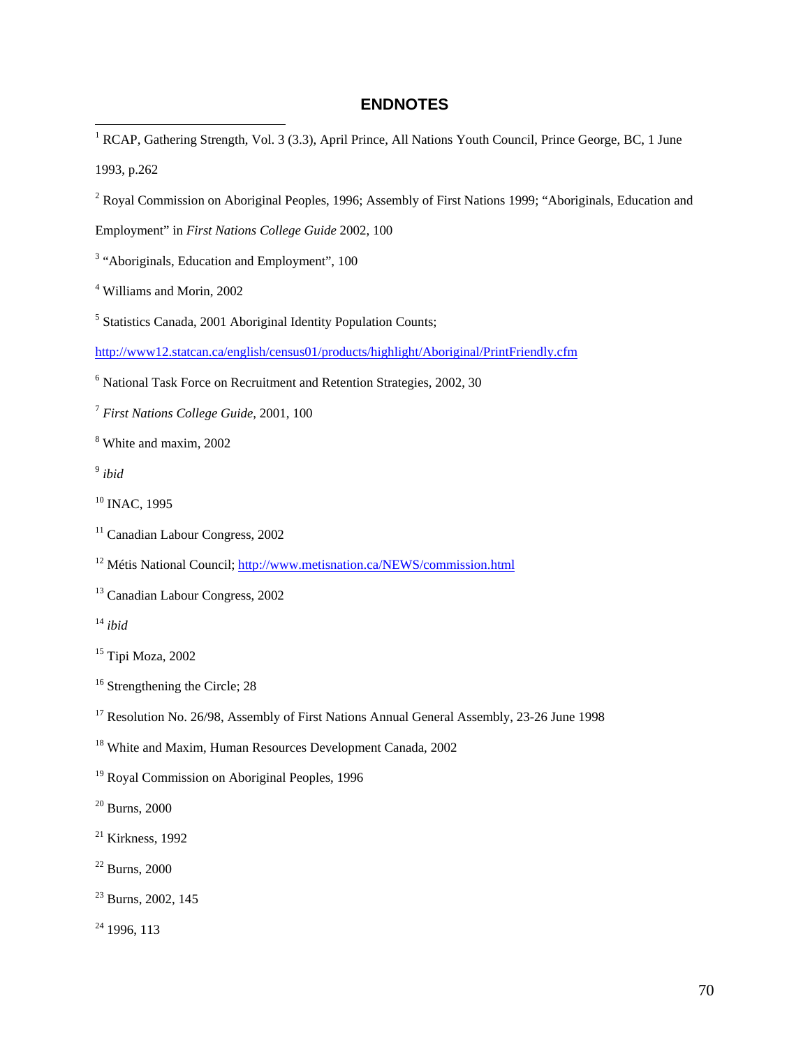## ENDNOTES

[1] RCAP, Gathering Strength, Vol. 3 (3.3), April Prince, All Nations Youth Council, Prince George, BC, 1 June 1993, p.262

[2] Royal Commission on Aboriginal Peoples, 1996; Assembly of First Nations 1999; "Aboriginals, Education and Employment" in *First Nations College Guide* 2002, 100

[3] "Aboriginals, Education and Employment", 100

[4] Williams and Morin, 2002

[5] Statistics Canada, 2001 Aboriginal Identity Population Counts; http://www12.statcan.ca/english/census01/products/highlight/Aboriginal/PrintFriendly.cfm

[6] National Task Force on Recruitment and Retention Strategies, 2002, 30

[7] *First Nations College Guide*, 2001, 100

[8] White and maxim, 2002

[9] *ibid*

[10] INAC, 1995

[11] Canadian Labour Congress, 2002

[12] Métis National Council; http://www.metisnation.ca/NEWS/commission.html

[13] Canadian Labour Congress, 2002

[14] *ibid*

[15] Tipi Moza, 2002

[16] Strengthening the Circle; 28

[17] Resolution No. 26/98, Assembly of First Nations Annual General Assembly, 23-26 June 1998

[18] White and Maxim, Human Resources Development Canada, 2002

[19] Royal Commission on Aboriginal Peoples, 1996

[20] Burns, 2000

[21] Kirkness, 1992

[22] Burns, 2000

[23] Burns, 2002, 145

[24] 1996, 113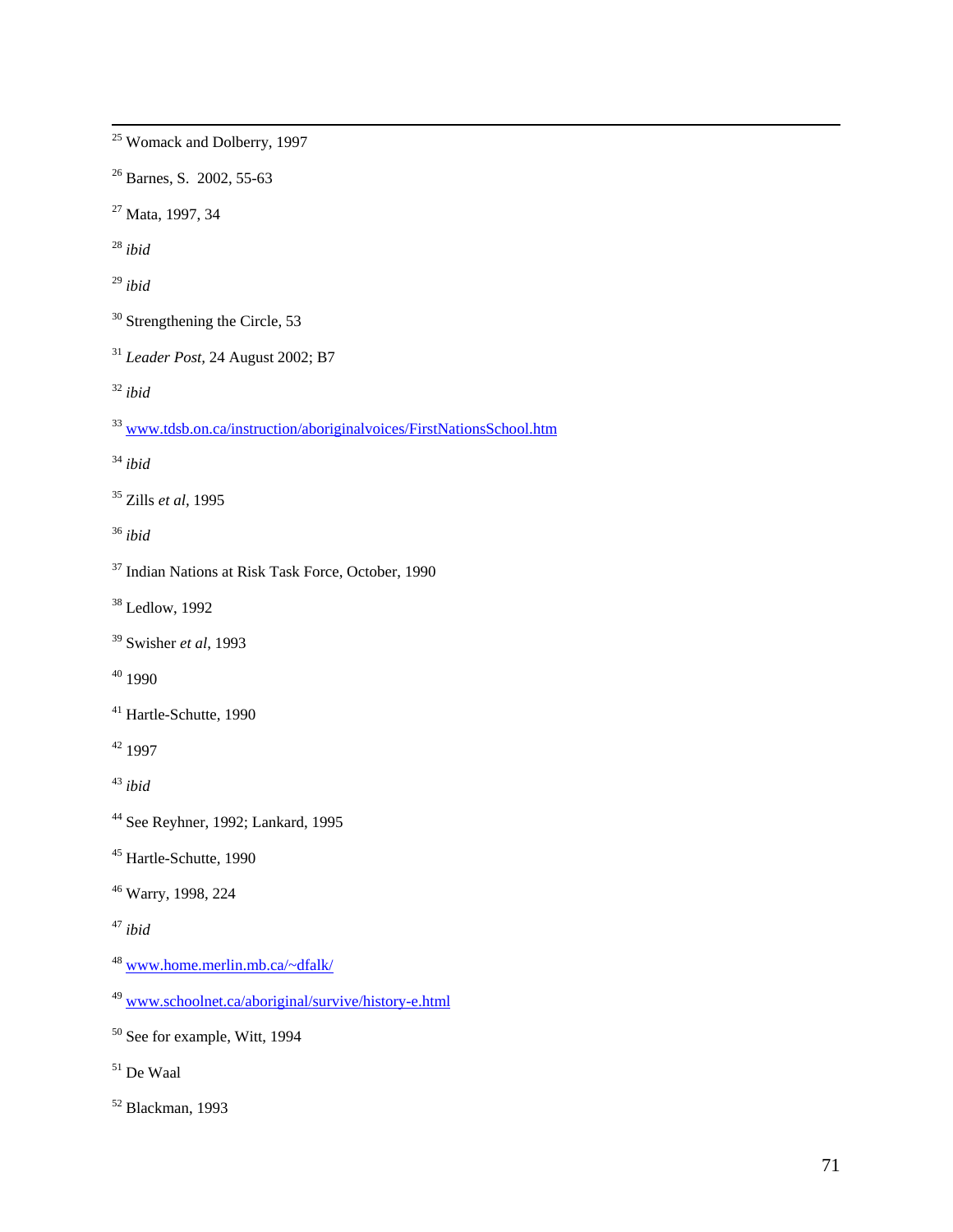[25] Womack and Dolberry, 1997

[26] Barnes, S. 2002, 55-63

[27] Mata, 1997, 34

[28] *ibid*

[29] *ibid*

[30] Strengthening the Circle, 53

[31] *Leader Post*, 24 August 2002; B7

[32] *ibid*

[33] www.tdsb.on.ca/instruction/aboriginalvoices/FirstNationsSchool.htm

[34] *ibid*

[35] Zills *et al*, 1995

[36] *ibid*

[37] Indian Nations at Risk Task Force, October, 1990

[38] Ledlow, 1992

[39] Swisher *et al*, 1993

[40] 1990

[41] Hartle-Schutte, 1990

[42] 1997

[43] *ibid*

[44] See Reyhner, 1992; Lankard, 1995

[45] Hartle-Schutte, 1990

[46] Warry, 1998, 224

[47] *ibid*

[48] www.home.merlin.mb.ca/~dfalk/

[49] www.schoolnet.ca/aboriginal/survive/history-e.html

[50] See for example, Witt, 1994

[51] De Waal

[52] Blackman, 1993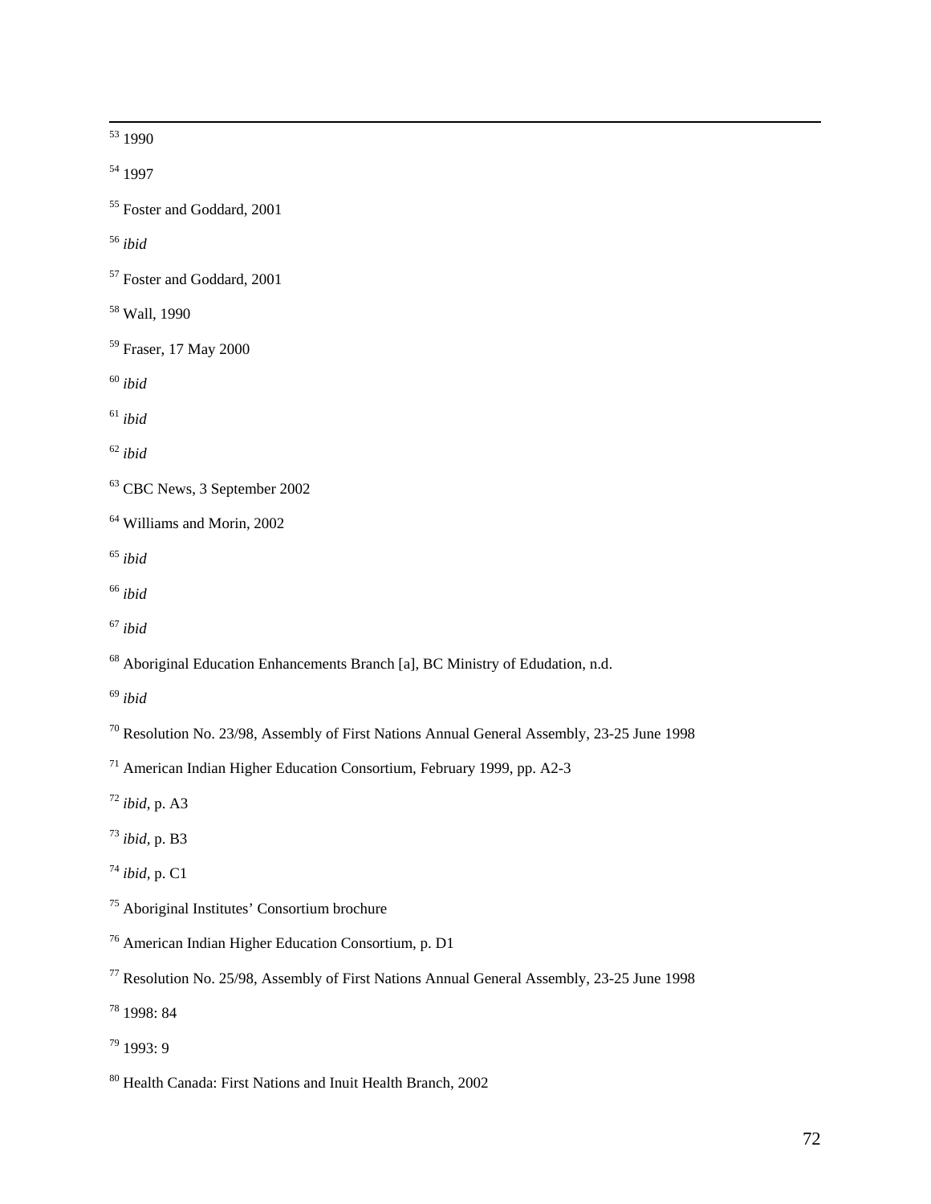[53] 1990

[54] 1997

[55] Foster and Goddard, 2001

[56] *ibid*

[57] Foster and Goddard, 2001

[58] Wall, 1990

[59] Fraser, 17 May 2000

[60] *ibid*

[61] *ibid*

[62] *ibid*

[63] CBC News, 3 September 2002

[64] Williams and Morin, 2002

[65] *ibid*

[66] *ibid*

[67] *ibid*

[68] Aboriginal Education Enhancements Branch [a], BC Ministry of Edudation, n.d.

[69] *ibid*

[70] Resolution No. 23/98, Assembly of First Nations Annual General Assembly, 23-25 June 1998

[71] American Indian Higher Education Consortium, February 1999, pp. A2-3

[72] *ibid*, p. A3

[73] *ibid*, p. B3

[74] *ibid*, p. C1

[75] Aboriginal Institutes' Consortium brochure

[76] American Indian Higher Education Consortium, p. D1

[77] Resolution No. 25/98, Assembly of First Nations Annual General Assembly, 23-25 June 1998

[78] 1998: 84

[79] 1993: 9

[80] Health Canada: First Nations and Inuit Health Branch, 2002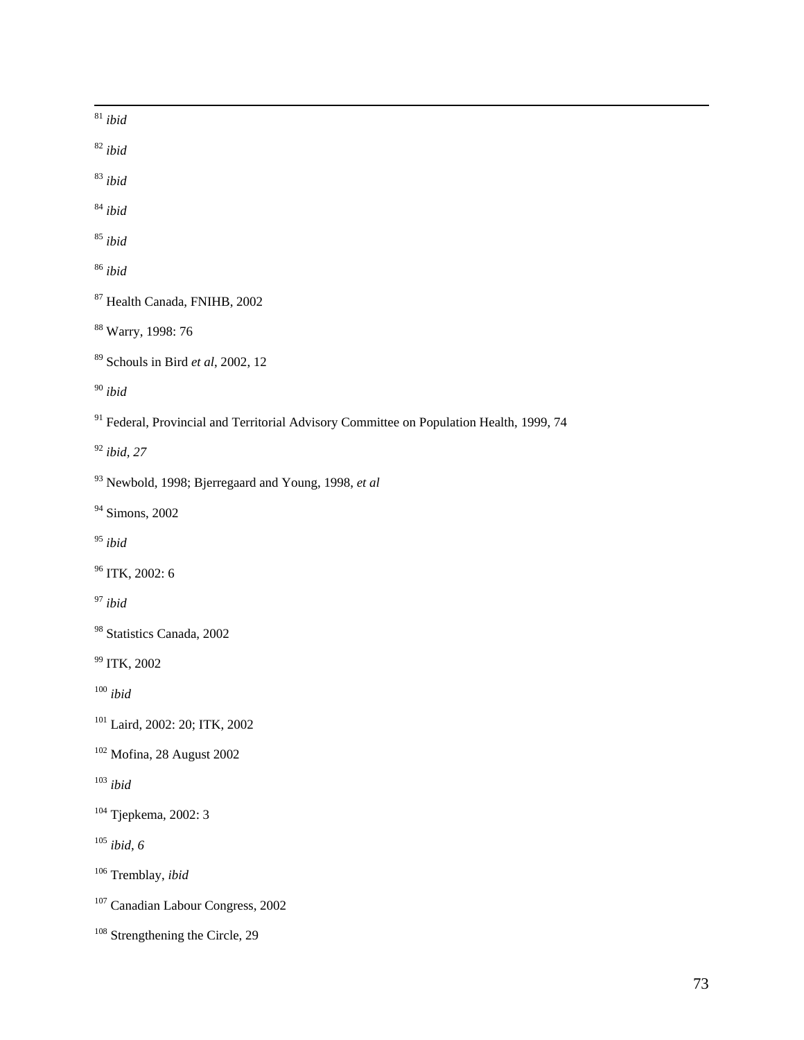[81] *ibid*

[82] *ibid*

[83] *ibid*

[84] *ibid*

[85] *ibid*

[86] *ibid*

[87] Health Canada, FNIHB, 2002

[88] Warry, 1998: 76

[89] Schouls in Bird *et al*, 2002, 12

[90] *ibid*

[91] Federal, Provincial and Territorial Advisory Committee on Population Health, 1999, 74

[92] *ibid, 27*

[93] Newbold, 1998; Bjerregaard and Young, 1998, *et al*

[94] Simons, 2002

[95] *ibid*

[96] ITK, 2002: 6

[97] *ibid*

[98] Statistics Canada, 2002

[99] ITK, 2002

[100] *ibid*

[101] Laird, 2002: 20; ITK, 2002

[102] Mofina, 28 August 2002

[103] *ibid*

[104] Tjepkema, 2002: 3

[105] *ibid, 6*

[106] Tremblay, *ibid*

[107] Canadian Labour Congress, 2002

[108] Strengthening the Circle, 29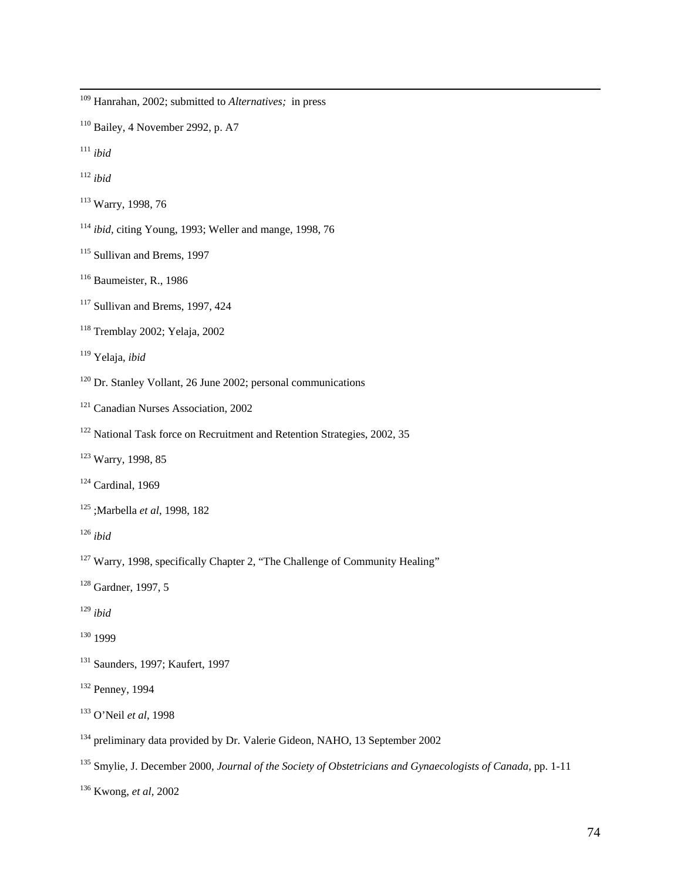[109] Hanrahan, 2002; submitted to *Alternatives;* in press

[110] Bailey, 4 November 2992, p. A7

[111] *ibid*

[112] *ibid*

[113] Warry, 1998, 76

[114] *ibid*, citing Young, 1993; Weller and mange, 1998, 76

[115] Sullivan and Brems, 1997

[116] Baumeister, R., 1986

[117] Sullivan and Brems, 1997, 424

[118] Tremblay 2002; Yelaja, 2002

[119] Yelaja, *ibid*

[120] Dr. Stanley Vollant, 26 June 2002; personal communications

[121] Canadian Nurses Association, 2002

[122] National Task force on Recruitment and Retention Strategies, 2002, 35

[123] Warry, 1998, 85

[124] Cardinal, 1969

[125] ;Marbella *et al*, 1998, 182

[126] *ibid*

[127] Warry, 1998, specifically Chapter 2, "The Challenge of Community Healing"

[128] Gardner, 1997, 5

[129] *ibid*

[130] 1999

[131] Saunders, 1997; Kaufert, 1997

[132] Penney, 1994

[133] O'Neil *et al*, 1998

[134] preliminary data provided by Dr. Valerie Gideon, NAHO, 13 September 2002

[135] Smylie, J. December 2000, *Journal of the Society of Obstetricians and Gynaecologists of Canada*, pp. 1-11

[136] Kwong, *et al*, 2002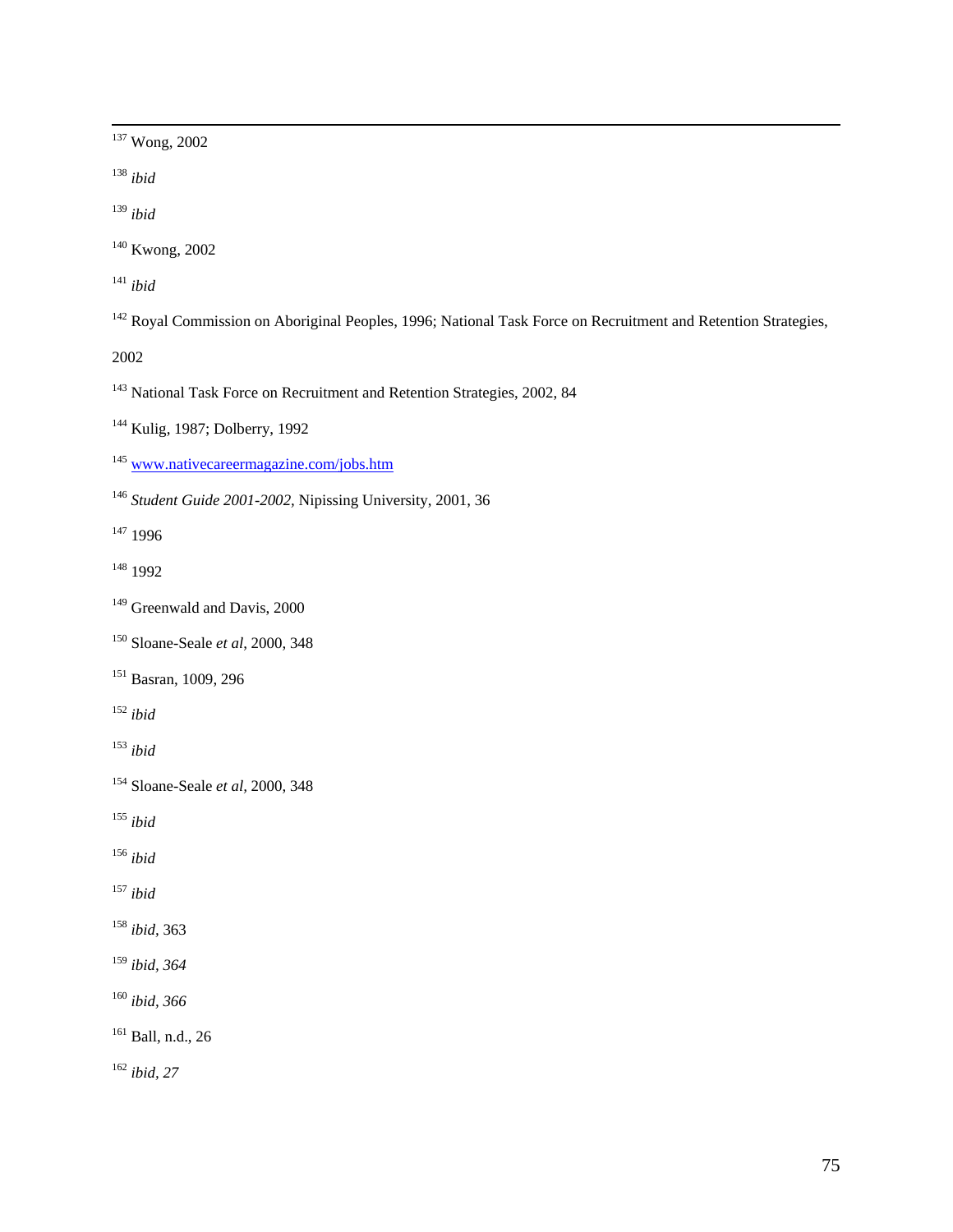[137] Wong, 2002

[138] *ibid*

[139] *ibid*

[140] Kwong, 2002

[141] *ibid*

[142] Royal Commission on Aboriginal Peoples, 1996; National Task Force on Recruitment and Retention Strategies, 2002

[143] National Task Force on Recruitment and Retention Strategies, 2002, 84

[144] Kulig, 1987; Dolberry, 1992

[145] www.nativecareermagazine.com/jobs.htm

[146] *Student Guide 2001-2002,* Nipissing University, 2001, 36

[147] 1996

[148] 1992

[149] Greenwald and Davis, 2000

[150] Sloane-Seale *et al*, 2000, 348

[151] Basran, 1009, 296

[152] *ibid*

[153] *ibid*

[154] Sloane-Seale *et al,* 2000, 348

[155] *ibid*

[156] *ibid*

[157] *ibid*

[158] *ibid*, 363

[159] *ibid, 364*

[160] *ibid, 366*

[161] Ball, n.d., 26

[162] *ibid, 27*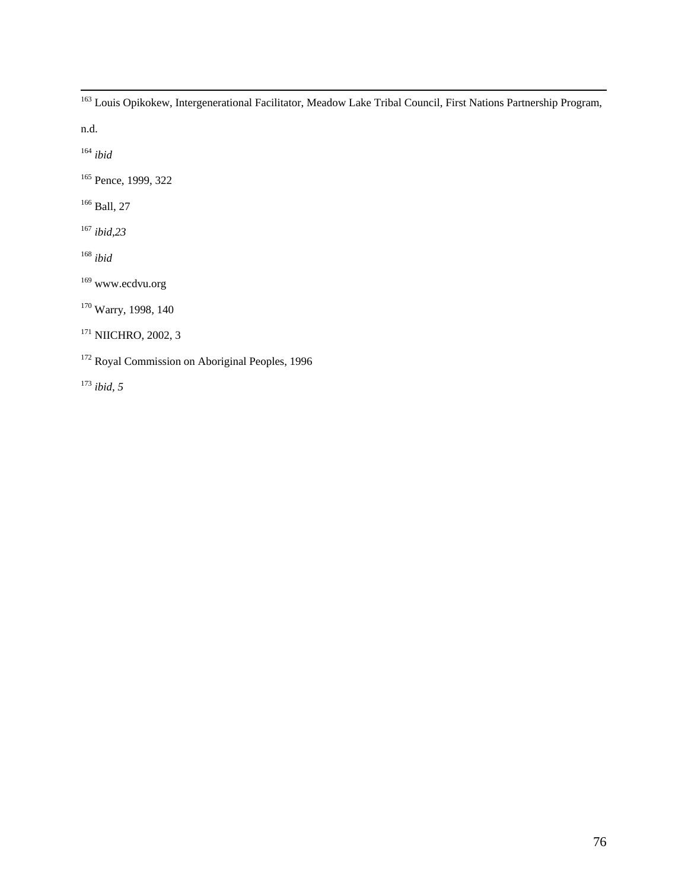[163] Louis Opikokew, Intergenerational Facilitator, Meadow Lake Tribal Council, First Nations Partnership Program, n.d.

[164] *ibid*

[165] Pence, 1999, 322

[166] Ball, 27

[167] *ibid,23*

[168] *ibid*

[169] www.ecdvu.org

[170] Warry, 1998, 140

[171] NIICHRO, 2002, 3

[172] Royal Commission on Aboriginal Peoples, 1996

[173] *ibid, 5*